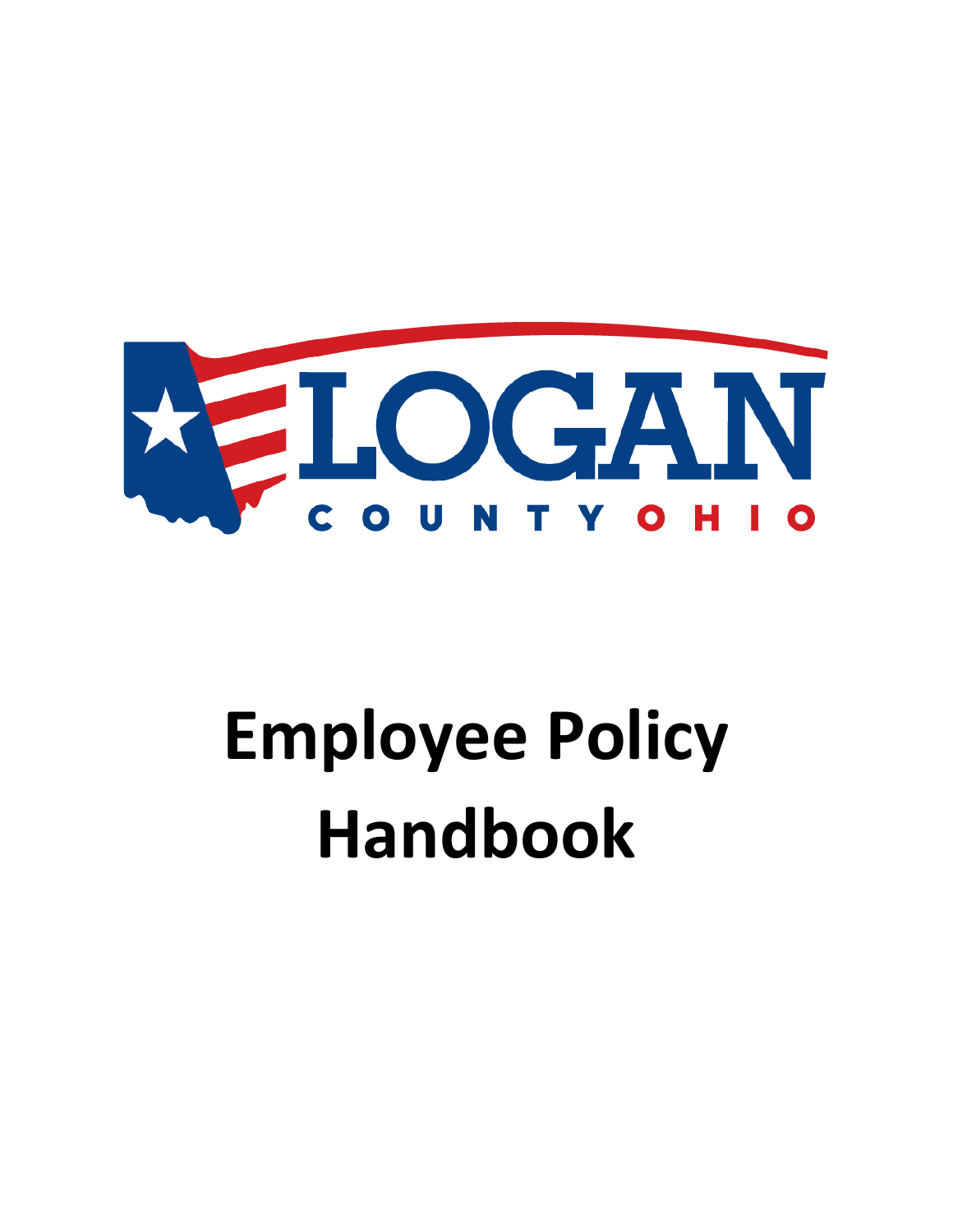LOGAN

COUNTY OHIO

# Employee Policy Handbook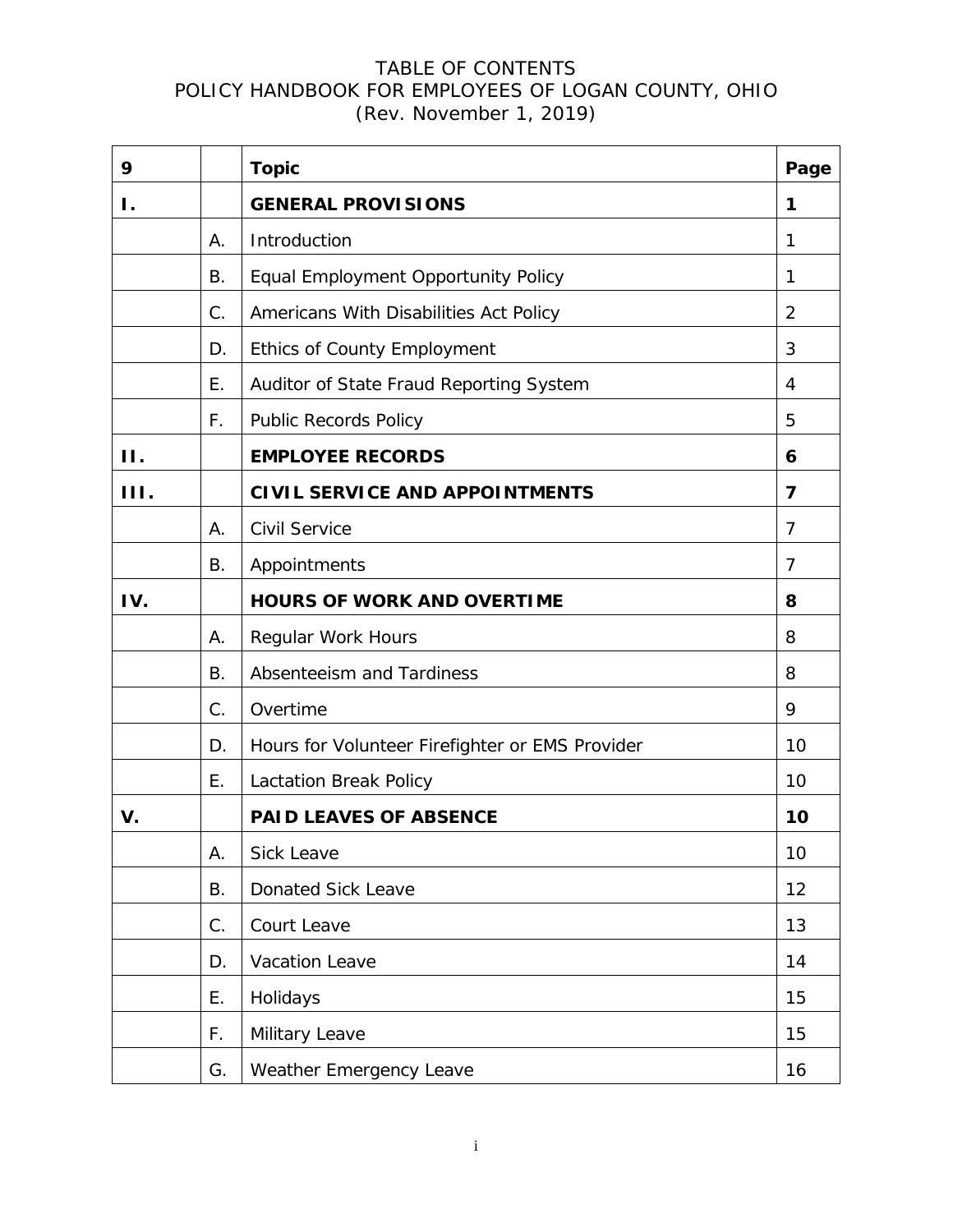TABLE OF CONTENTS
POLICY HANDBOOK FOR EMPLOYEES OF LOGAN COUNTY, OHIO
(Rev. November 1, 2019)

| 9 | | **Topic** | **Page** |
|---|---|---|---|
| **I.** | | **GENERAL PROVISIONS** | **1** |
| | A. | Introduction | 1 |
| | B. | Equal Employment Opportunity Policy | 1 |
| | C. | Americans With Disabilities Act Policy | 2 |
| | D. | Ethics of County Employment | 3 |
| | E. | Auditor of State Fraud Reporting System | 4 |
| | F. | Public Records Policy | 5 |
| **II.** | | **EMPLOYEE RECORDS** | **6** |
| **III.** | | **CIVIL SERVICE AND APPOINTMENTS** | **7** |
| | A. | Civil Service | 7 |
| | B. | Appointments | 7 |
| **IV.** | | **HOURS OF WORK AND OVERTIME** | **8** |
| | A. | Regular Work Hours | 8 |
| | B. | Absenteeism and Tardiness | 8 |
| | C. | Overtime | 9 |
| | D. | Hours for Volunteer Firefighter or EMS Provider | 10 |
| | E. | Lactation Break Policy | 10 |
| **V.** | | **PAID LEAVES OF ABSENCE** | **10** |
| | A. | Sick Leave | 10 |
| | B. | Donated Sick Leave | 12 |
| | C. | Court Leave | 13 |
| | D. | Vacation Leave | 14 |
| | E. | Holidays | 15 |
| | F. | Military Leave | 15 |
| | G. | Weather Emergency Leave | 16 |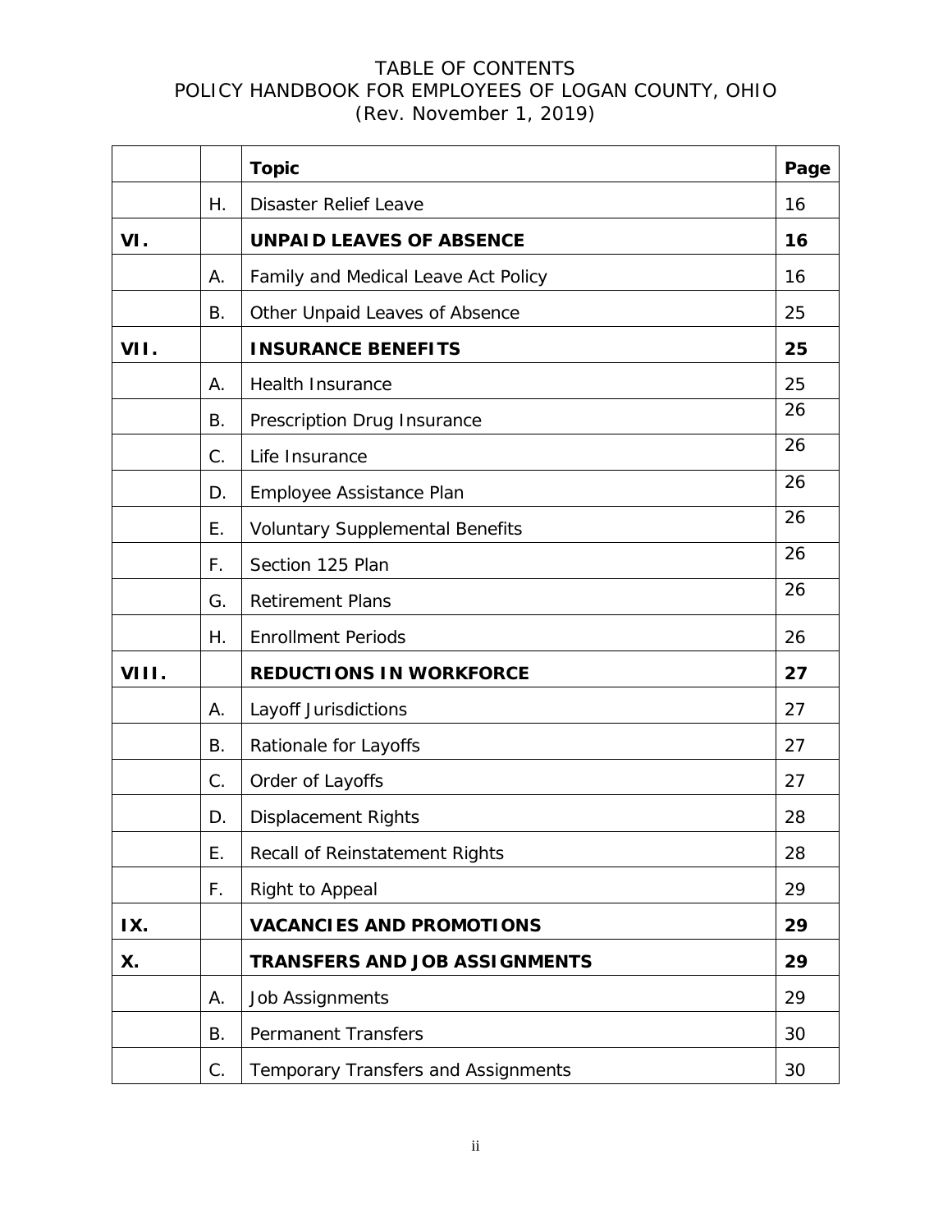TABLE OF CONTENTS
POLICY HANDBOOK FOR EMPLOYEES OF LOGAN COUNTY, OHIO
(Rev. November 1, 2019)

| | | **Topic** | **Page** |
|---|---|---|---|
| | H. | Disaster Relief Leave | 16 |
| **VI.** | | **UNPAID LEAVES OF ABSENCE** | **16** |
| | A. | Family and Medical Leave Act Policy | 16 |
| | B. | Other Unpaid Leaves of Absence | 25 |
| **VII.** | | **INSURANCE BENEFITS** | **25** |
| | A. | Health Insurance | 25 |
| | B. | Prescription Drug Insurance | 26 |
| | C. | Life Insurance | 26 |
| | D. | Employee Assistance Plan | 26 |
| | E. | Voluntary Supplemental Benefits | 26 |
| | F. | Section 125 Plan | 26 |
| | G. | Retirement Plans | 26 |
| | H. | Enrollment Periods | 26 |
| **VIII.** | | **REDUCTIONS IN WORKFORCE** | **27** |
| | A. | Layoff Jurisdictions | 27 |
| | B. | Rationale for Layoffs | 27 |
| | C. | Order of Layoffs | 27 |
| | D. | Displacement Rights | 28 |
| | E. | Recall of Reinstatement Rights | 28 |
| | F. | Right to Appeal | 29 |
| **IX.** | | **VACANCIES AND PROMOTIONS** | **29** |
| **X.** | | **TRANSFERS AND JOB ASSIGNMENTS** | **29** |
| | A. | Job Assignments | 29 |
| | B. | Permanent Transfers | 30 |
| | C. | Temporary Transfers and Assignments | 30 |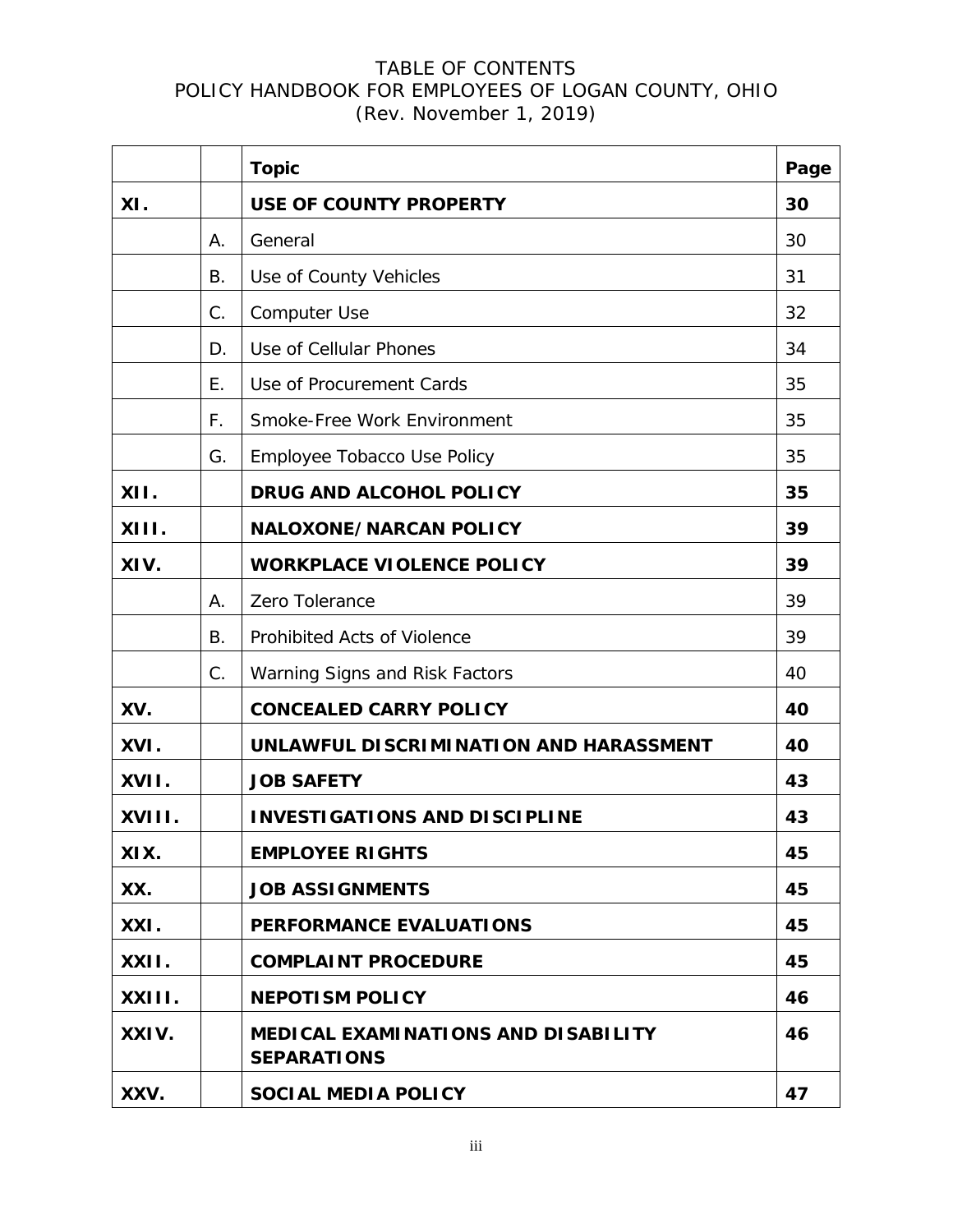TABLE OF CONTENTS
POLICY HANDBOOK FOR EMPLOYEES OF LOGAN COUNTY, OHIO
(Rev. November 1, 2019)

| | | **Topic** | **Page** |
|---|---|---|---|
| **XI.** | | **USE OF COUNTY PROPERTY** | **30** |
| | A. | General | 30 |
| | B. | Use of County Vehicles | 31 |
| | C. | Computer Use | 32 |
| | D. | Use of Cellular Phones | 34 |
| | E. | Use of Procurement Cards | 35 |
| | F. | Smoke-Free Work Environment | 35 |
| | G. | Employee Tobacco Use Policy | 35 |
| **XII.** | | **DRUG AND ALCOHOL POLICY** | **35** |
| **XIII.** | | **NALOXONE/NARCAN POLICY** | **39** |
| **XIV.** | | **WORKPLACE VIOLENCE POLICY** | **39** |
| | A. | Zero Tolerance | 39 |
| | B. | Prohibited Acts of Violence | 39 |
| | C. | Warning Signs and Risk Factors | 40 |
| **XV.** | | **CONCEALED CARRY POLICY** | **40** |
| **XVI.** | | **UNLAWFUL DISCRIMINATION AND HARASSMENT** | **40** |
| **XVII.** | | **JOB SAFETY** | **43** |
| **XVIII.** | | **INVESTIGATIONS AND DISCIPLINE** | **43** |
| **XIX.** | | **EMPLOYEE RIGHTS** | **45** |
| **XX.** | | **JOB ASSIGNMENTS** | **45** |
| **XXI.** | | **PERFORMANCE EVALUATIONS** | **45** |
| **XXII.** | | **COMPLAINT PROCEDURE** | **45** |
| **XXIII.** | | **NEPOTISM POLICY** | **46** |
| **XXIV.** | | **MEDICAL EXAMINATIONS AND DISABILITY SEPARATIONS** | **46** |
| **XXV.** | | **SOCIAL MEDIA POLICY** | **47** |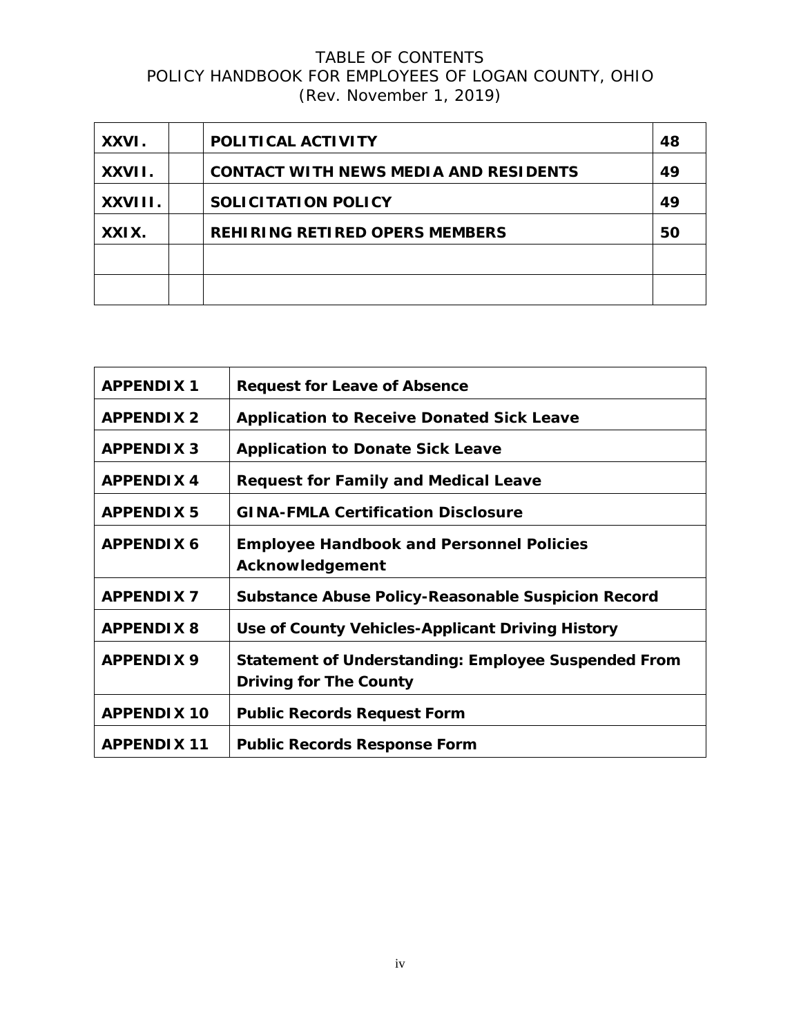# TABLE OF CONTENTS
## POLICY HANDBOOK FOR EMPLOYEES OF LOGAN COUNTY, OHIO
(Rev. November 1, 2019)

| | | | |
|---|---|---|---|
| **XXVI.** | | **POLITICAL ACTIVITY** | **48** |
| **XXVII.** | | **CONTACT WITH NEWS MEDIA AND RESIDENTS** | **49** |
| **XXVIII.** | | **SOLICITATION POLICY** | **49** |
| **XXIX.** | | **REHIRING RETIRED OPERS MEMBERS** | **50** |
| | | | |
| | | | |

| | |
|---|---|
| **APPENDIX 1** | **Request for Leave of Absence** |
| **APPENDIX 2** | **Application to Receive Donated Sick Leave** |
| **APPENDIX 3** | **Application to Donate Sick Leave** |
| **APPENDIX 4** | **Request for Family and Medical Leave** |
| **APPENDIX 5** | **GINA-FMLA Certification Disclosure** |
| **APPENDIX 6** | **Employee Handbook and Personnel Policies Acknowledgement** |
| **APPENDIX 7** | **Substance Abuse Policy-Reasonable Suspicion Record** |
| **APPENDIX 8** | **Use of County Vehicles-Applicant Driving History** |
| **APPENDIX 9** | **Statement of Understanding: Employee Suspended From Driving for The County** |
| **APPENDIX 10** | **Public Records Request Form** |
| **APPENDIX 11** | **Public Records Response Form** |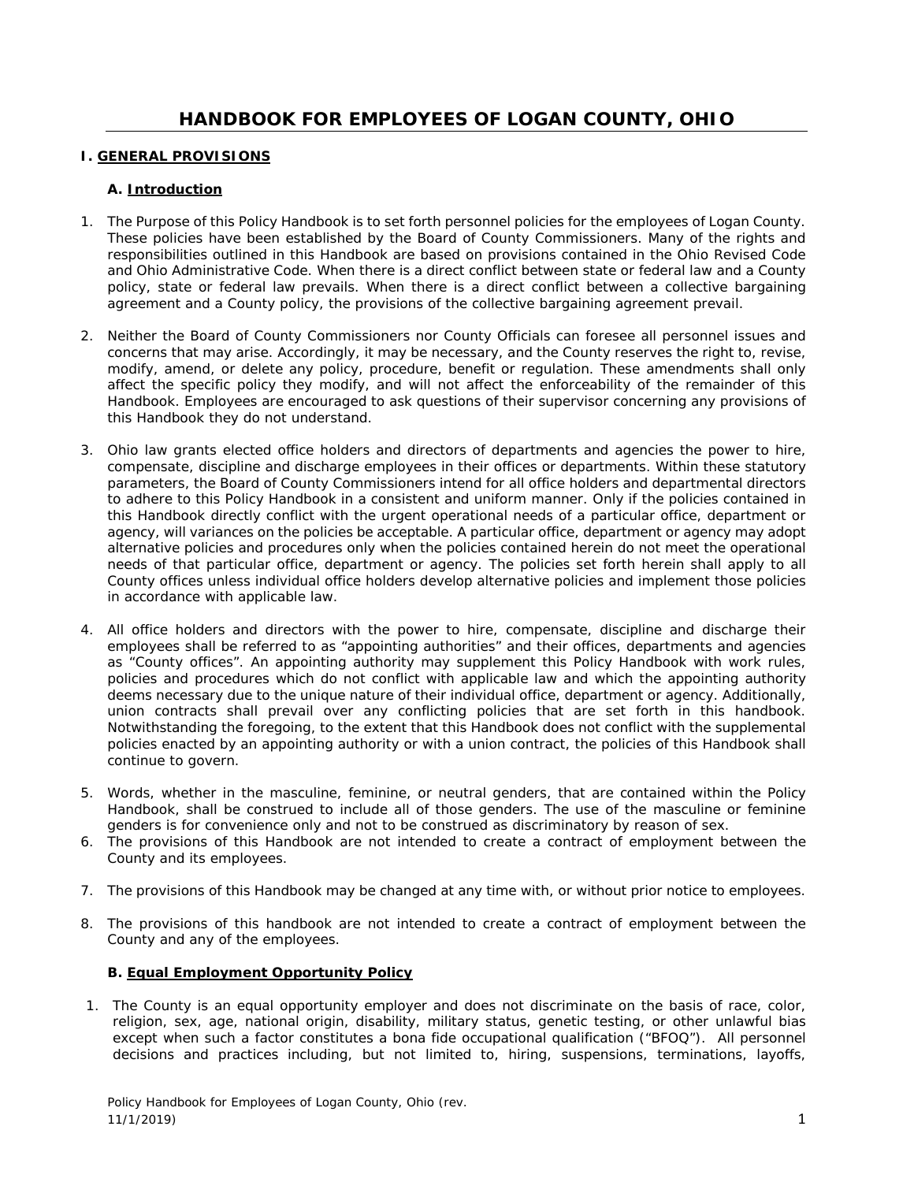# HANDBOOK FOR EMPLOYEES OF LOGAN COUNTY, OHIO

## I. GENERAL PROVISIONS

### A. Introduction

1. The Purpose of this Policy Handbook is to set forth personnel policies for the employees of Logan County. These policies have been established by the Board of County Commissioners. Many of the rights and responsibilities outlined in this Handbook are based on provisions contained in the Ohio Revised Code and Ohio Administrative Code. When there is a direct conflict between state or federal law and a County policy, state or federal law prevails. When there is a direct conflict between a collective bargaining agreement and a County policy, the provisions of the collective bargaining agreement prevail.

2. Neither the Board of County Commissioners nor County Officials can foresee all personnel issues and concerns that may arise. Accordingly, it may be necessary, and the County reserves the right to, revise, modify, amend, or delete any policy, procedure, benefit or regulation. These amendments shall only affect the specific policy they modify, and will not affect the enforceability of the remainder of this Handbook. Employees are encouraged to ask questions of their supervisor concerning any provisions of this Handbook they do not understand.

3. Ohio law grants elected office holders and directors of departments and agencies the power to hire, compensate, discipline and discharge employees in their offices or departments. Within these statutory parameters, the Board of County Commissioners intend for all office holders and departmental directors to adhere to this Policy Handbook in a consistent and uniform manner. Only if the policies contained in this Handbook directly conflict with the urgent operational needs of a particular office, department or agency, will variances on the policies be acceptable. A particular office, department or agency may adopt alternative policies and procedures only when the policies contained herein do not meet the operational needs of that particular office, department or agency. The policies set forth herein shall apply to all County offices unless individual office holders develop alternative policies and implement those policies in accordance with applicable law.

4. All office holders and directors with the power to hire, compensate, discipline and discharge their employees shall be referred to as "appointing authorities" and their offices, departments and agencies as "County offices". An appointing authority may supplement this Policy Handbook with work rules, policies and procedures which do not conflict with applicable law and which the appointing authority deems necessary due to the unique nature of their individual office, department or agency. Additionally, union contracts shall prevail over any conflicting policies that are set forth in this handbook. Notwithstanding the foregoing, to the extent that this Handbook does not conflict with the supplemental policies enacted by an appointing authority or with a union contract, the policies of this Handbook shall continue to govern.

5. Words, whether in the masculine, feminine, or neutral genders, that are contained within the Policy Handbook, shall be construed to include all of those genders. The use of the masculine or feminine genders is for convenience only and not to be construed as discriminatory by reason of sex.
6. The provisions of this Handbook are not intended to create a contract of employment between the County and its employees.

7. The provisions of this Handbook may be changed at any time with, or without prior notice to employees.

8. The provisions of this handbook are not intended to create a contract of employment between the County and any of the employees.

### B. Equal Employment Opportunity Policy

1. The County is an equal opportunity employer and does not discriminate on the basis of race, color, religion, sex, age, national origin, disability, military status, genetic testing, or other unlawful bias except when such a factor constitutes a bona fide occupational qualification ("BFOQ"). All personnel decisions and practices including, but not limited to, hiring, suspensions, terminations, layoffs,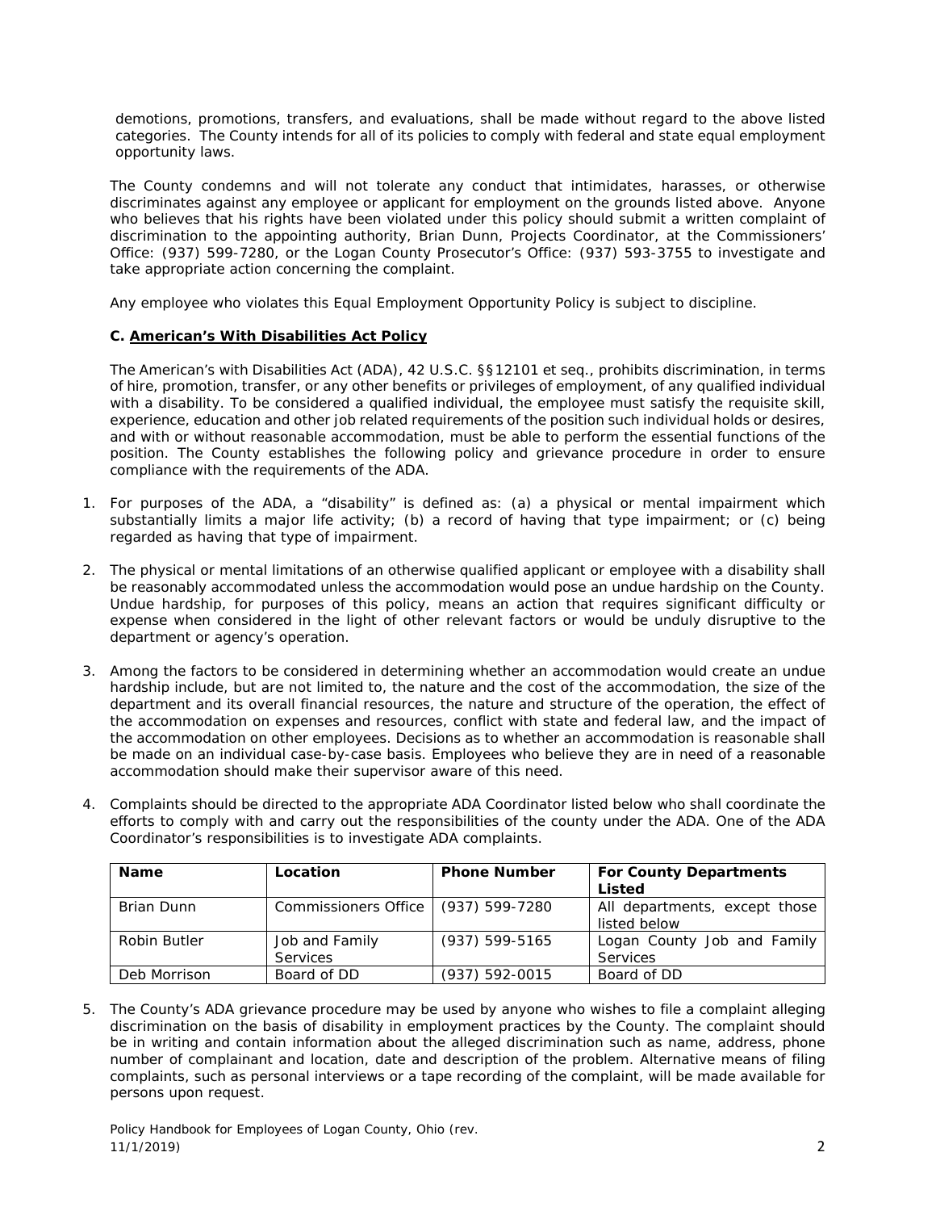demotions, promotions, transfers, and evaluations, shall be made without regard to the above listed categories. The County intends for all of its policies to comply with federal and state equal employment opportunity laws.

The County condemns and will not tolerate any conduct that intimidates, harasses, or otherwise discriminates against any employee or applicant for employment on the grounds listed above. Anyone who believes that his rights have been violated under this policy should submit a written complaint of discrimination to the appointing authority, Brian Dunn, Projects Coordinator, at the Commissioners' Office: (937) 599-7280, or the Logan County Prosecutor's Office: (937) 593-3755 to investigate and take appropriate action concerning the complaint.

Any employee who violates this Equal Employment Opportunity Policy is subject to discipline.

### C. American's With Disabilities Act Policy

The American's with Disabilities Act (ADA), 42 U.S.C. §§12101 et seq., prohibits discrimination, in terms of hire, promotion, transfer, or any other benefits or privileges of employment, of any qualified individual with a disability. To be considered a qualified individual, the employee must satisfy the requisite skill, experience, education and other job related requirements of the position such individual holds or desires, and with or without reasonable accommodation, must be able to perform the essential functions of the position. The County establishes the following policy and grievance procedure in order to ensure compliance with the requirements of the ADA.

1. For purposes of the ADA, a "disability" is defined as: (a) a physical or mental impairment which substantially limits a major life activity; (b) a record of having that type impairment; or (c) being regarded as having that type of impairment.

2. The physical or mental limitations of an otherwise qualified applicant or employee with a disability shall be reasonably accommodated unless the accommodation would pose an undue hardship on the County. Undue hardship, for purposes of this policy, means an action that requires significant difficulty or expense when considered in the light of other relevant factors or would be unduly disruptive to the department or agency's operation.

3. Among the factors to be considered in determining whether an accommodation would create an undue hardship include, but are not limited to, the nature and the cost of the accommodation, the size of the department and its overall financial resources, the nature and structure of the operation, the effect of the accommodation on expenses and resources, conflict with state and federal law, and the impact of the accommodation on other employees. Decisions as to whether an accommodation is reasonable shall be made on an individual case-by-case basis. Employees who believe they are in need of a reasonable accommodation should make their supervisor aware of this need.

4. Complaints should be directed to the appropriate ADA Coordinator listed below who shall coordinate the efforts to comply with and carry out the responsibilities of the county under the ADA. One of the ADA Coordinator's responsibilities is to investigate ADA complaints.

| Name | Location | Phone Number | For County Departments Listed |
|---|---|---|---|
| Brian Dunn | Commissioners Office | (937) 599-7280 | All departments, except those listed below |
| Robin Butler | Job and Family Services | (937) 599-5165 | Logan County Job and Family Services |
| Deb Morrison | Board of DD | (937) 592-0015 | Board of DD |

5. The County's ADA grievance procedure may be used by anyone who wishes to file a complaint alleging discrimination on the basis of disability in employment practices by the County. The complaint should be in writing and contain information about the alleged discrimination such as name, address, phone number of complainant and location, date and description of the problem. Alternative means of filing complaints, such as personal interviews or a tape recording of the complaint, will be made available for persons upon request.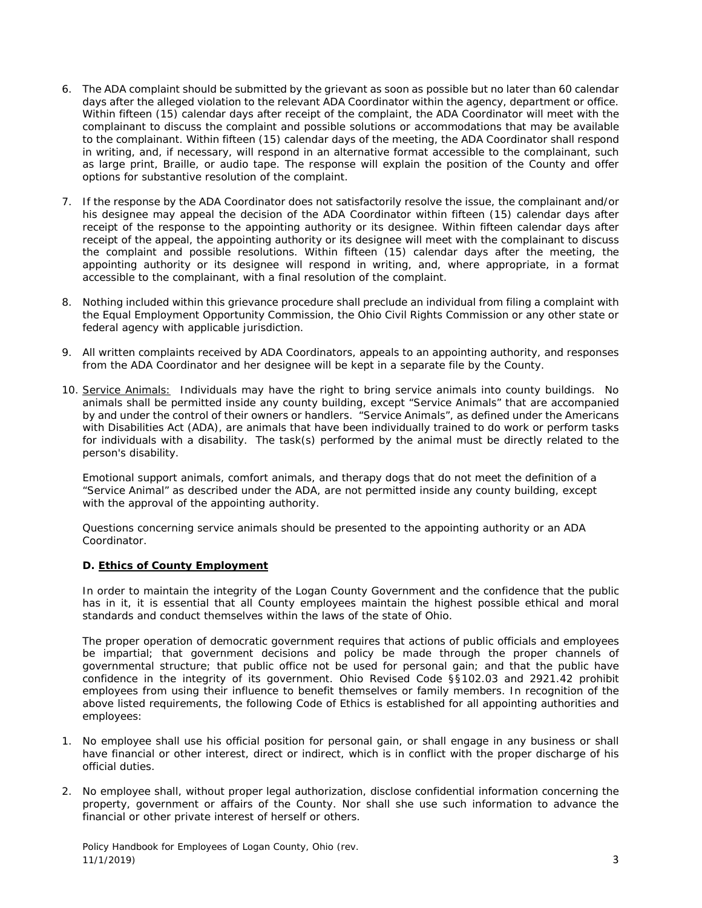6. The ADA complaint should be submitted by the grievant as soon as possible but no later than 60 calendar days after the alleged violation to the relevant ADA Coordinator within the agency, department or office. Within fifteen (15) calendar days after receipt of the complaint, the ADA Coordinator will meet with the complainant to discuss the complaint and possible solutions or accommodations that may be available to the complainant. Within fifteen (15) calendar days of the meeting, the ADA Coordinator shall respond in writing, and, if necessary, will respond in an alternative format accessible to the complainant, such as large print, Braille, or audio tape. The response will explain the position of the County and offer options for substantive resolution of the complaint.

7. If the response by the ADA Coordinator does not satisfactorily resolve the issue, the complainant and/or his designee may appeal the decision of the ADA Coordinator within fifteen (15) calendar days after receipt of the response to the appointing authority or its designee. Within fifteen calendar days after receipt of the appeal, the appointing authority or its designee will meet with the complainant to discuss the complaint and possible resolutions. Within fifteen (15) calendar days after the meeting, the appointing authority or its designee will respond in writing, and, where appropriate, in a format accessible to the complainant, with a final resolution of the complaint.

8. Nothing included within this grievance procedure shall preclude an individual from filing a complaint with the Equal Employment Opportunity Commission, the Ohio Civil Rights Commission or any other state or federal agency with applicable jurisdiction.

9. All written complaints received by ADA Coordinators, appeals to an appointing authority, and responses from the ADA Coordinator and her designee will be kept in a separate file by the County.

10. <u>Service Animals:</u> Individuals may have the right to bring service animals into county buildings. No animals shall be permitted inside any county building, except "Service Animals" that are accompanied by and under the control of their owners or handlers. "Service Animals", as defined under the Americans with Disabilities Act (ADA), are animals that have been individually trained to do work or perform tasks for individuals with a disability. The task(s) performed by the animal must be directly related to the person's disability.

    Emotional support animals, comfort animals, and therapy dogs that do not meet the definition of a "Service Animal" as described under the ADA, are not permitted inside any county building, except with the approval of the appointing authority.

    Questions concerning service animals should be presented to the appointing authority or an ADA Coordinator.

### D. <u>Ethics of County Employment</u>

In order to maintain the integrity of the Logan County Government and the confidence that the public has in it, it is essential that all County employees maintain the highest possible ethical and moral standards and conduct themselves within the laws of the state of Ohio.

The proper operation of democratic government requires that actions of public officials and employees be impartial; that government decisions and policy be made through the proper channels of governmental structure; that public office not be used for personal gain; and that the public have confidence in the integrity of its government. Ohio Revised Code §§102.03 and 2921.42 prohibit employees from using their influence to benefit themselves or family members. In recognition of the above listed requirements, the following Code of Ethics is established for all appointing authorities and employees:

1. No employee shall use his official position for personal gain, or shall engage in any business or shall have financial or other interest, direct or indirect, which is in conflict with the proper discharge of his official duties.

2. No employee shall, without proper legal authorization, disclose confidential information concerning the property, government or affairs of the County. Nor shall she use such information to advance the financial or other private interest of herself or others.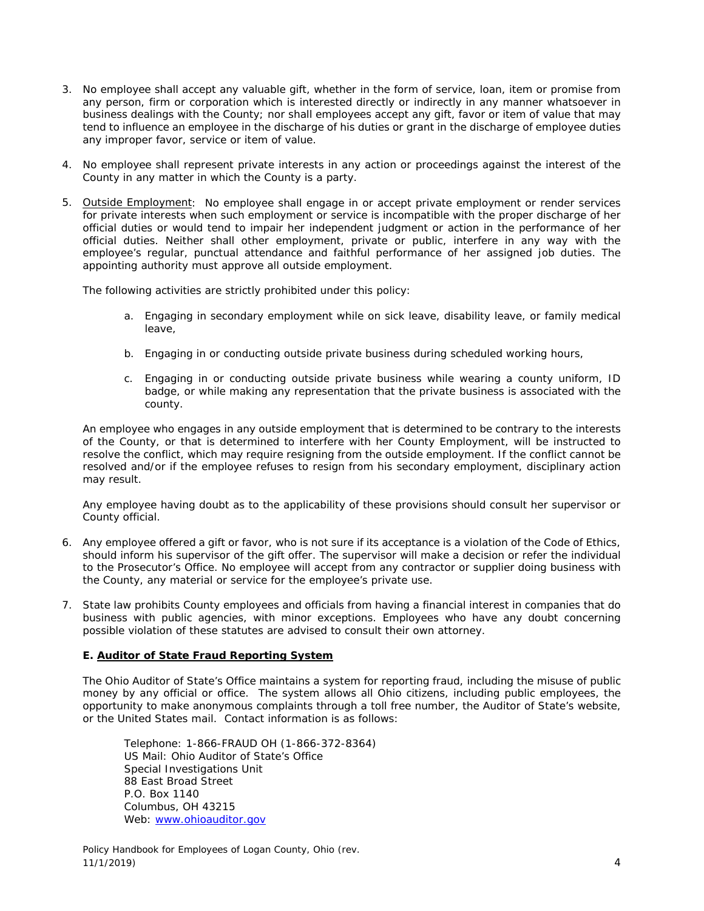3. No employee shall accept any valuable gift, whether in the form of service, loan, item or promise from any person, firm or corporation which is interested directly or indirectly in any manner whatsoever in business dealings with the County; nor shall employees accept any gift, favor or item of value that may tend to influence an employee in the discharge of his duties or grant in the discharge of employee duties any improper favor, service or item of value.

4. No employee shall represent private interests in any action or proceedings against the interest of the County in any matter in which the County is a party.

5. Outside Employment: No employee shall engage in or accept private employment or render services for private interests when such employment or service is incompatible with the proper discharge of her official duties or would tend to impair her independent judgment or action in the performance of her official duties. Neither shall other employment, private or public, interfere in any way with the employee's regular, punctual attendance and faithful performance of her assigned job duties. The appointing authority must approve all outside employment.

   The following activities are strictly prohibited under this policy:

   a. Engaging in secondary employment while on sick leave, disability leave, or family medical leave,

   b. Engaging in or conducting outside private business during scheduled working hours,

   c. Engaging in or conducting outside private business while wearing a county uniform, ID badge, or while making any representation that the private business is associated with the county.

   An employee who engages in any outside employment that is determined to be contrary to the interests of the County, or that is determined to interfere with her County Employment, will be instructed to resolve the conflict, which may require resigning from the outside employment. If the conflict cannot be resolved and/or if the employee refuses to resign from his secondary employment, disciplinary action may result.

   Any employee having doubt as to the applicability of these provisions should consult her supervisor or County official.

6. Any employee offered a gift or favor, who is not sure if its acceptance is a violation of the Code of Ethics, should inform his supervisor of the gift offer. The supervisor will make a decision or refer the individual to the Prosecutor's Office. No employee will accept from any contractor or supplier doing business with the County, any material or service for the employee's private use.

7. State law prohibits County employees and officials from having a financial interest in companies that do business with public agencies, with minor exceptions. Employees who have any doubt concerning possible violation of these statutes are advised to consult their own attorney.

### E. Auditor of State Fraud Reporting System

The Ohio Auditor of State's Office maintains a system for reporting fraud, including the misuse of public money by any official or office. The system allows all Ohio citizens, including public employees, the opportunity to make anonymous complaints through a toll free number, the Auditor of State's website, or the United States mail. Contact information is as follows:

Telephone: 1-866-FRAUD OH (1-866-372-8364)
US Mail: Ohio Auditor of State's Office
Special Investigations Unit
88 East Broad Street
P.O. Box 1140
Columbus, OH 43215
Web: www.ohioauditor.gov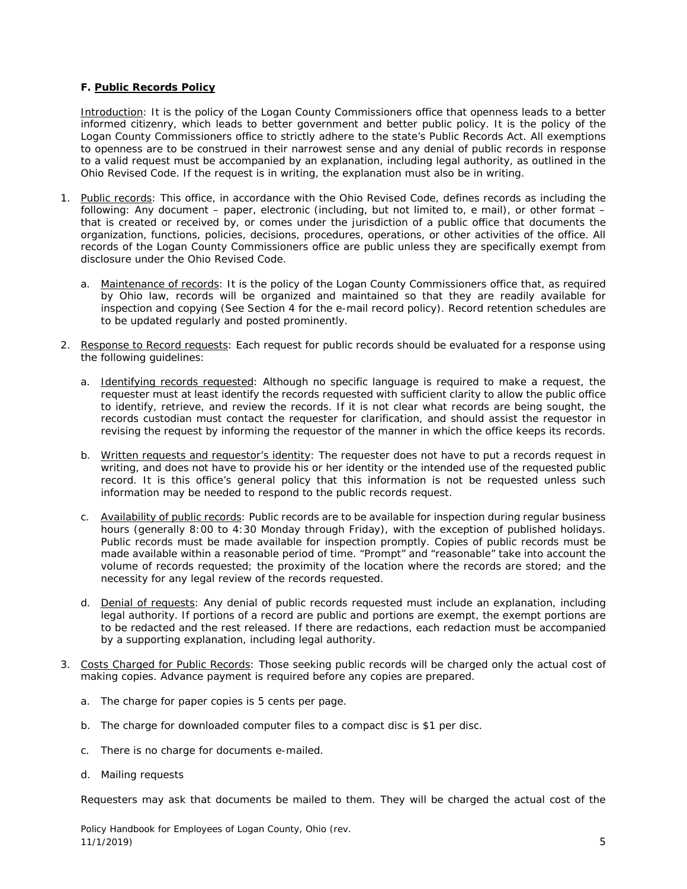**F. Public Records Policy**

Introduction: It is the policy of the Logan County Commissioners office that openness leads to a better informed citizenry, which leads to better government and better public policy. It is the policy of the Logan County Commissioners office to strictly adhere to the state's Public Records Act. All exemptions to openness are to be construed in their narrowest sense and any denial of public records in response to a valid request must be accompanied by an explanation, including legal authority, as outlined in the Ohio Revised Code. If the request is in writing, the explanation must also be in writing.

1. Public records: This office, in accordance with the Ohio Revised Code, defines records as including the following: Any document – paper, electronic (including, but not limited to, e mail), or other format – that is created or received by, or comes under the jurisdiction of a public office that documents the organization, functions, policies, decisions, procedures, operations, or other activities of the office. All records of the Logan County Commissioners office are public unless they are specifically exempt from disclosure under the Ohio Revised Code.

   a. Maintenance of records: It is the policy of the Logan County Commissioners office that, as required by Ohio law, records will be organized and maintained so that they are readily available for inspection and copying (See Section 4 for the e-mail record policy). Record retention schedules are to be updated regularly and posted prominently.

2. Response to Record requests: Each request for public records should be evaluated for a response using the following guidelines:

   a. Identifying records requested: Although no specific language is required to make a request, the requester must at least identify the records requested with sufficient clarity to allow the public office to identify, retrieve, and review the records. If it is not clear what records are being sought, the records custodian must contact the requester for clarification, and should assist the requestor in revising the request by informing the requestor of the manner in which the office keeps its records.

   b. Written requests and requestor's identity: The requester does not have to put a records request in writing, and does not have to provide his or her identity or the intended use of the requested public record. It is this office's general policy that this information is not be requested unless such information may be needed to respond to the public records request.

   c. Availability of public records: Public records are to be available for inspection during regular business hours (generally 8:00 to 4:30 Monday through Friday), with the exception of published holidays. Public records must be made available for inspection promptly. Copies of public records must be made available within a reasonable period of time. "Prompt" and "reasonable" take into account the volume of records requested; the proximity of the location where the records are stored; and the necessity for any legal review of the records requested.

   d. Denial of requests: Any denial of public records requested must include an explanation, including legal authority. If portions of a record are public and portions are exempt, the exempt portions are to be redacted and the rest released. If there are redactions, each redaction must be accompanied by a supporting explanation, including legal authority.

3. Costs Charged for Public Records: Those seeking public records will be charged only the actual cost of making copies. Advance payment is required before any copies are prepared.

   a. The charge for paper copies is 5 cents per page.

   b. The charge for downloaded computer files to a compact disc is $1 per disc.

   c. There is no charge for documents e-mailed.

   d. Mailing requests

Requesters may ask that documents be mailed to them. They will be charged the actual cost of the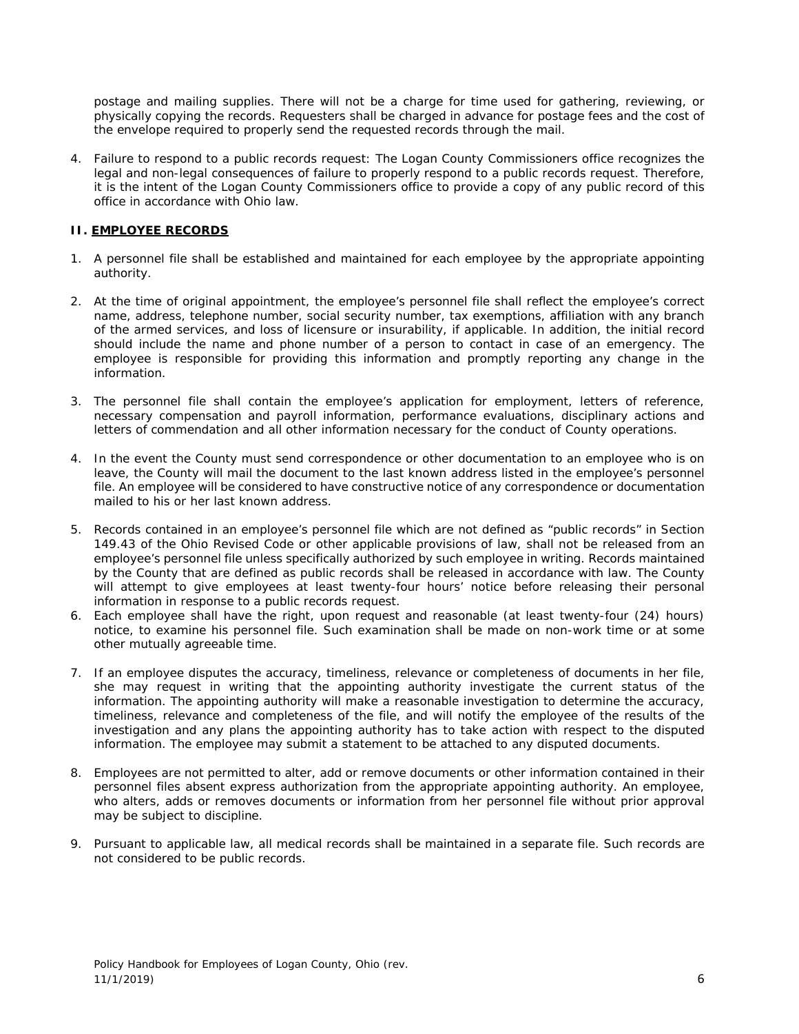postage and mailing supplies. There will not be a charge for time used for gathering, reviewing, or physically copying the records. Requesters shall be charged in advance for postage fees and the cost of the envelope required to properly send the requested records through the mail.

4. Failure to respond to a public records request: The Logan County Commissioners office recognizes the legal and non-legal consequences of failure to properly respond to a public records request. Therefore, it is the intent of the Logan County Commissioners office to provide a copy of any public record of this office in accordance with Ohio law.

## II. EMPLOYEE RECORDS

1. A personnel file shall be established and maintained for each employee by the appropriate appointing authority.

2. At the time of original appointment, the employee's personnel file shall reflect the employee's correct name, address, telephone number, social security number, tax exemptions, affiliation with any branch of the armed services, and loss of licensure or insurability, if applicable. In addition, the initial record should include the name and phone number of a person to contact in case of an emergency. The employee is responsible for providing this information and promptly reporting any change in the information.

3. The personnel file shall contain the employee's application for employment, letters of reference, necessary compensation and payroll information, performance evaluations, disciplinary actions and letters of commendation and all other information necessary for the conduct of County operations.

4. In the event the County must send correspondence or other documentation to an employee who is on leave, the County will mail the document to the last known address listed in the employee's personnel file. An employee will be considered to have constructive notice of any correspondence or documentation mailed to his or her last known address.

5. Records contained in an employee's personnel file which are not defined as "public records" in Section 149.43 of the Ohio Revised Code or other applicable provisions of law, shall not be released from an employee's personnel file unless specifically authorized by such employee in writing. Records maintained by the County that are defined as public records shall be released in accordance with law. The County will attempt to give employees at least twenty-four hours' notice before releasing their personal information in response to a public records request.

6. Each employee shall have the right, upon request and reasonable (at least twenty-four (24) hours) notice, to examine his personnel file. Such examination shall be made on non-work time or at some other mutually agreeable time.

7. If an employee disputes the accuracy, timeliness, relevance or completeness of documents in her file, she may request in writing that the appointing authority investigate the current status of the information. The appointing authority will make a reasonable investigation to determine the accuracy, timeliness, relevance and completeness of the file, and will notify the employee of the results of the investigation and any plans the appointing authority has to take action with respect to the disputed information. The employee may submit a statement to be attached to any disputed documents.

8. Employees are not permitted to alter, add or remove documents or other information contained in their personnel files absent express authorization from the appropriate appointing authority. An employee, who alters, adds or removes documents or information from her personnel file without prior approval may be subject to discipline.

9. Pursuant to applicable law, all medical records shall be maintained in a separate file. Such records are not considered to be public records.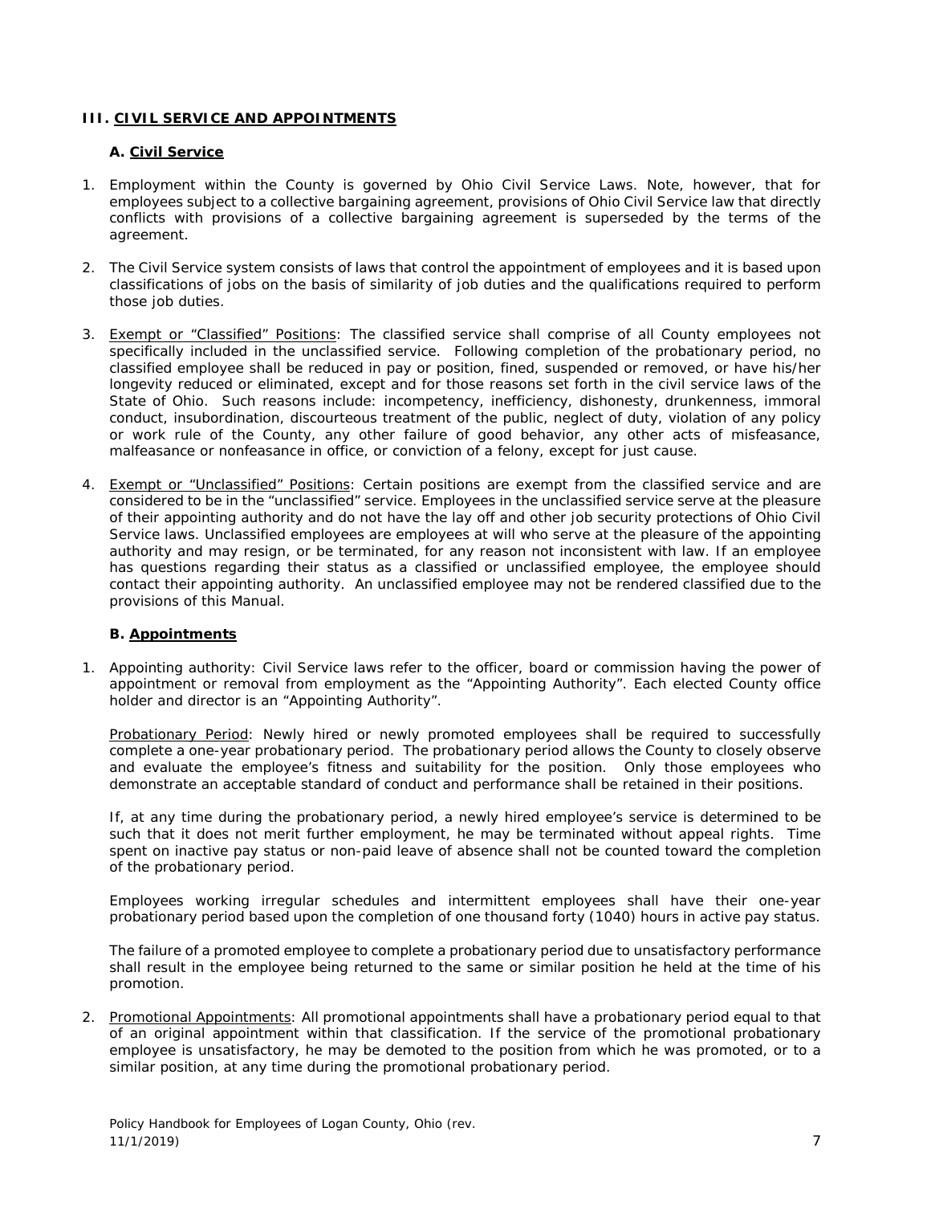## III. <u>CIVIL SERVICE AND APPOINTMENTS</u>

### A. <u>Civil Service</u>

1. Employment within the County is governed by Ohio Civil Service Laws. Note, however, that for employees subject to a collective bargaining agreement, provisions of Ohio Civil Service law that directly conflicts with provisions of a collective bargaining agreement is superseded by the terms of the agreement.

2. The Civil Service system consists of laws that control the appointment of employees and it is based upon classifications of jobs on the basis of similarity of job duties and the qualifications required to perform those job duties.

3. <u>Exempt or "Classified" Positions</u>: The classified service shall comprise of all County employees not specifically included in the unclassified service. Following completion of the probationary period, no classified employee shall be reduced in pay or position, fined, suspended or removed, or have his/her longevity reduced or eliminated, except and for those reasons set forth in the civil service laws of the State of Ohio. Such reasons include: incompetency, inefficiency, dishonesty, drunkenness, immoral conduct, insubordination, discourteous treatment of the public, neglect of duty, violation of any policy or work rule of the County, any other failure of good behavior, any other acts of misfeasance, malfeasance or nonfeasance in office, or conviction of a felony, except for just cause.

4. <u>Exempt or "Unclassified" Positions</u>: Certain positions are exempt from the classified service and are considered to be in the "unclassified" service. Employees in the unclassified service serve at the pleasure of their appointing authority and do not have the lay off and other job security protections of Ohio Civil Service laws. Unclassified employees are employees at will who serve at the pleasure of the appointing authority and may resign, or be terminated, for any reason not inconsistent with law. If an employee has questions regarding their status as a classified or unclassified employee, the employee should contact their appointing authority. An unclassified employee may not be rendered classified due to the provisions of this Manual.

### B. <u>Appointments</u>

1. Appointing authority: Civil Service laws refer to the officer, board or commission having the power of appointment or removal from employment as the "Appointing Authority". Each elected County office holder and director is an "Appointing Authority".

   <u>Probationary Period</u>: Newly hired or newly promoted employees shall be required to successfully complete a one-year probationary period. The probationary period allows the County to closely observe and evaluate the employee's fitness and suitability for the position. Only those employees who demonstrate an acceptable standard of conduct and performance shall be retained in their positions.

   If, at any time during the probationary period, a newly hired employee's service is determined to be such that it does not merit further employment, he may be terminated without appeal rights. Time spent on inactive pay status or non-paid leave of absence shall not be counted toward the completion of the probationary period.

   Employees working irregular schedules and intermittent employees shall have their one-year probationary period based upon the completion of one thousand forty (1040) hours in active pay status.

   The failure of a promoted employee to complete a probationary period due to unsatisfactory performance shall result in the employee being returned to the same or similar position he held at the time of his promotion.

2. <u>Promotional Appointments</u>: All promotional appointments shall have a probationary period equal to that of an original appointment within that classification. If the service of the promotional probationary employee is unsatisfactory, he may be demoted to the position from which he was promoted, or to a similar position, at any time during the promotional probationary period.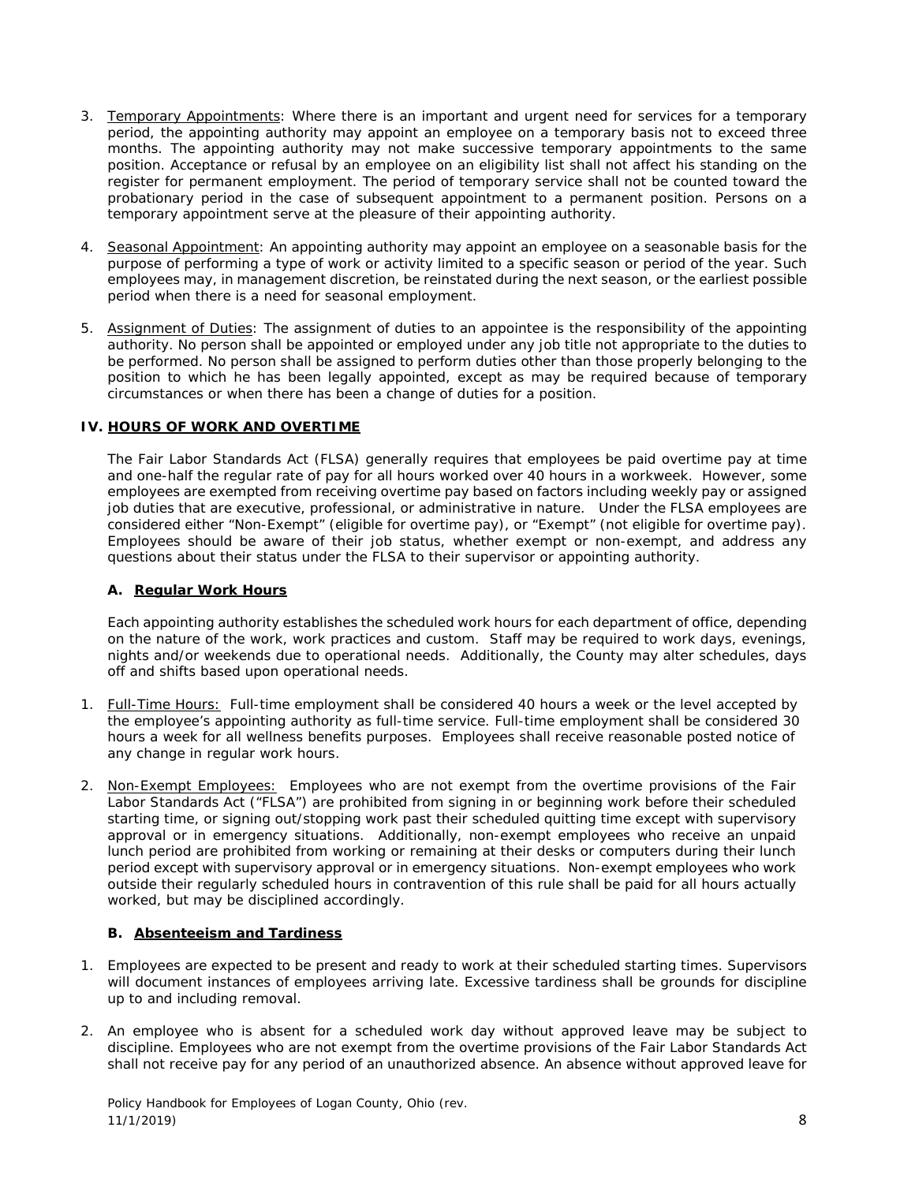3. Temporary Appointments: Where there is an important and urgent need for services for a temporary period, the appointing authority may appoint an employee on a temporary basis not to exceed three months. The appointing authority may not make successive temporary appointments to the same position. Acceptance or refusal by an employee on an eligibility list shall not affect his standing on the register for permanent employment. The period of temporary service shall not be counted toward the probationary period in the case of subsequent appointment to a permanent position. Persons on a temporary appointment serve at the pleasure of their appointing authority.

4. Seasonal Appointment: An appointing authority may appoint an employee on a seasonable basis for the purpose of performing a type of work or activity limited to a specific season or period of the year. Such employees may, in management discretion, be reinstated during the next season, or the earliest possible period when there is a need for seasonal employment.

5. Assignment of Duties: The assignment of duties to an appointee is the responsibility of the appointing authority. No person shall be appointed or employed under any job title not appropriate to the duties to be performed. No person shall be assigned to perform duties other than those properly belonging to the position to which he has been legally appointed, except as may be required because of temporary circumstances or when there has been a change of duties for a position.

## IV. HOURS OF WORK AND OVERTIME

The Fair Labor Standards Act (FLSA) generally requires that employees be paid overtime pay at time and one-half the regular rate of pay for all hours worked over 40 hours in a workweek. However, some employees are exempted from receiving overtime pay based on factors including weekly pay or assigned job duties that are executive, professional, or administrative in nature. Under the FLSA employees are considered either "Non-Exempt" (eligible for overtime pay), or "Exempt" (not eligible for overtime pay). Employees should be aware of their job status, whether exempt or non-exempt, and address any questions about their status under the FLSA to their supervisor or appointing authority.

### A. Regular Work Hours

Each appointing authority establishes the scheduled work hours for each department of office, depending on the nature of the work, work practices and custom. Staff may be required to work days, evenings, nights and/or weekends due to operational needs. Additionally, the County may alter schedules, days off and shifts based upon operational needs.

1. Full-Time Hours: Full-time employment shall be considered 40 hours a week or the level accepted by the employee's appointing authority as full-time service. Full-time employment shall be considered 30 hours a week for all wellness benefits purposes. Employees shall receive reasonable posted notice of any change in regular work hours.

2. Non-Exempt Employees: Employees who are not exempt from the overtime provisions of the Fair Labor Standards Act ("FLSA") are prohibited from signing in or beginning work before their scheduled starting time, or signing out/stopping work past their scheduled quitting time except with supervisory approval or in emergency situations. Additionally, non-exempt employees who receive an unpaid lunch period are prohibited from working or remaining at their desks or computers during their lunch period except with supervisory approval or in emergency situations. Non-exempt employees who work outside their regularly scheduled hours in contravention of this rule shall be paid for all hours actually worked, but may be disciplined accordingly.

### B. Absenteeism and Tardiness

1. Employees are expected to be present and ready to work at their scheduled starting times. Supervisors will document instances of employees arriving late. Excessive tardiness shall be grounds for discipline up to and including removal.

2. An employee who is absent for a scheduled work day without approved leave may be subject to discipline. Employees who are not exempt from the overtime provisions of the Fair Labor Standards Act shall not receive pay for any period of an unauthorized absence. An absence without approved leave for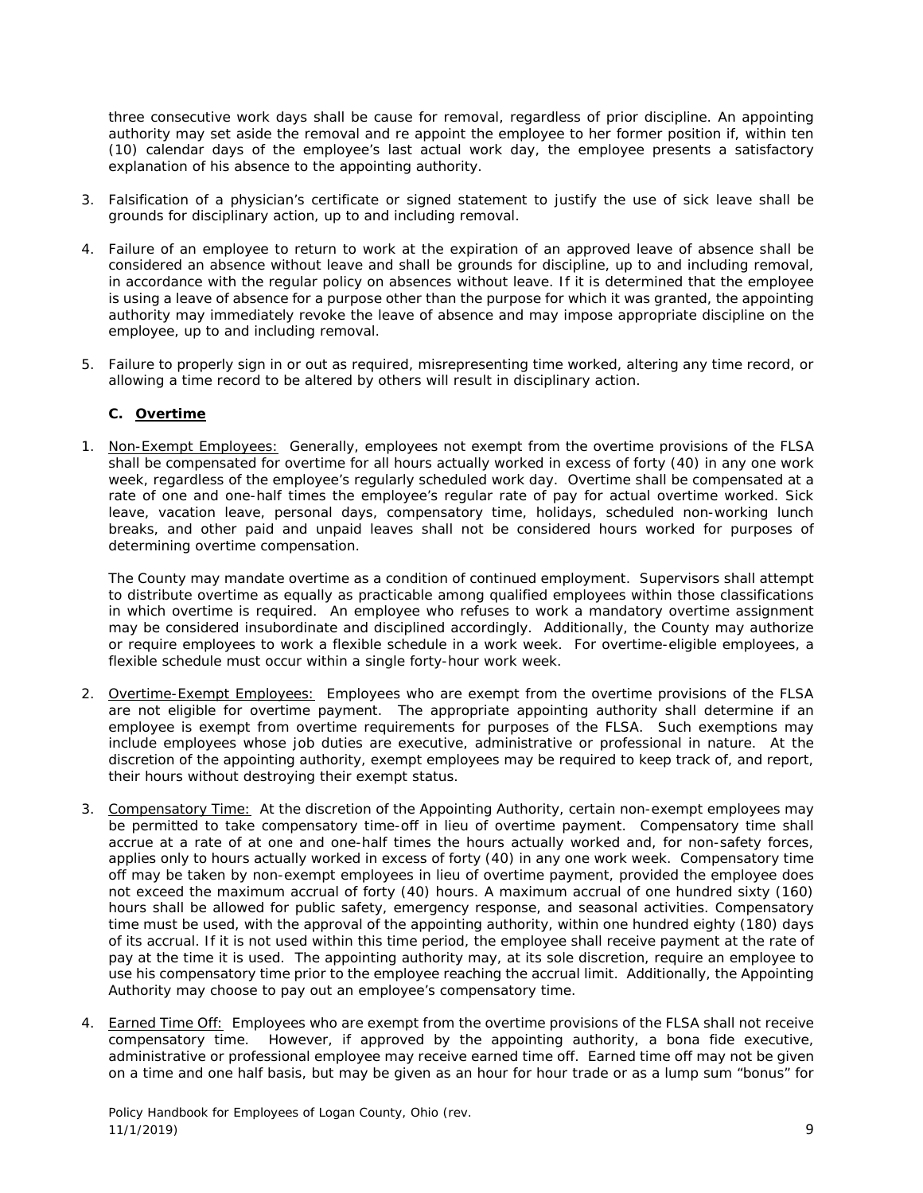three consecutive work days shall be cause for removal, regardless of prior discipline. An appointing authority may set aside the removal and re appoint the employee to her former position if, within ten (10) calendar days of the employee's last actual work day, the employee presents a satisfactory explanation of his absence to the appointing authority.

3. Falsification of a physician's certificate or signed statement to justify the use of sick leave shall be grounds for disciplinary action, up to and including removal.

4. Failure of an employee to return to work at the expiration of an approved leave of absence shall be considered an absence without leave and shall be grounds for discipline, up to and including removal, in accordance with the regular policy on absences without leave. If it is determined that the employee is using a leave of absence for a purpose other than the purpose for which it was granted, the appointing authority may immediately revoke the leave of absence and may impose appropriate discipline on the employee, up to and including removal.

5. Failure to properly sign in or out as required, misrepresenting time worked, altering any time record, or allowing a time record to be altered by others will result in disciplinary action.

### C. <u>Overtime</u>

1. <u>Non-Exempt Employees:</u> Generally, employees not exempt from the overtime provisions of the FLSA shall be compensated for overtime for all hours actually worked in excess of forty (40) in any one work week, regardless of the employee's regularly scheduled work day. Overtime shall be compensated at a rate of one and one-half times the employee's regular rate of pay for actual overtime worked. Sick leave, vacation leave, personal days, compensatory time, holidays, scheduled non-working lunch breaks, and other paid and unpaid leaves shall not be considered hours worked for purposes of determining overtime compensation.

   The County may mandate overtime as a condition of continued employment. Supervisors shall attempt to distribute overtime as equally as practicable among qualified employees within those classifications in which overtime is required. An employee who refuses to work a mandatory overtime assignment may be considered insubordinate and disciplined accordingly. Additionally, the County may authorize or require employees to work a flexible schedule in a work week. For overtime-eligible employees, a flexible schedule must occur within a single forty-hour work week.

2. <u>Overtime-Exempt Employees:</u> Employees who are exempt from the overtime provisions of the FLSA are not eligible for overtime payment. The appropriate appointing authority shall determine if an employee is exempt from overtime requirements for purposes of the FLSA. Such exemptions may include employees whose job duties are executive, administrative or professional in nature. At the discretion of the appointing authority, exempt employees may be required to keep track of, and report, their hours without destroying their exempt status.

3. <u>Compensatory Time:</u> At the discretion of the Appointing Authority, certain non-exempt employees may be permitted to take compensatory time-off in lieu of overtime payment. Compensatory time shall accrue at a rate of at one and one-half times the hours actually worked and, for non-safety forces, applies only to hours actually worked in excess of forty (40) in any one work week. Compensatory time off may be taken by non-exempt employees in lieu of overtime payment, provided the employee does not exceed the maximum accrual of forty (40) hours. A maximum accrual of one hundred sixty (160) hours shall be allowed for public safety, emergency response, and seasonal activities. Compensatory time must be used, with the approval of the appointing authority, within one hundred eighty (180) days of its accrual. If it is not used within this time period, the employee shall receive payment at the rate of pay at the time it is used. The appointing authority may, at its sole discretion, require an employee to use his compensatory time prior to the employee reaching the accrual limit. Additionally, the Appointing Authority may choose to pay out an employee's compensatory time.

4. <u>Earned Time Off:</u> Employees who are exempt from the overtime provisions of the FLSA shall not receive compensatory time. However, if approved by the appointing authority, a bona fide executive, administrative or professional employee may receive earned time off. Earned time off may not be given on a time and one half basis, but may be given as an hour for hour trade or as a lump sum "bonus" for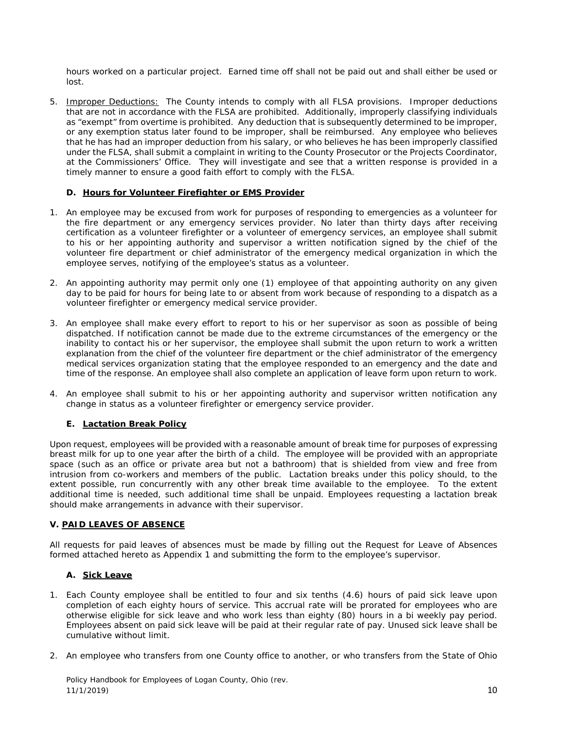hours worked on a particular project. Earned time off shall not be paid out and shall either be used or lost.

5. Improper Deductions: The County intends to comply with all FLSA provisions. Improper deductions that are not in accordance with the FLSA are prohibited. Additionally, improperly classifying individuals as "exempt" from overtime is prohibited. Any deduction that is subsequently determined to be improper, or any exemption status later found to be improper, shall be reimbursed. Any employee who believes that he has had an improper deduction from his salary, or who believes he has been improperly classified under the FLSA, shall submit a complaint in writing to the County Prosecutor or the Projects Coordinator, at the Commissioners' Office. They will investigate and see that a written response is provided in a timely manner to ensure a good faith effort to comply with the FLSA.

### D. Hours for Volunteer Firefighter or EMS Provider

1. An employee may be excused from work for purposes of responding to emergencies as a volunteer for the fire department or any emergency services provider. No later than thirty days after receiving certification as a volunteer firefighter or a volunteer of emergency services, an employee shall submit to his or her appointing authority and supervisor a written notification signed by the chief of the volunteer fire department or chief administrator of the emergency medical organization in which the employee serves, notifying of the employee's status as a volunteer.

2. An appointing authority may permit only one (1) employee of that appointing authority on any given day to be paid for hours for being late to or absent from work because of responding to a dispatch as a volunteer firefighter or emergency medical service provider.

3. An employee shall make every effort to report to his or her supervisor as soon as possible of being dispatched. If notification cannot be made due to the extreme circumstances of the emergency or the inability to contact his or her supervisor, the employee shall submit the upon return to work a written explanation from the chief of the volunteer fire department or the chief administrator of the emergency medical services organization stating that the employee responded to an emergency and the date and time of the response. An employee shall also complete an application of leave form upon return to work.

4. An employee shall submit to his or her appointing authority and supervisor written notification any change in status as a volunteer firefighter or emergency service provider.

### E. Lactation Break Policy

Upon request, employees will be provided with a reasonable amount of break time for purposes of expressing breast milk for up to one year after the birth of a child. The employee will be provided with an appropriate space (such as an office or private area but not a bathroom) that is shielded from view and free from intrusion from co-workers and members of the public. Lactation breaks under this policy should, to the extent possible, run concurrently with any other break time available to the employee. To the extent additional time is needed, such additional time shall be unpaid. Employees requesting a lactation break should make arrangements in advance with their supervisor.

## V. PAID LEAVES OF ABSENCE

All requests for paid leaves of absences must be made by filling out the Request for Leave of Absences formed attached hereto as Appendix 1 and submitting the form to the employee's supervisor.

### A. Sick Leave

1. Each County employee shall be entitled to four and six tenths (4.6) hours of paid sick leave upon completion of each eighty hours of service. This accrual rate will be prorated for employees who are otherwise eligible for sick leave and who work less than eighty (80) hours in a bi weekly pay period. Employees absent on paid sick leave will be paid at their regular rate of pay. Unused sick leave shall be cumulative without limit.

2. An employee who transfers from one County office to another, or who transfers from the State of Ohio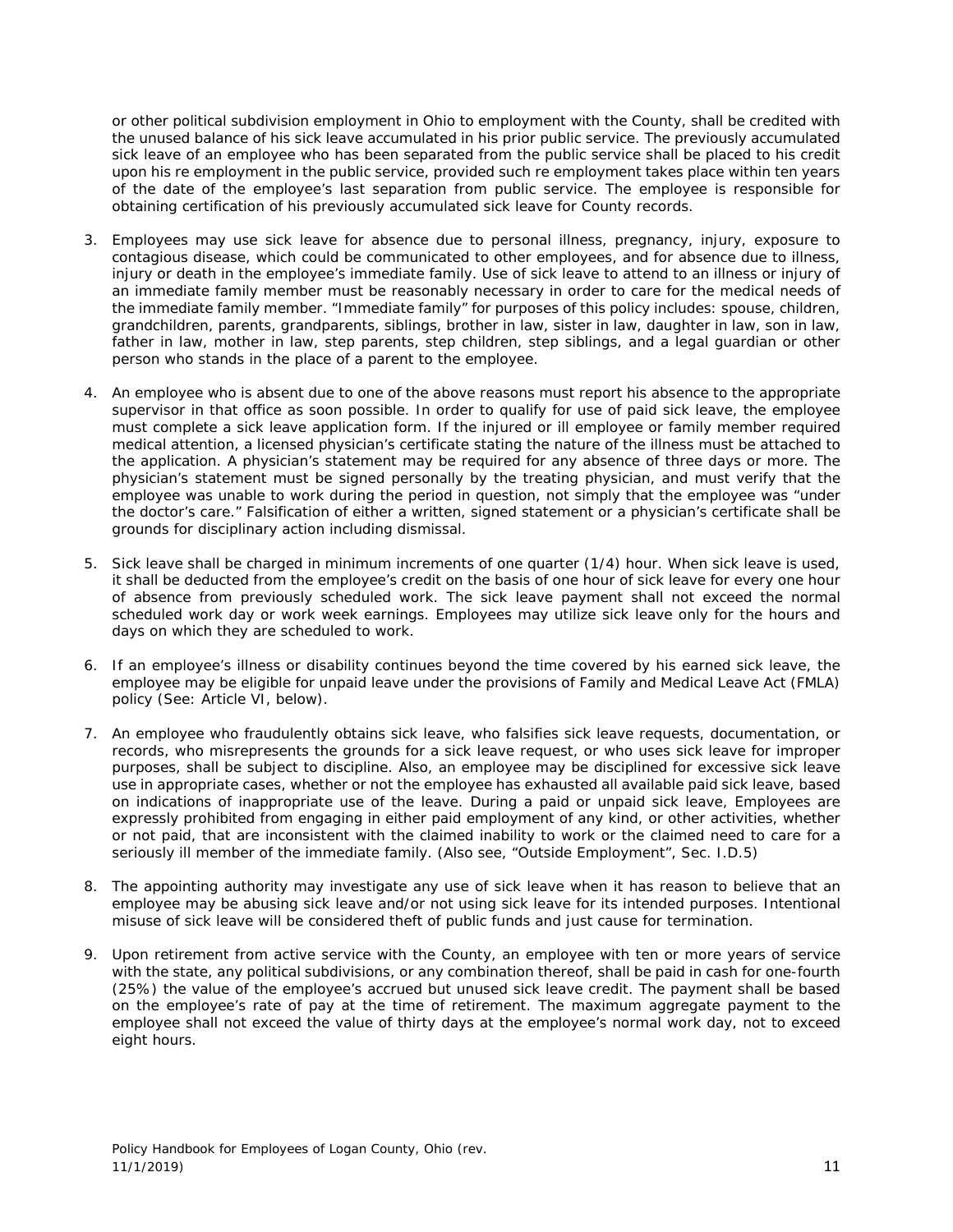or other political subdivision employment in Ohio to employment with the County, shall be credited with the unused balance of his sick leave accumulated in his prior public service. The previously accumulated sick leave of an employee who has been separated from the public service shall be placed to his credit upon his re employment in the public service, provided such re employment takes place within ten years of the date of the employee's last separation from public service. The employee is responsible for obtaining certification of his previously accumulated sick leave for County records.

3. Employees may use sick leave for absence due to personal illness, pregnancy, injury, exposure to contagious disease, which could be communicated to other employees, and for absence due to illness, injury or death in the employee's immediate family. Use of sick leave to attend to an illness or injury of an immediate family member must be reasonably necessary in order to care for the medical needs of the immediate family member. "Immediate family" for purposes of this policy includes: spouse, children, grandchildren, parents, grandparents, siblings, brother in law, sister in law, daughter in law, son in law, father in law, mother in law, step parents, step children, step siblings, and a legal guardian or other person who stands in the place of a parent to the employee.

4. An employee who is absent due to one of the above reasons must report his absence to the appropriate supervisor in that office as soon possible. In order to qualify for use of paid sick leave, the employee must complete a sick leave application form. If the injured or ill employee or family member required medical attention, a licensed physician's certificate stating the nature of the illness must be attached to the application. A physician's statement may be required for any absence of three days or more. The physician's statement must be signed personally by the treating physician, and must verify that the employee was unable to work during the period in question, not simply that the employee was "under the doctor's care." Falsification of either a written, signed statement or a physician's certificate shall be grounds for disciplinary action including dismissal.

5. Sick leave shall be charged in minimum increments of one quarter (1/4) hour. When sick leave is used, it shall be deducted from the employee's credit on the basis of one hour of sick leave for every one hour of absence from previously scheduled work. The sick leave payment shall not exceed the normal scheduled work day or work week earnings. Employees may utilize sick leave only for the hours and days on which they are scheduled to work.

6. If an employee's illness or disability continues beyond the time covered by his earned sick leave, the employee may be eligible for unpaid leave under the provisions of Family and Medical Leave Act (FMLA) policy (See: Article VI, below).

7. An employee who fraudulently obtains sick leave, who falsifies sick leave requests, documentation, or records, who misrepresents the grounds for a sick leave request, or who uses sick leave for improper purposes, shall be subject to discipline. Also, an employee may be disciplined for excessive sick leave use in appropriate cases, whether or not the employee has exhausted all available paid sick leave, based on indications of inappropriate use of the leave. During a paid or unpaid sick leave, Employees are expressly prohibited from engaging in either paid employment of any kind, or other activities, whether or not paid, that are inconsistent with the claimed inability to work or the claimed need to care for a seriously ill member of the immediate family. (Also see, "Outside Employment", Sec. I.D.5)

8. The appointing authority may investigate any use of sick leave when it has reason to believe that an employee may be abusing sick leave and/or not using sick leave for its intended purposes. Intentional misuse of sick leave will be considered theft of public funds and just cause for termination.

9. Upon retirement from active service with the County, an employee with ten or more years of service with the state, any political subdivisions, or any combination thereof, shall be paid in cash for one-fourth (25%) the value of the employee's accrued but unused sick leave credit. The payment shall be based on the employee's rate of pay at the time of retirement. The maximum aggregate payment to the employee shall not exceed the value of thirty days at the employee's normal work day, not to exceed eight hours.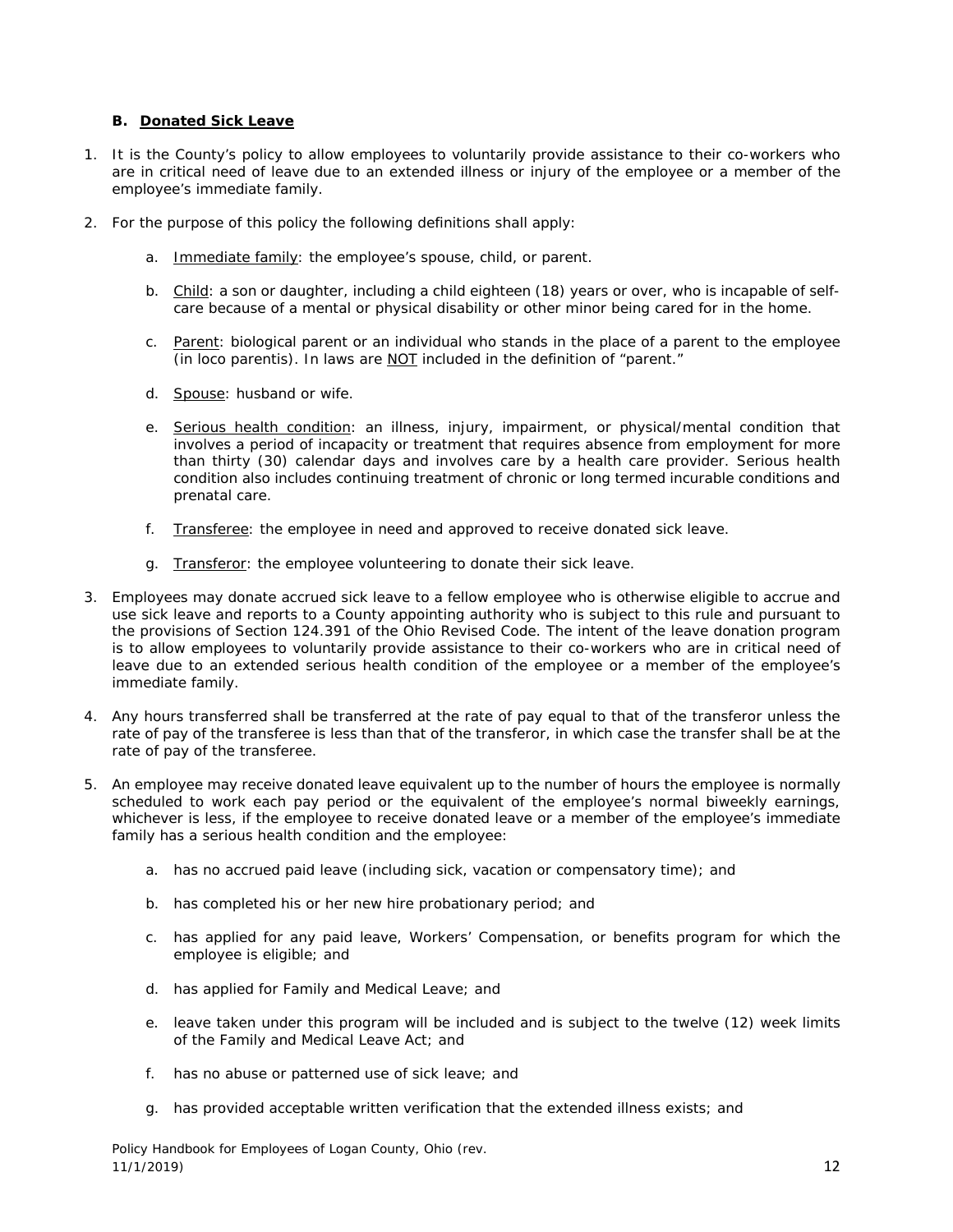### B. Donated Sick Leave

1. It is the County's policy to allow employees to voluntarily provide assistance to their co-workers who are in critical need of leave due to an extended illness or injury of the employee or a member of the employee's immediate family.

2. For the purpose of this policy the following definitions shall apply:

   a. Immediate family: the employee's spouse, child, or parent.

   b. Child: a son or daughter, including a child eighteen (18) years or over, who is incapable of self-care because of a mental or physical disability or other minor being cared for in the home.

   c. Parent: biological parent or an individual who stands in the place of a parent to the employee (in loco parentis). In laws are NOT included in the definition of "parent."

   d. Spouse: husband or wife.

   e. Serious health condition: an illness, injury, impairment, or physical/mental condition that involves a period of incapacity or treatment that requires absence from employment for more than thirty (30) calendar days and involves care by a health care provider. Serious health condition also includes continuing treatment of chronic or long termed incurable conditions and prenatal care.

   f. Transferee: the employee in need and approved to receive donated sick leave.

   g. Transferor: the employee volunteering to donate their sick leave.

3. Employees may donate accrued sick leave to a fellow employee who is otherwise eligible to accrue and use sick leave and reports to a County appointing authority who is subject to this rule and pursuant to the provisions of Section 124.391 of the Ohio Revised Code. The intent of the leave donation program is to allow employees to voluntarily provide assistance to their co-workers who are in critical need of leave due to an extended serious health condition of the employee or a member of the employee's immediate family.

4. Any hours transferred shall be transferred at the rate of pay equal to that of the transferor unless the rate of pay of the transferee is less than that of the transferor, in which case the transfer shall be at the rate of pay of the transferee.

5. An employee may receive donated leave equivalent up to the number of hours the employee is normally scheduled to work each pay period or the equivalent of the employee's normal biweekly earnings, whichever is less, if the employee to receive donated leave or a member of the employee's immediate family has a serious health condition and the employee:

   a. has no accrued paid leave (including sick, vacation or compensatory time); and

   b. has completed his or her new hire probationary period; and

   c. has applied for any paid leave, Workers' Compensation, or benefits program for which the employee is eligible; and

   d. has applied for Family and Medical Leave; and

   e. leave taken under this program will be included and is subject to the twelve (12) week limits of the Family and Medical Leave Act; and

   f. has no abuse or patterned use of sick leave; and

   g. has provided acceptable written verification that the extended illness exists; and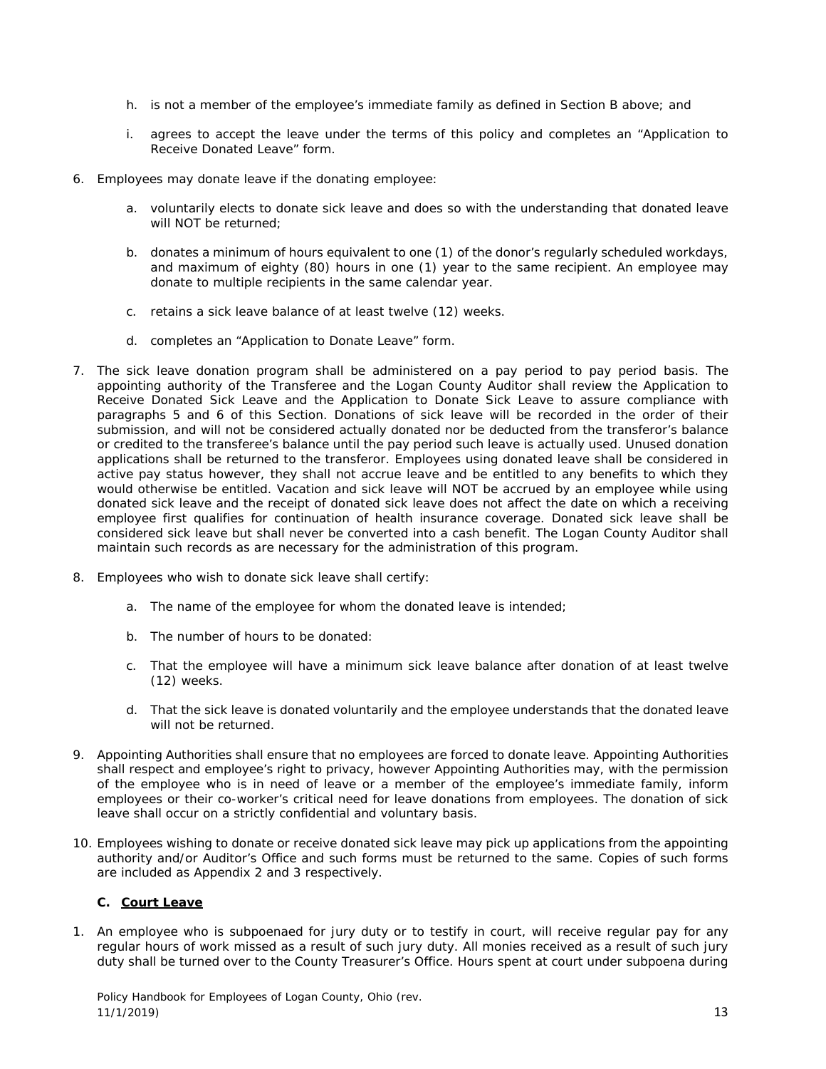h. is not a member of the employee's immediate family as defined in Section B above; and

i. agrees to accept the leave under the terms of this policy and completes an "Application to Receive Donated Leave" form.

6. Employees may donate leave if the donating employee:

   a. voluntarily elects to donate sick leave and does so with the understanding that donated leave will NOT be returned;

   b. donates a minimum of hours equivalent to one (1) of the donor's regularly scheduled workdays, and maximum of eighty (80) hours in one (1) year to the same recipient. An employee may donate to multiple recipients in the same calendar year.

   c. retains a sick leave balance of at least twelve (12) weeks.

   d. completes an "Application to Donate Leave" form.

7. The sick leave donation program shall be administered on a pay period to pay period basis. The appointing authority of the Transferee and the Logan County Auditor shall review the Application to Receive Donated Sick Leave and the Application to Donate Sick Leave to assure compliance with paragraphs 5 and 6 of this Section. Donations of sick leave will be recorded in the order of their submission, and will not be considered actually donated nor be deducted from the transferor's balance or credited to the transferee's balance until the pay period such leave is actually used. Unused donation applications shall be returned to the transferor. Employees using donated leave shall be considered in active pay status however, they shall not accrue leave and be entitled to any benefits to which they would otherwise be entitled. Vacation and sick leave will NOT be accrued by an employee while using donated sick leave and the receipt of donated sick leave does not affect the date on which a receiving employee first qualifies for continuation of health insurance coverage. Donated sick leave shall be considered sick leave but shall never be converted into a cash benefit. The Logan County Auditor shall maintain such records as are necessary for the administration of this program.

8. Employees who wish to donate sick leave shall certify:

   a. The name of the employee for whom the donated leave is intended;

   b. The number of hours to be donated:

   c. That the employee will have a minimum sick leave balance after donation of at least twelve (12) weeks.

   d. That the sick leave is donated voluntarily and the employee understands that the donated leave will not be returned.

9. Appointing Authorities shall ensure that no employees are forced to donate leave. Appointing Authorities shall respect and employee's right to privacy, however Appointing Authorities may, with the permission of the employee who is in need of leave or a member of the employee's immediate family, inform employees or their co-worker's critical need for leave donations from employees. The donation of sick leave shall occur on a strictly confidential and voluntary basis.

10. Employees wishing to donate or receive donated sick leave may pick up applications from the appointing authority and/or Auditor's Office and such forms must be returned to the same. Copies of such forms are included as Appendix 2 and 3 respectively.

### C. <u>Court Leave</u>

1. An employee who is subpoenaed for jury duty or to testify in court, will receive regular pay for any regular hours of work missed as a result of such jury duty. All monies received as a result of such jury duty shall be turned over to the County Treasurer's Office. Hours spent at court under subpoena during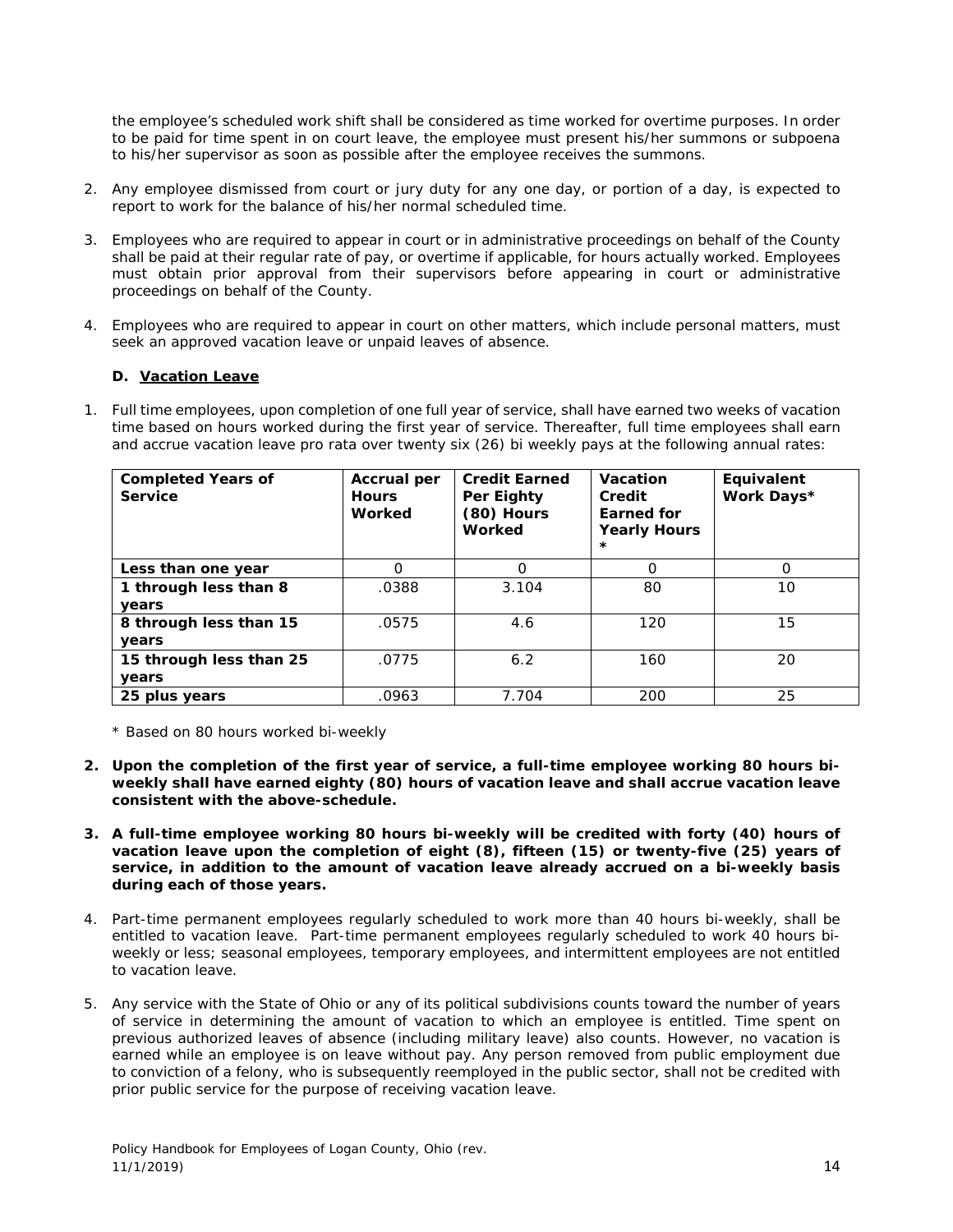the employee's scheduled work shift shall be considered as time worked for overtime purposes. In order to be paid for time spent in on court leave, the employee must present his/her summons or subpoena to his/her supervisor as soon as possible after the employee receives the summons.

2. Any employee dismissed from court or jury duty for any one day, or portion of a day, is expected to report to work for the balance of his/her normal scheduled time.

3. Employees who are required to appear in court or in administrative proceedings on behalf of the County shall be paid at their regular rate of pay, or overtime if applicable, for hours actually worked. Employees must obtain prior approval from their supervisors before appearing in court or administrative proceedings on behalf of the County.

4. Employees who are required to appear in court on other matters, which include personal matters, must seek an approved vacation leave or unpaid leaves of absence.

### D. <u>Vacation Leave</u>

1. Full time employees, upon completion of one full year of service, shall have earned two weeks of vacation time based on hours worked during the first year of service. Thereafter, full time employees shall earn and accrue vacation leave pro rata over twenty six (26) bi weekly pays at the following annual rates:

| Completed Years of Service | Accrual per Hours Worked | Credit Earned Per Eighty (80) Hours Worked | Vacation Credit Earned for Yearly Hours * | Equivalent Work Days* |
|---|---|---|---|---|
| **Less than one year** | 0 | 0 | 0 | 0 |
| **1 through less than 8 years** | .0388 | 3.104 | 80 | 10 |
| **8 through less than 15 years** | .0575 | 4.6 | 120 | 15 |
| **15 through less than 25 years** | .0775 | 6.2 | 160 | 20 |
| **25 plus years** | .0963 | 7.704 | 200 | 25 |

\* Based on 80 hours worked bi-weekly

2. **Upon the completion of the first year of service, a full-time employee working 80 hours bi-weekly shall have earned eighty (80) hours of vacation leave and shall accrue vacation leave consistent with the above-schedule.**

3. **A full-time employee working 80 hours bi-weekly will be credited with forty (40) hours of vacation leave upon the completion of eight (8), fifteen (15) or twenty-five (25) years of service, in addition to the amount of vacation leave already accrued on a bi-weekly basis during each of those years.**

4. Part-time permanent employees regularly scheduled to work more than 40 hours bi-weekly, shall be entitled to vacation leave. Part-time permanent employees regularly scheduled to work 40 hours bi-weekly or less; seasonal employees, temporary employees, and intermittent employees are not entitled to vacation leave.

5. Any service with the State of Ohio or any of its political subdivisions counts toward the number of years of service in determining the amount of vacation to which an employee is entitled. Time spent on previous authorized leaves of absence (including military leave) also counts. However, no vacation is earned while an employee is on leave without pay. Any person removed from public employment due to conviction of a felony, who is subsequently reemployed in the public sector, shall not be credited with prior public service for the purpose of receiving vacation leave.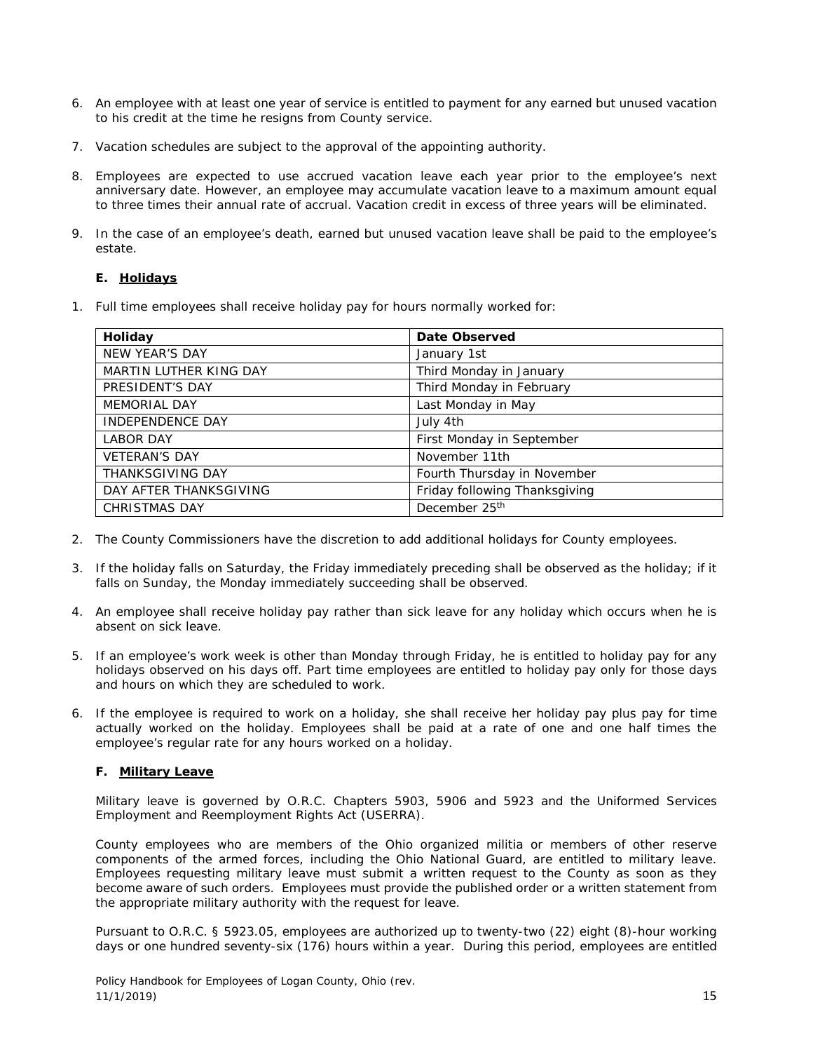6. An employee with at least one year of service is entitled to payment for any earned but unused vacation to his credit at the time he resigns from County service.

7. Vacation schedules are subject to the approval of the appointing authority.

8. Employees are expected to use accrued vacation leave each year prior to the employee's next anniversary date. However, an employee may accumulate vacation leave to a maximum amount equal to three times their annual rate of accrual. Vacation credit in excess of three years will be eliminated.

9. In the case of an employee's death, earned but unused vacation leave shall be paid to the employee's estate.

### E. Holidays

1. Full time employees shall receive holiday pay for hours normally worked for:

| Holiday | Date Observed |
|---|---|
| NEW YEAR'S DAY | January 1st |
| MARTIN LUTHER KING DAY | Third Monday in January |
| PRESIDENT'S DAY | Third Monday in February |
| MEMORIAL DAY | Last Monday in May |
| INDEPENDENCE DAY | July 4th |
| LABOR DAY | First Monday in September |
| VETERAN'S DAY | November 11th |
| THANKSGIVING DAY | Fourth Thursday in November |
| DAY AFTER THANKSGIVING | Friday following Thanksgiving |
| CHRISTMAS DAY | December 25th |

2. The County Commissioners have the discretion to add additional holidays for County employees.

3. If the holiday falls on Saturday, the Friday immediately preceding shall be observed as the holiday; if it falls on Sunday, the Monday immediately succeeding shall be observed.

4. An employee shall receive holiday pay rather than sick leave for any holiday which occurs when he is absent on sick leave.

5. If an employee's work week is other than Monday through Friday, he is entitled to holiday pay for any holidays observed on his days off. Part time employees are entitled to holiday pay only for those days and hours on which they are scheduled to work.

6. If the employee is required to work on a holiday, she shall receive her holiday pay plus pay for time actually worked on the holiday. Employees shall be paid at a rate of one and one half times the employee's regular rate for any hours worked on a holiday.

### F. Military Leave

Military leave is governed by O.R.C. Chapters 5903, 5906 and 5923 and the Uniformed Services Employment and Reemployment Rights Act (USERRA).

County employees who are members of the Ohio organized militia or members of other reserve components of the armed forces, including the Ohio National Guard, are entitled to military leave. Employees requesting military leave must submit a written request to the County as soon as they become aware of such orders. Employees must provide the published order or a written statement from the appropriate military authority with the request for leave.

Pursuant to O.R.C. § 5923.05, employees are authorized up to twenty-two (22) eight (8)-hour working days or one hundred seventy-six (176) hours within a year. During this period, employees are entitled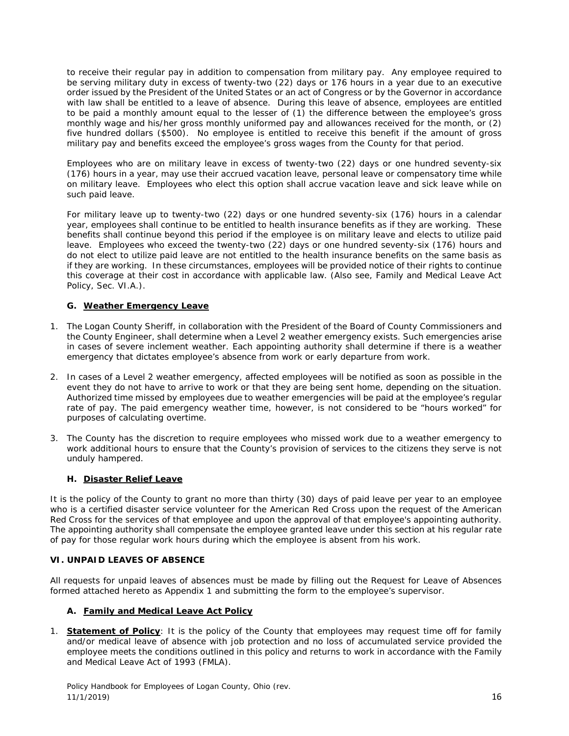to receive their regular pay in addition to compensation from military pay. Any employee required to be serving military duty in excess of twenty-two (22) days or 176 hours in a year due to an executive order issued by the President of the United States or an act of Congress or by the Governor in accordance with law shall be entitled to a leave of absence. During this leave of absence, employees are entitled to be paid a monthly amount equal to the lesser of (1) the difference between the employee's gross monthly wage and his/her gross monthly uniformed pay and allowances received for the month, or (2) five hundred dollars ($500). No employee is entitled to receive this benefit if the amount of gross military pay and benefits exceed the employee's gross wages from the County for that period.

Employees who are on military leave in excess of twenty-two (22) days or one hundred seventy-six (176) hours in a year, may use their accrued vacation leave, personal leave or compensatory time while on military leave. Employees who elect this option shall accrue vacation leave and sick leave while on such paid leave.

For military leave up to twenty-two (22) days or one hundred seventy-six (176) hours in a calendar year, employees shall continue to be entitled to health insurance benefits as if they are working. These benefits shall continue beyond this period if the employee is on military leave and elects to utilize paid leave. Employees who exceed the twenty-two (22) days or one hundred seventy-six (176) hours and do not elect to utilize paid leave are not entitled to the health insurance benefits on the same basis as if they are working. In these circumstances, employees will be provided notice of their rights to continue this coverage at their cost in accordance with applicable law. (Also see, Family and Medical Leave Act Policy, Sec. VI.A.).

### G. Weather Emergency Leave

1. The Logan County Sheriff, in collaboration with the President of the Board of County Commissioners and the County Engineer, shall determine when a Level 2 weather emergency exists. Such emergencies arise in cases of severe inclement weather. Each appointing authority shall determine if there is a weather emergency that dictates employee's absence from work or early departure from work.

2. In cases of a Level 2 weather emergency, affected employees will be notified as soon as possible in the event they do not have to arrive to work or that they are being sent home, depending on the situation. Authorized time missed by employees due to weather emergencies will be paid at the employee's regular rate of pay. The paid emergency weather time, however, is not considered to be "hours worked" for purposes of calculating overtime.

3. The County has the discretion to require employees who missed work due to a weather emergency to work additional hours to ensure that the County's provision of services to the citizens they serve is not unduly hampered.

### H. Disaster Relief Leave

It is the policy of the County to grant no more than thirty (30) days of paid leave per year to an employee who is a certified disaster service volunteer for the American Red Cross upon the request of the American Red Cross for the services of that employee and upon the approval of that employee's appointing authority. The appointing authority shall compensate the employee granted leave under this section at his regular rate of pay for those regular work hours during which the employee is absent from his work.

## VI. UNPAID LEAVES OF ABSENCE

All requests for unpaid leaves of absences must be made by filling out the Request for Leave of Absences formed attached hereto as Appendix 1 and submitting the form to the employee's supervisor.

### A. Family and Medical Leave Act Policy

1. **Statement of Policy**: It is the policy of the County that employees may request time off for family and/or medical leave of absence with job protection and no loss of accumulated service provided the employee meets the conditions outlined in this policy and returns to work in accordance with the Family and Medical Leave Act of 1993 (FMLA).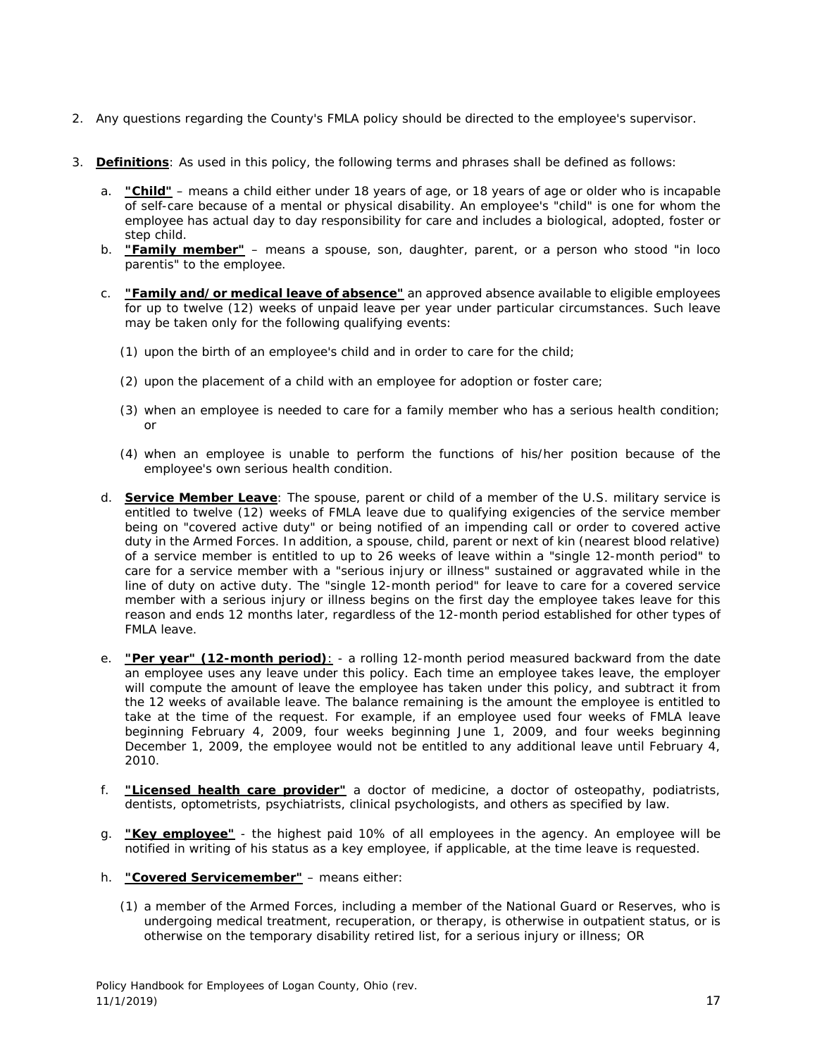2. Any questions regarding the County's FMLA policy should be directed to the employee's supervisor.

3. **<u>Definitions</u>**: As used in this policy, the following terms and phrases shall be defined as follows:

   a. **<u>"Child"</u>** – means a child either under 18 years of age, or 18 years of age or older who is incapable of self-care because of a mental or physical disability. An employee's "child" is one for whom the employee has actual day to day responsibility for care and includes a biological, adopted, foster or step child.

   b. **<u>"Family member"</u>** – means a spouse, son, daughter, parent, or a person who stood "in loco parentis" to the employee.

   c. **<u>"Family and/or medical leave of absence"</u>** an approved absence available to eligible employees for up to twelve (12) weeks of unpaid leave per year under particular circumstances. Such leave may be taken only for the following qualifying events:

      (1) upon the birth of an employee's child and in order to care for the child;

      (2) upon the placement of a child with an employee for adoption or foster care;

      (3) when an employee is needed to care for a family member who has a serious health condition; or

      (4) when an employee is unable to perform the functions of his/her position because of the employee's own serious health condition.

   d. **<u>Service Member Leave</u>**: The spouse, parent or child of a member of the U.S. military service is entitled to twelve (12) weeks of FMLA leave due to qualifying exigencies of the service member being on "covered active duty" or being notified of an impending call or order to covered active duty in the Armed Forces. In addition, a spouse, child, parent or next of kin (nearest blood relative) of a service member is entitled to up to 26 weeks of leave within a "single 12-month period" to care for a service member with a "serious injury or illness" sustained or aggravated while in the line of duty on active duty. The "single 12-month period" for leave to care for a covered service member with a serious injury or illness begins on the first day the employee takes leave for this reason and ends 12 months later, regardless of the 12-month period established for other types of FMLA leave.

   e. **<u>"Per year" (12-month period)</u>**: - a rolling 12-month period measured backward from the date an employee uses any leave under this policy. Each time an employee takes leave, the employer will compute the amount of leave the employee has taken under this policy, and subtract it from the 12 weeks of available leave. The balance remaining is the amount the employee is entitled to take at the time of the request. For example, if an employee used four weeks of FMLA leave beginning February 4, 2009, four weeks beginning June 1, 2009, and four weeks beginning December 1, 2009, the employee would not be entitled to any additional leave until February 4, 2010.

   f. **<u>"Licensed health care provider"</u>** a doctor of medicine, a doctor of osteopathy, podiatrists, dentists, optometrists, psychiatrists, clinical psychologists, and others as specified by law.

   g. **<u>"Key employee"</u>** - the highest paid 10% of all employees in the agency. An employee will be notified in writing of his status as a key employee, if applicable, at the time leave is requested.

   h. **<u>"Covered Servicemember"</u>** – means either:

      (1) a member of the Armed Forces, including a member of the National Guard or Reserves, who is undergoing medical treatment, recuperation, or therapy, is otherwise in outpatient status, or is otherwise on the temporary disability retired list, for a serious injury or illness; OR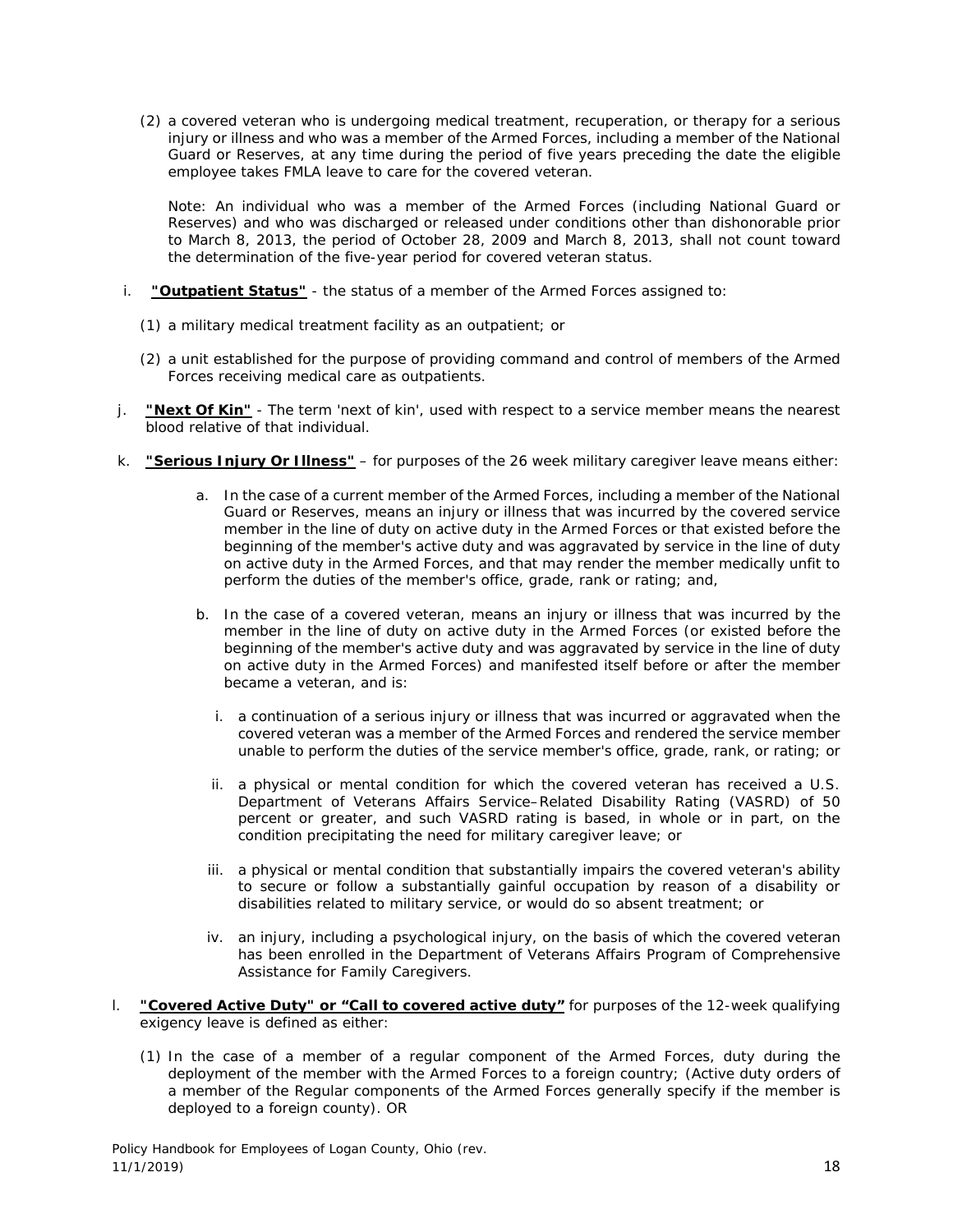(2) a covered veteran who is undergoing medical treatment, recuperation, or therapy for a serious injury or illness and who was a member of the Armed Forces, including a member of the National Guard or Reserves, at any time during the period of five years preceding the date the eligible employee takes FMLA leave to care for the covered veteran.

Note: An individual who was a member of the Armed Forces (including National Guard or Reserves) and who was discharged or released under conditions other than dishonorable prior to March 8, 2013, the period of October 28, 2009 and March 8, 2013, shall not count toward the determination of the five-year period for covered veteran status.

i. **"Outpatient Status"** - the status of a member of the Armed Forces assigned to:

(1) a military medical treatment facility as an outpatient; or

(2) a unit established for the purpose of providing command and control of members of the Armed Forces receiving medical care as outpatients.

j. **"Next Of Kin"** - The term 'next of kin', used with respect to a service member means the nearest blood relative of that individual.

k. **"Serious Injury Or Illness"** – for purposes of the 26 week military caregiver leave means either:

a. In the case of a current member of the Armed Forces, including a member of the National Guard or Reserves, means an injury or illness that was incurred by the covered service member in the line of duty on active duty in the Armed Forces or that existed before the beginning of the member's active duty and was aggravated by service in the line of duty on active duty in the Armed Forces, and that may render the member medically unfit to perform the duties of the member's office, grade, rank or rating; and,

b. In the case of a covered veteran, means an injury or illness that was incurred by the member in the line of duty on active duty in the Armed Forces (or existed before the beginning of the member's active duty and was aggravated by service in the line of duty on active duty in the Armed Forces) and manifested itself before or after the member became a veteran, and is:

i. a continuation of a serious injury or illness that was incurred or aggravated when the covered veteran was a member of the Armed Forces and rendered the service member unable to perform the duties of the service member's office, grade, rank, or rating; or

ii. a physical or mental condition for which the covered veteran has received a U.S. Department of Veterans Affairs Service–Related Disability Rating (VASRD) of 50 percent or greater, and such VASRD rating is based, in whole or in part, on the condition precipitating the need for military caregiver leave; or

iii. a physical or mental condition that substantially impairs the covered veteran's ability to secure or follow a substantially gainful occupation by reason of a disability or disabilities related to military service, or would do so absent treatment; or

iv. an injury, including a psychological injury, on the basis of which the covered veteran has been enrolled in the Department of Veterans Affairs Program of Comprehensive Assistance for Family Caregivers.

l. **"Covered Active Duty" or "Call to covered active duty"** for purposes of the 12-week qualifying exigency leave is defined as either:

(1) In the case of a member of a regular component of the Armed Forces, duty during the deployment of the member with the Armed Forces to a foreign country; (Active duty orders of a member of the Regular components of the Armed Forces generally specify if the member is deployed to a foreign county). OR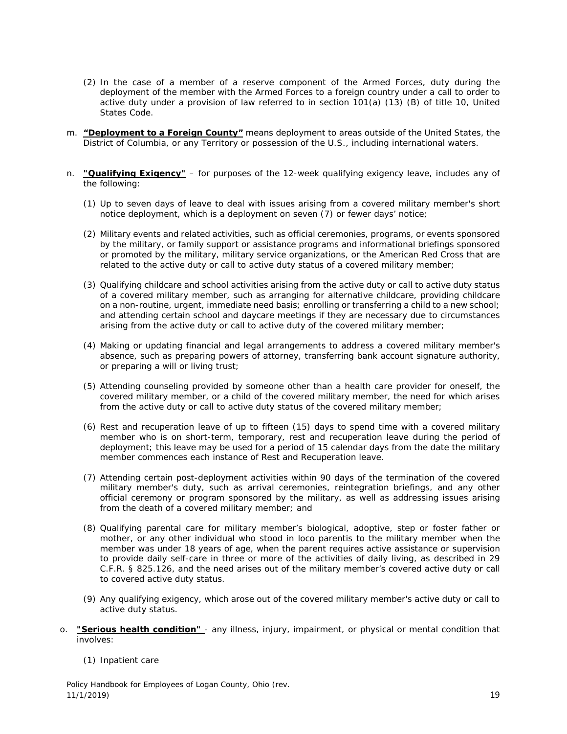(2) In the case of a member of a reserve component of the Armed Forces, duty during the deployment of the member with the Armed Forces to a foreign country under a call to order to active duty under a provision of law referred to in section 101(a) (13) (B) of title 10, United States Code.

m. **"Deployment to a Foreign County"** means deployment to areas outside of the United States, the District of Columbia, or any Territory or possession of the U.S., including international waters.

n. **"Qualifying Exigency"** – for purposes of the 12-week qualifying exigency leave, includes any of the following:

(1) Up to seven days of leave to deal with issues arising from a covered military member's short notice deployment, which is a deployment on seven (7) or fewer days' notice;

(2) Military events and related activities, such as official ceremonies, programs, or events sponsored by the military, or family support or assistance programs and informational briefings sponsored or promoted by the military, military service organizations, or the American Red Cross that are related to the active duty or call to active duty status of a covered military member;

(3) Qualifying childcare and school activities arising from the active duty or call to active duty status of a covered military member, such as arranging for alternative childcare, providing childcare on a non-routine, urgent, immediate need basis; enrolling or transferring a child to a new school; and attending certain school and daycare meetings if they are necessary due to circumstances arising from the active duty or call to active duty of the covered military member;

(4) Making or updating financial and legal arrangements to address a covered military member's absence, such as preparing powers of attorney, transferring bank account signature authority, or preparing a will or living trust;

(5) Attending counseling provided by someone other than a health care provider for oneself, the covered military member, or a child of the covered military member, the need for which arises from the active duty or call to active duty status of the covered military member;

(6) Rest and recuperation leave of up to fifteen (15) days to spend time with a covered military member who is on short-term, temporary, rest and recuperation leave during the period of deployment; this leave may be used for a period of 15 calendar days from the date the military member commences each instance of Rest and Recuperation leave.

(7) Attending certain post-deployment activities within 90 days of the termination of the covered military member's duty, such as arrival ceremonies, reintegration briefings, and any other official ceremony or program sponsored by the military, as well as addressing issues arising from the death of a covered military member; and

(8) Qualifying parental care for military member's biological, adoptive, step or foster father or mother, or any other individual who stood in loco parentis to the military member when the member was under 18 years of age, when the parent requires active assistance or supervision to provide daily self-care in three or more of the activities of daily living, as described in 29 C.F.R. § 825.126, and the need arises out of the military member's covered active duty or call to covered active duty status.

(9) Any qualifying exigency, which arose out of the covered military member's active duty or call to active duty status.

o. **"Serious health condition"** - any illness, injury, impairment, or physical or mental condition that involves:

(1) Inpatient care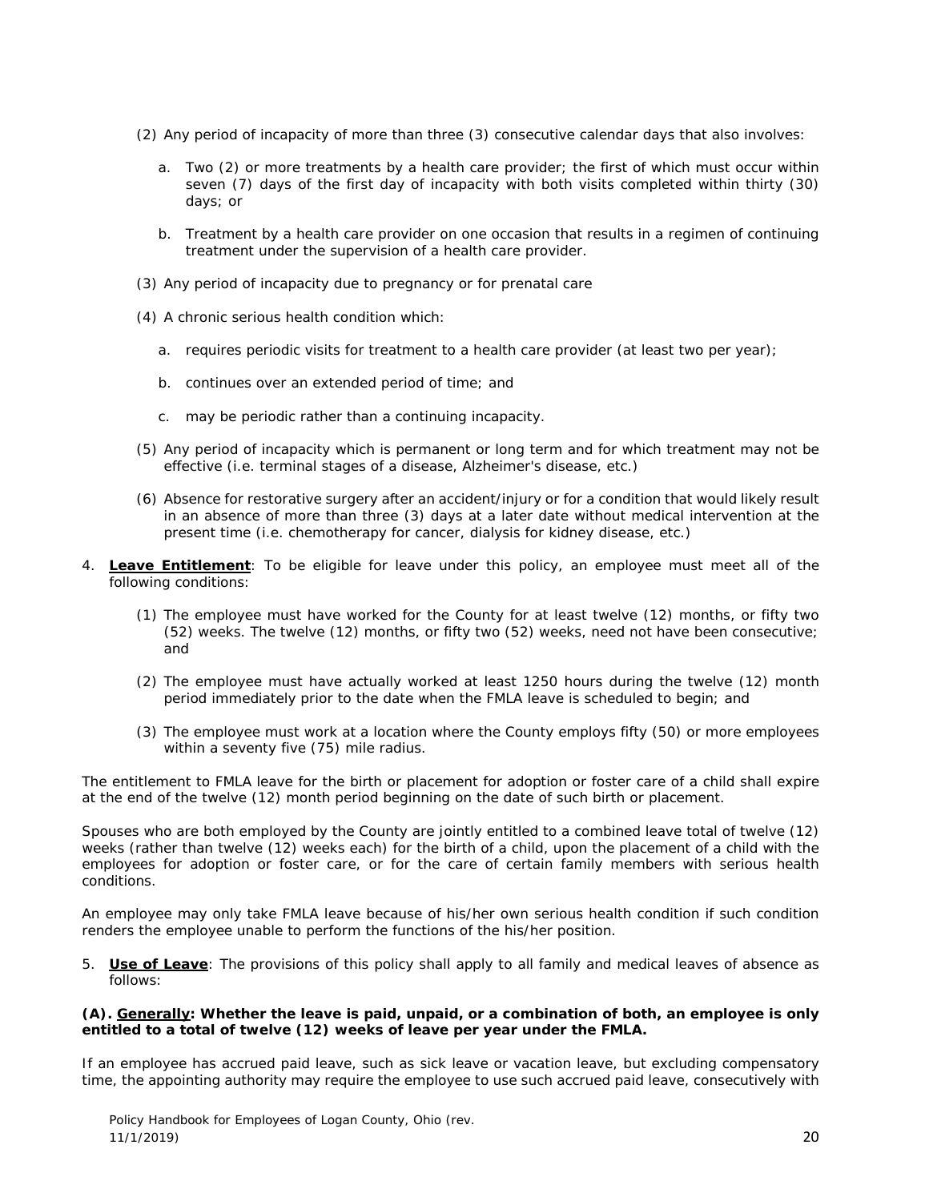(2) Any period of incapacity of more than three (3) consecutive calendar days that also involves:

   a. Two (2) or more treatments by a health care provider; the first of which must occur within seven (7) days of the first day of incapacity with both visits completed within thirty (30) days; or

   b. Treatment by a health care provider on one occasion that results in a regimen of continuing treatment under the supervision of a health care provider.

(3) Any period of incapacity due to pregnancy or for prenatal care

(4) A chronic serious health condition which:

   a. requires periodic visits for treatment to a health care provider (at least two per year);

   b. continues over an extended period of time; and

   c. may be periodic rather than a continuing incapacity.

(5) Any period of incapacity which is permanent or long term and for which treatment may not be effective (i.e. terminal stages of a disease, Alzheimer's disease, etc.)

(6) Absence for restorative surgery after an accident/injury or for a condition that would likely result in an absence of more than three (3) days at a later date without medical intervention at the present time (i.e. chemotherapy for cancer, dialysis for kidney disease, etc.)

4. **Leave Entitlement**: To be eligible for leave under this policy, an employee must meet all of the following conditions:

   (1) The employee must have worked for the County for at least twelve (12) months, or fifty two (52) weeks. The twelve (12) months, or fifty two (52) weeks, need not have been consecutive; and

   (2) The employee must have actually worked at least 1250 hours during the twelve (12) month period immediately prior to the date when the FMLA leave is scheduled to begin; and

   (3) The employee must work at a location where the County employs fifty (50) or more employees within a seventy five (75) mile radius.

The entitlement to FMLA leave for the birth or placement for adoption or foster care of a child shall expire at the end of the twelve (12) month period beginning on the date of such birth or placement.

Spouses who are both employed by the County are jointly entitled to a combined leave total of twelve (12) weeks (rather than twelve (12) weeks each) for the birth of a child, upon the placement of a child with the employees for adoption or foster care, or for the care of certain family members with serious health conditions.

An employee may only take FMLA leave because of his/her own serious health condition if such condition renders the employee unable to perform the functions of the his/her position.

5. **Use of Leave**: The provisions of this policy shall apply to all family and medical leaves of absence as follows:

**(A). Generally: Whether the leave is paid, unpaid, or a combination of both, an employee is only entitled to a total of twelve (12) weeks of leave per year under the FMLA.**

If an employee has accrued paid leave, such as sick leave or vacation leave, but excluding compensatory time, the appointing authority may require the employee to use such accrued paid leave, consecutively with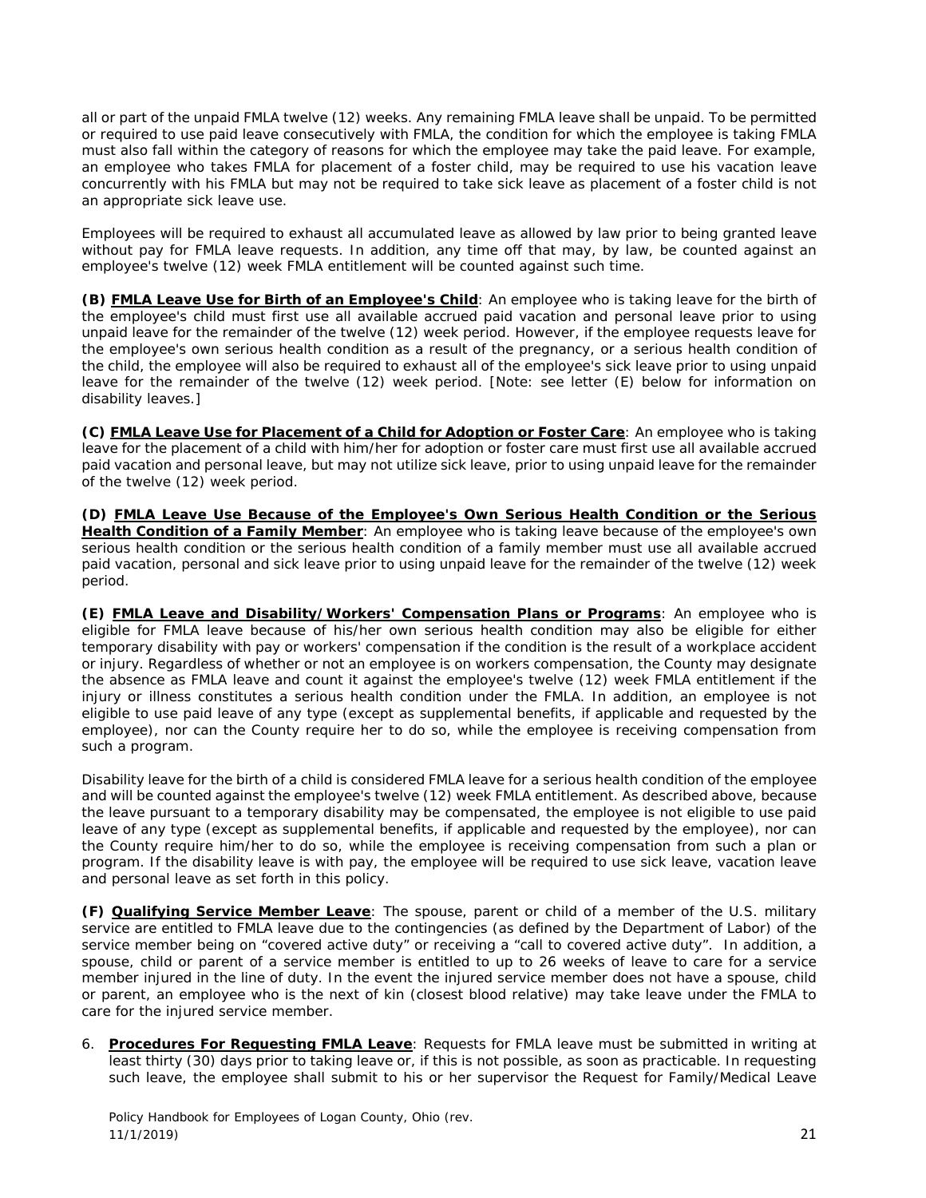all or part of the unpaid FMLA twelve (12) weeks. Any remaining FMLA leave shall be unpaid. To be permitted or required to use paid leave consecutively with FMLA, the condition for which the employee is taking FMLA must also fall within the category of reasons for which the employee may take the paid leave. For example, an employee who takes FMLA for placement of a foster child, may be required to use his vacation leave concurrently with his FMLA but may not be required to take sick leave as placement of a foster child is not an appropriate sick leave use.

Employees will be required to exhaust all accumulated leave as allowed by law prior to being granted leave without pay for FMLA leave requests. In addition, any time off that may, by law, be counted against an employee's twelve (12) week FMLA entitlement will be counted against such time.

**(B) <u>FMLA Leave Use for Birth of an Employee's Child</u>**: An employee who is taking leave for the birth of the employee's child must first use all available accrued paid vacation and personal leave prior to using unpaid leave for the remainder of the twelve (12) week period. However, if the employee requests leave for the employee's own serious health condition as a result of the pregnancy, or a serious health condition of the child, the employee will also be required to exhaust all of the employee's sick leave prior to using unpaid leave for the remainder of the twelve (12) week period. [Note: see letter (E) below for information on disability leaves.]

**(C) <u>FMLA Leave Use for Placement of a Child for Adoption or Foster Care</u>**: An employee who is taking leave for the placement of a child with him/her for adoption or foster care must first use all available accrued paid vacation and personal leave, but may not utilize sick leave, prior to using unpaid leave for the remainder of the twelve (12) week period.

**(D) <u>FMLA Leave Use Because of the Employee's Own Serious Health Condition or the Serious Health Condition of a Family Member</u>**: An employee who is taking leave because of the employee's own serious health condition or the serious health condition of a family member must use all available accrued paid vacation, personal and sick leave prior to using unpaid leave for the remainder of the twelve (12) week period.

**(E) <u>FMLA Leave and Disability/Workers' Compensation Plans or Programs</u>**: An employee who is eligible for FMLA leave because of his/her own serious health condition may also be eligible for either temporary disability with pay or workers' compensation if the condition is the result of a workplace accident or injury. Regardless of whether or not an employee is on workers compensation, the County may designate the absence as FMLA leave and count it against the employee's twelve (12) week FMLA entitlement if the injury or illness constitutes a serious health condition under the FMLA. In addition, an employee is not eligible to use paid leave of any type (except as supplemental benefits, if applicable and requested by the employee), nor can the County require her to do so, while the employee is receiving compensation from such a program.

Disability leave for the birth of a child is considered FMLA leave for a serious health condition of the employee and will be counted against the employee's twelve (12) week FMLA entitlement. As described above, because the leave pursuant to a temporary disability may be compensated, the employee is not eligible to use paid leave of any type (except as supplemental benefits, if applicable and requested by the employee), nor can the County require him/her to do so, while the employee is receiving compensation from such a plan or program. If the disability leave is with pay, the employee will be required to use sick leave, vacation leave and personal leave as set forth in this policy.

**(F) <u>Qualifying Service Member Leave</u>**: The spouse, parent or child of a member of the U.S. military service are entitled to FMLA leave due to the contingencies (as defined by the Department of Labor) of the service member being on "covered active duty" or receiving a "call to covered active duty". In addition, a spouse, child or parent of a service member is entitled to up to 26 weeks of leave to care for a service member injured in the line of duty. In the event the injured service member does not have a spouse, child or parent, an employee who is the next of kin (closest blood relative) may take leave under the FMLA to care for the injured service member.

6. **<u>Procedures For Requesting FMLA Leave</u>**: Requests for FMLA leave must be submitted in writing at least thirty (30) days prior to taking leave or, if this is not possible, as soon as practicable. In requesting such leave, the employee shall submit to his or her supervisor the Request for Family/Medical Leave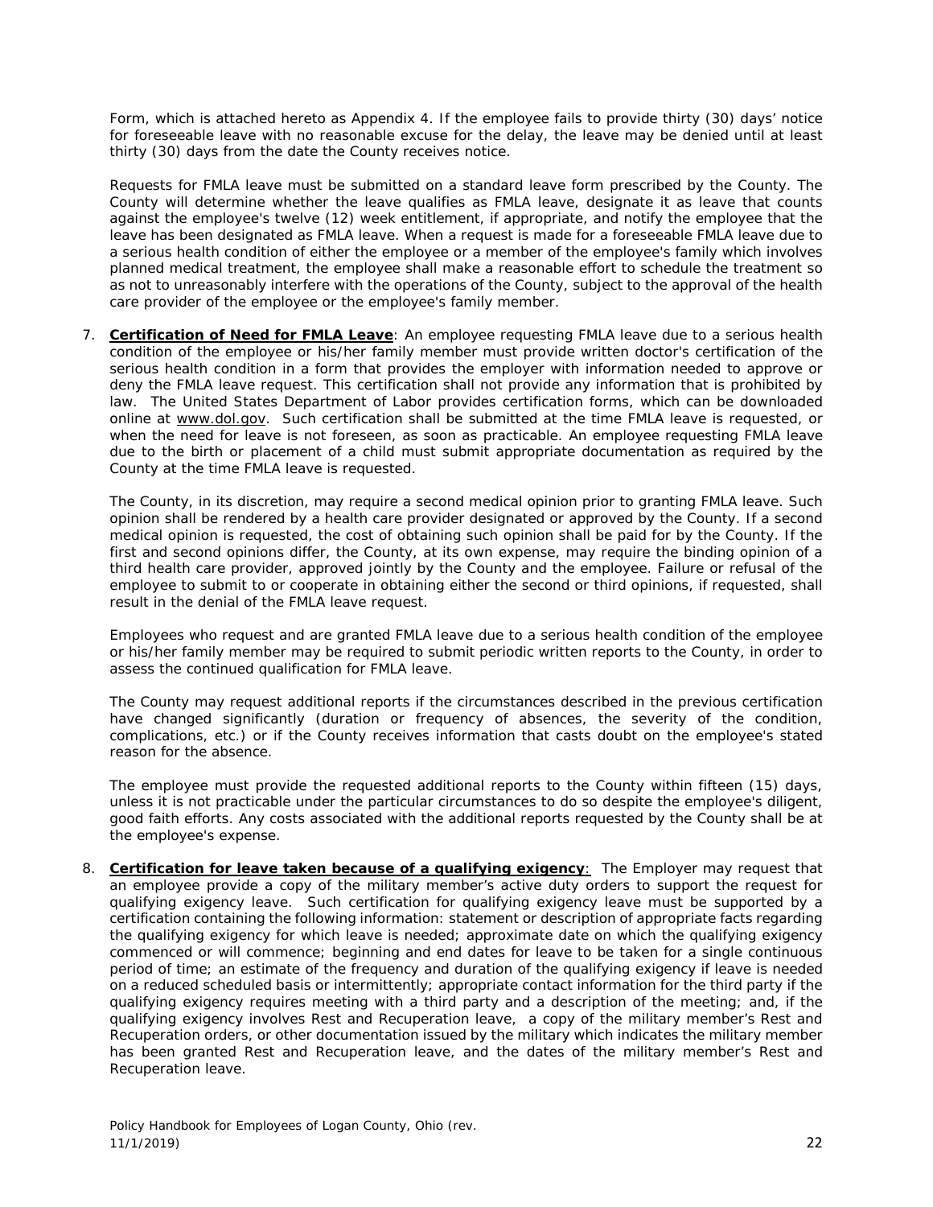Form, which is attached hereto as Appendix 4. If the employee fails to provide thirty (30) days' notice for foreseeable leave with no reasonable excuse for the delay, the leave may be denied until at least thirty (30) days from the date the County receives notice.

Requests for FMLA leave must be submitted on a standard leave form prescribed by the County. The County will determine whether the leave qualifies as FMLA leave, designate it as leave that counts against the employee's twelve (12) week entitlement, if appropriate, and notify the employee that the leave has been designated as FMLA leave. When a request is made for a foreseeable FMLA leave due to a serious health condition of either the employee or a member of the employee's family which involves planned medical treatment, the employee shall make a reasonable effort to schedule the treatment so as not to unreasonably interfere with the operations of the County, subject to the approval of the health care provider of the employee or the employee's family member.

7. **Certification of Need for FMLA Leave**: An employee requesting FMLA leave due to a serious health condition of the employee or his/her family member must provide written doctor's certification of the serious health condition in a form that provides the employer with information needed to approve or deny the FMLA leave request. This certification shall not provide any information that is prohibited by law. The United States Department of Labor provides certification forms, which can be downloaded online at www.dol.gov. Such certification shall be submitted at the time FMLA leave is requested, or when the need for leave is not foreseen, as soon as practicable. An employee requesting FMLA leave due to the birth or placement of a child must submit appropriate documentation as required by the County at the time FMLA leave is requested.

   The County, in its discretion, may require a second medical opinion prior to granting FMLA leave. Such opinion shall be rendered by a health care provider designated or approved by the County. If a second medical opinion is requested, the cost of obtaining such opinion shall be paid for by the County. If the first and second opinions differ, the County, at its own expense, may require the binding opinion of a third health care provider, approved jointly by the County and the employee. Failure or refusal of the employee to submit to or cooperate in obtaining either the second or third opinions, if requested, shall result in the denial of the FMLA leave request.

   Employees who request and are granted FMLA leave due to a serious health condition of the employee or his/her family member may be required to submit periodic written reports to the County, in order to assess the continued qualification for FMLA leave.

   The County may request additional reports if the circumstances described in the previous certification have changed significantly (duration or frequency of absences, the severity of the condition, complications, etc.) or if the County receives information that casts doubt on the employee's stated reason for the absence.

   The employee must provide the requested additional reports to the County within fifteen (15) days, unless it is not practicable under the particular circumstances to do so despite the employee's diligent, good faith efforts. Any costs associated with the additional reports requested by the County shall be at the employee's expense.

8. **Certification for leave taken because of a qualifying exigency**: The Employer may request that an employee provide a copy of the military member's active duty orders to support the request for qualifying exigency leave. Such certification for qualifying exigency leave must be supported by a certification containing the following information: statement or description of appropriate facts regarding the qualifying exigency for which leave is needed; approximate date on which the qualifying exigency commenced or will commence; beginning and end dates for leave to be taken for a single continuous period of time; an estimate of the frequency and duration of the qualifying exigency if leave is needed on a reduced scheduled basis or intermittently; appropriate contact information for the third party if the qualifying exigency requires meeting with a third party and a description of the meeting; and, if the qualifying exigency involves Rest and Recuperation leave, a copy of the military member's Rest and Recuperation orders, or other documentation issued by the military which indicates the military member has been granted Rest and Recuperation leave, and the dates of the military member's Rest and Recuperation leave.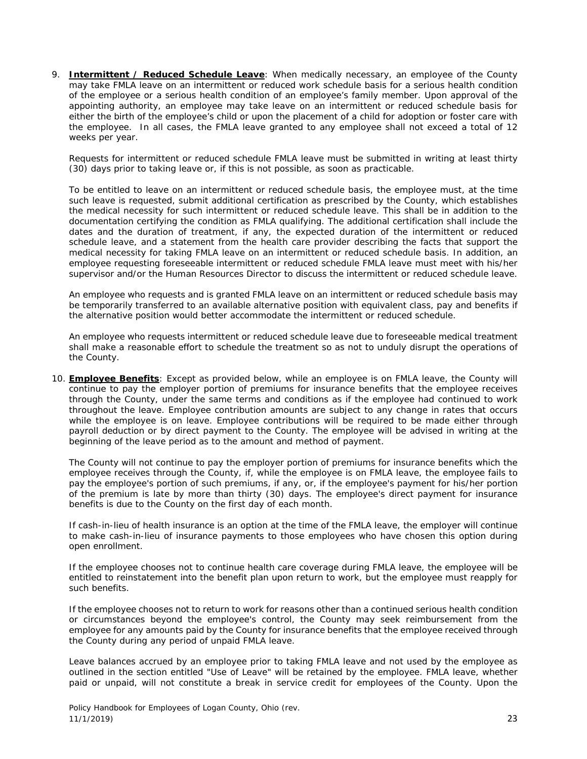9. **Intermittent / Reduced Schedule Leave**: When medically necessary, an employee of the County may take FMLA leave on an intermittent or reduced work schedule basis for a serious health condition of the employee or a serious health condition of an employee's family member. Upon approval of the appointing authority, an employee may take leave on an intermittent or reduced schedule basis for either the birth of the employee's child or upon the placement of a child for adoption or foster care with the employee. In all cases, the FMLA leave granted to any employee shall not exceed a total of 12 weeks per year.

   Requests for intermittent or reduced schedule FMLA leave must be submitted in writing at least thirty (30) days prior to taking leave or, if this is not possible, as soon as practicable.

   To be entitled to leave on an intermittent or reduced schedule basis, the employee must, at the time such leave is requested, submit additional certification as prescribed by the County, which establishes the medical necessity for such intermittent or reduced schedule leave. This shall be in addition to the documentation certifying the condition as FMLA qualifying. The additional certification shall include the dates and the duration of treatment, if any, the expected duration of the intermittent or reduced schedule leave, and a statement from the health care provider describing the facts that support the medical necessity for taking FMLA leave on an intermittent or reduced schedule basis. In addition, an employee requesting foreseeable intermittent or reduced schedule FMLA leave must meet with his/her supervisor and/or the Human Resources Director to discuss the intermittent or reduced schedule leave.

   An employee who requests and is granted FMLA leave on an intermittent or reduced schedule basis may be temporarily transferred to an available alternative position with equivalent class, pay and benefits if the alternative position would better accommodate the intermittent or reduced schedule.

   An employee who requests intermittent or reduced schedule leave due to foreseeable medical treatment shall make a reasonable effort to schedule the treatment so as not to unduly disrupt the operations of the County.

10. **Employee Benefits**: Except as provided below, while an employee is on FMLA leave, the County will continue to pay the employer portion of premiums for insurance benefits that the employee receives through the County, under the same terms and conditions as if the employee had continued to work throughout the leave. Employee contribution amounts are subject to any change in rates that occurs while the employee is on leave. Employee contributions will be required to be made either through payroll deduction or by direct payment to the County. The employee will be advised in writing at the beginning of the leave period as to the amount and method of payment.

    The County will not continue to pay the employer portion of premiums for insurance benefits which the employee receives through the County, if, while the employee is on FMLA leave, the employee fails to pay the employee's portion of such premiums, if any, or, if the employee's payment for his/her portion of the premium is late by more than thirty (30) days. The employee's direct payment for insurance benefits is due to the County on the first day of each month.

    If cash-in-lieu of health insurance is an option at the time of the FMLA leave, the employer will continue to make cash-in-lieu of insurance payments to those employees who have chosen this option during open enrollment.

    If the employee chooses not to continue health care coverage during FMLA leave, the employee will be entitled to reinstatement into the benefit plan upon return to work, but the employee must reapply for such benefits.

    If the employee chooses not to return to work for reasons other than a continued serious health condition or circumstances beyond the employee's control, the County may seek reimbursement from the employee for any amounts paid by the County for insurance benefits that the employee received through the County during any period of unpaid FMLA leave.

    Leave balances accrued by an employee prior to taking FMLA leave and not used by the employee as outlined in the section entitled "Use of Leave" will be retained by the employee. FMLA leave, whether paid or unpaid, will not constitute a break in service credit for employees of the County. Upon the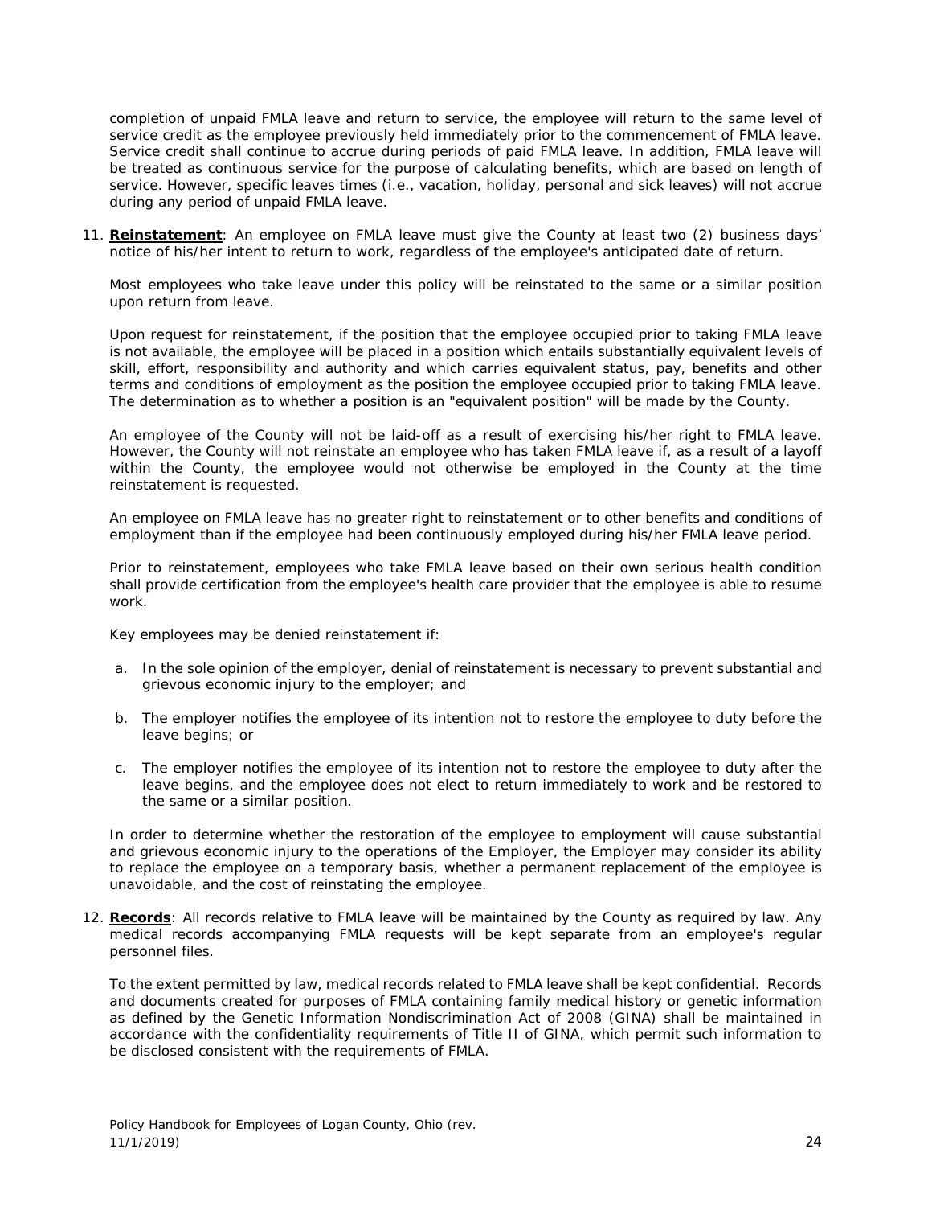completion of unpaid FMLA leave and return to service, the employee will return to the same level of service credit as the employee previously held immediately prior to the commencement of FMLA leave. Service credit shall continue to accrue during periods of paid FMLA leave. In addition, FMLA leave will be treated as continuous service for the purpose of calculating benefits, which are based on length of service. However, specific leaves times (i.e., vacation, holiday, personal and sick leaves) will not accrue during any period of unpaid FMLA leave.

11. **Reinstatement**: An employee on FMLA leave must give the County at least two (2) business days' notice of his/her intent to return to work, regardless of the employee's anticipated date of return.

    Most employees who take leave under this policy will be reinstated to the same or a similar position upon return from leave.

    Upon request for reinstatement, if the position that the employee occupied prior to taking FMLA leave is not available, the employee will be placed in a position which entails substantially equivalent levels of skill, effort, responsibility and authority and which carries equivalent status, pay, benefits and other terms and conditions of employment as the position the employee occupied prior to taking FMLA leave. The determination as to whether a position is an "equivalent position" will be made by the County.

    An employee of the County will not be laid-off as a result of exercising his/her right to FMLA leave. However, the County will not reinstate an employee who has taken FMLA leave if, as a result of a layoff within the County, the employee would not otherwise be employed in the County at the time reinstatement is requested.

    An employee on FMLA leave has no greater right to reinstatement or to other benefits and conditions of employment than if the employee had been continuously employed during his/her FMLA leave period.

    Prior to reinstatement, employees who take FMLA leave based on their own serious health condition shall provide certification from the employee's health care provider that the employee is able to resume work.

    Key employees may be denied reinstatement if:

    a. In the sole opinion of the employer, denial of reinstatement is necessary to prevent substantial and grievous economic injury to the employer; and

    b. The employer notifies the employee of its intention not to restore the employee to duty before the leave begins; or

    c. The employer notifies the employee of its intention not to restore the employee to duty after the leave begins, and the employee does not elect to return immediately to work and be restored to the same or a similar position.

    In order to determine whether the restoration of the employee to employment will cause substantial and grievous economic injury to the operations of the Employer, the Employer may consider its ability to replace the employee on a temporary basis, whether a permanent replacement of the employee is unavoidable, and the cost of reinstating the employee.

12. **Records**: All records relative to FMLA leave will be maintained by the County as required by law. Any medical records accompanying FMLA requests will be kept separate from an employee's regular personnel files.

    To the extent permitted by law, medical records related to FMLA leave shall be kept confidential. Records and documents created for purposes of FMLA containing family medical history or genetic information as defined by the Genetic Information Nondiscrimination Act of 2008 (GINA) shall be maintained in accordance with the confidentiality requirements of Title II of GINA, which permit such information to be disclosed consistent with the requirements of FMLA.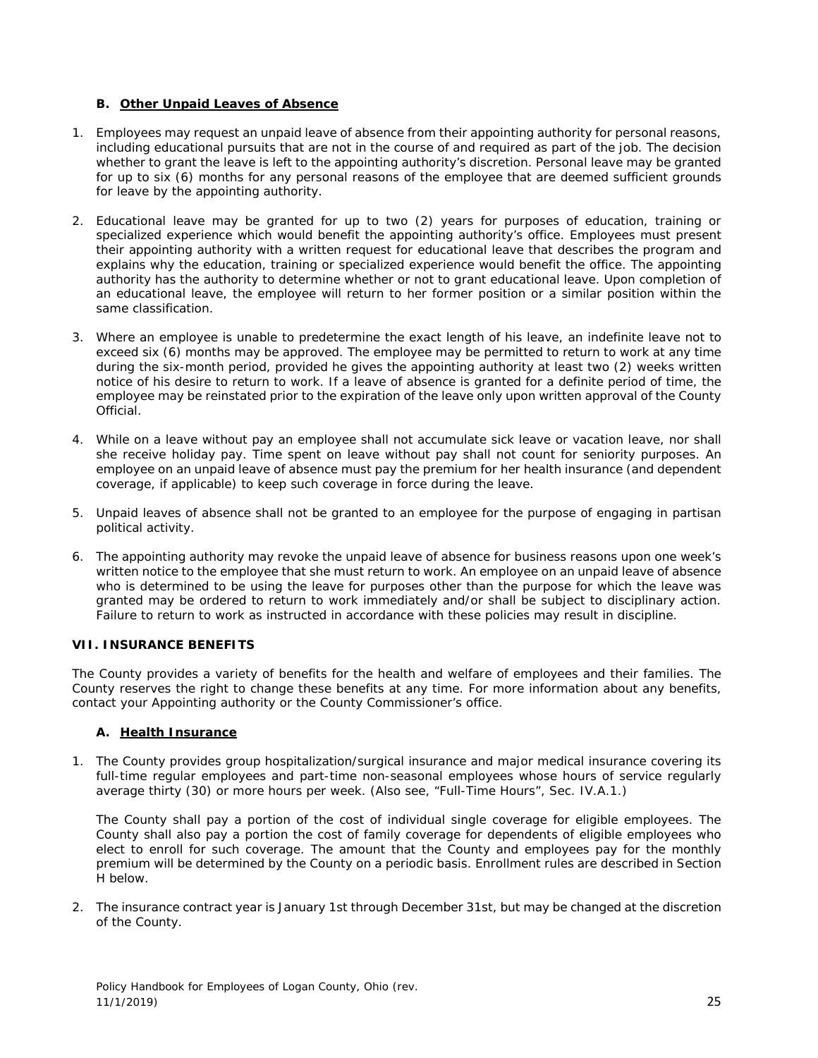### B. Other Unpaid Leaves of Absence

1. Employees may request an unpaid leave of absence from their appointing authority for personal reasons, including educational pursuits that are not in the course of and required as part of the job. The decision whether to grant the leave is left to the appointing authority's discretion. Personal leave may be granted for up to six (6) months for any personal reasons of the employee that are deemed sufficient grounds for leave by the appointing authority.

2. Educational leave may be granted for up to two (2) years for purposes of education, training or specialized experience which would benefit the appointing authority's office. Employees must present their appointing authority with a written request for educational leave that describes the program and explains why the education, training or specialized experience would benefit the office. The appointing authority has the authority to determine whether or not to grant educational leave. Upon completion of an educational leave, the employee will return to her former position or a similar position within the same classification.

3. Where an employee is unable to predetermine the exact length of his leave, an indefinite leave not to exceed six (6) months may be approved. The employee may be permitted to return to work at any time during the six-month period, provided he gives the appointing authority at least two (2) weeks written notice of his desire to return to work. If a leave of absence is granted for a definite period of time, the employee may be reinstated prior to the expiration of the leave only upon written approval of the County Official.

4. While on a leave without pay an employee shall not accumulate sick leave or vacation leave, nor shall she receive holiday pay. Time spent on leave without pay shall not count for seniority purposes. An employee on an unpaid leave of absence must pay the premium for her health insurance (and dependent coverage, if applicable) to keep such coverage in force during the leave.

5. Unpaid leaves of absence shall not be granted to an employee for the purpose of engaging in partisan political activity.

6. The appointing authority may revoke the unpaid leave of absence for business reasons upon one week's written notice to the employee that she must return to work. An employee on an unpaid leave of absence who is determined to be using the leave for purposes other than the purpose for which the leave was granted may be ordered to return to work immediately and/or shall be subject to disciplinary action. Failure to return to work as instructed in accordance with these policies may result in discipline.

## VII. INSURANCE BENEFITS

The County provides a variety of benefits for the health and welfare of employees and their families. The County reserves the right to change these benefits at any time. For more information about any benefits, contact your Appointing authority or the County Commissioner's office.

### A. Health Insurance

1. The County provides group hospitalization/surgical insurance and major medical insurance covering its full-time regular employees and part-time non-seasonal employees whose hours of service regularly average thirty (30) or more hours per week. (Also see, "Full-Time Hours", Sec. IV.A.1.)

   The County shall pay a portion of the cost of individual single coverage for eligible employees. The County shall also pay a portion the cost of family coverage for dependents of eligible employees who elect to enroll for such coverage. The amount that the County and employees pay for the monthly premium will be determined by the County on a periodic basis. Enrollment rules are described in Section H below.

2. The insurance contract year is January 1st through December 31st, but may be changed at the discretion of the County.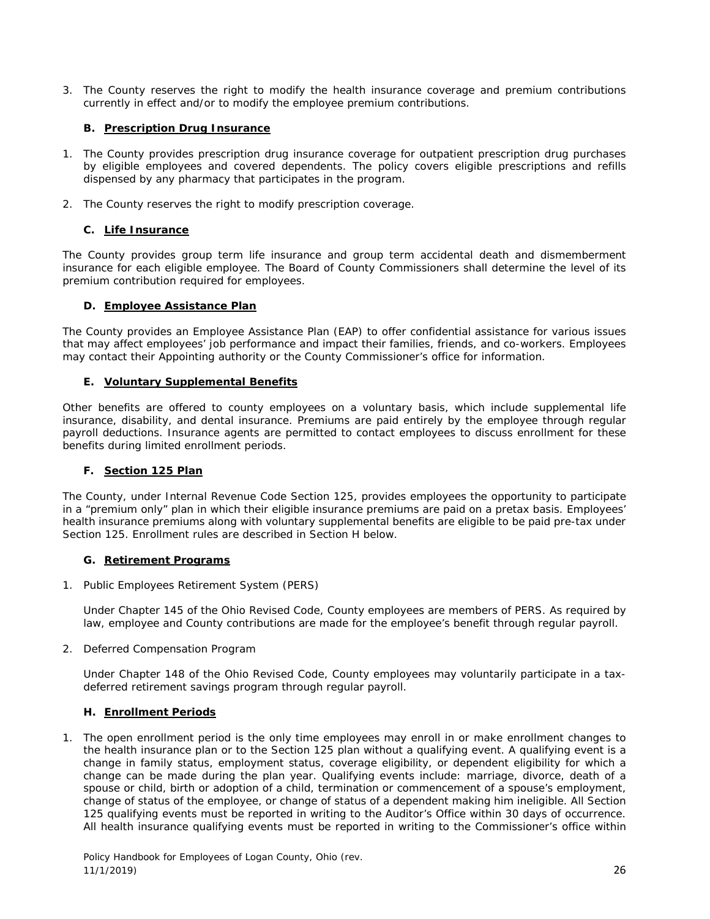3. The County reserves the right to modify the health insurance coverage and premium contributions currently in effect and/or to modify the employee premium contributions.

### B. <u>Prescription Drug Insurance</u>

1. The County provides prescription drug insurance coverage for outpatient prescription drug purchases by eligible employees and covered dependents. The policy covers eligible prescriptions and refills dispensed by any pharmacy that participates in the program.

2. The County reserves the right to modify prescription coverage.

### C. <u>Life Insurance</u>

The County provides group term life insurance and group term accidental death and dismemberment insurance for each eligible employee. The Board of County Commissioners shall determine the level of its premium contribution required for employees.

### D. <u>Employee Assistance Plan</u>

The County provides an Employee Assistance Plan (EAP) to offer confidential assistance for various issues that may affect employees' job performance and impact their families, friends, and co-workers. Employees may contact their Appointing authority or the County Commissioner's office for information.

### E. <u>Voluntary Supplemental Benefits</u>

Other benefits are offered to county employees on a voluntary basis, which include supplemental life insurance, disability, and dental insurance. Premiums are paid entirely by the employee through regular payroll deductions. Insurance agents are permitted to contact employees to discuss enrollment for these benefits during limited enrollment periods.

### F. <u>Section 125 Plan</u>

The County, under Internal Revenue Code Section 125, provides employees the opportunity to participate in a "premium only" plan in which their eligible insurance premiums are paid on a pretax basis. Employees' health insurance premiums along with voluntary supplemental benefits are eligible to be paid pre-tax under Section 125. Enrollment rules are described in Section H below.

### G. <u>Retirement Programs</u>

1. Public Employees Retirement System (PERS)

   Under Chapter 145 of the Ohio Revised Code, County employees are members of PERS. As required by law, employee and County contributions are made for the employee's benefit through regular payroll.

2. Deferred Compensation Program

   Under Chapter 148 of the Ohio Revised Code, County employees may voluntarily participate in a tax-deferred retirement savings program through regular payroll.

### H. <u>Enrollment Periods</u>

1. The open enrollment period is the only time employees may enroll in or make enrollment changes to the health insurance plan or to the Section 125 plan without a qualifying event. A qualifying event is a change in family status, employment status, coverage eligibility, or dependent eligibility for which a change can be made during the plan year. Qualifying events include: marriage, divorce, death of a spouse or child, birth or adoption of a child, termination or commencement of a spouse's employment, change of status of the employee, or change of status of a dependent making him ineligible. All Section 125 qualifying events must be reported in writing to the Auditor's Office within 30 days of occurrence. All health insurance qualifying events must be reported in writing to the Commissioner's office within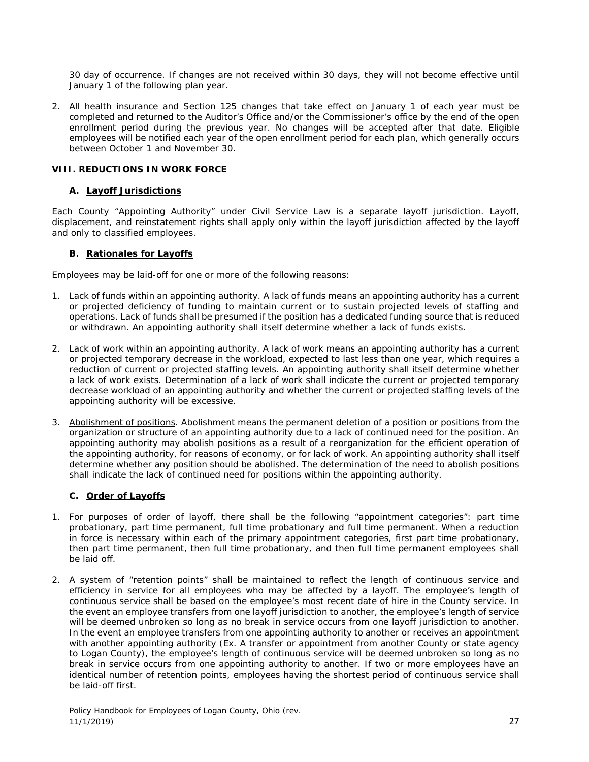30 day of occurrence. If changes are not received within 30 days, they will not become effective until January 1 of the following plan year.

2. All health insurance and Section 125 changes that take effect on January 1 of each year must be completed and returned to the Auditor's Office and/or the Commissioner's office by the end of the open enrollment period during the previous year. No changes will be accepted after that date. Eligible employees will be notified each year of the open enrollment period for each plan, which generally occurs between October 1 and November 30.

## VIII. REDUCTIONS IN WORK FORCE

### A. Layoff Jurisdictions

Each County "Appointing Authority" under Civil Service Law is a separate layoff jurisdiction. Layoff, displacement, and reinstatement rights shall apply only within the layoff jurisdiction affected by the layoff and only to classified employees.

### B. Rationales for Layoffs

Employees may be laid-off for one or more of the following reasons:

1. Lack of funds within an appointing authority. A lack of funds means an appointing authority has a current or projected deficiency of funding to maintain current or to sustain projected levels of staffing and operations. Lack of funds shall be presumed if the position has a dedicated funding source that is reduced or withdrawn. An appointing authority shall itself determine whether a lack of funds exists.

2. Lack of work within an appointing authority. A lack of work means an appointing authority has a current or projected temporary decrease in the workload, expected to last less than one year, which requires a reduction of current or projected staffing levels. An appointing authority shall itself determine whether a lack of work exists. Determination of a lack of work shall indicate the current or projected temporary decrease workload of an appointing authority and whether the current or projected staffing levels of the appointing authority will be excessive.

3. Abolishment of positions. Abolishment means the permanent deletion of a position or positions from the organization or structure of an appointing authority due to a lack of continued need for the position. An appointing authority may abolish positions as a result of a reorganization for the efficient operation of the appointing authority, for reasons of economy, or for lack of work. An appointing authority shall itself determine whether any position should be abolished. The determination of the need to abolish positions shall indicate the lack of continued need for positions within the appointing authority.

### C. Order of Layoffs

1. For purposes of order of layoff, there shall be the following "appointment categories": part time probationary, part time permanent, full time probationary and full time permanent. When a reduction in force is necessary within each of the primary appointment categories, first part time probationary, then part time permanent, then full time probationary, and then full time permanent employees shall be laid off.

2. A system of "retention points" shall be maintained to reflect the length of continuous service and efficiency in service for all employees who may be affected by a layoff. The employee's length of continuous service shall be based on the employee's most recent date of hire in the County service. In the event an employee transfers from one layoff jurisdiction to another, the employee's length of service will be deemed unbroken so long as no break in service occurs from one layoff jurisdiction to another. In the event an employee transfers from one appointing authority to another or receives an appointment with another appointing authority (Ex. A transfer or appointment from another County or state agency to Logan County), the employee's length of continuous service will be deemed unbroken so long as no break in service occurs from one appointing authority to another. If two or more employees have an identical number of retention points, employees having the shortest period of continuous service shall be laid-off first.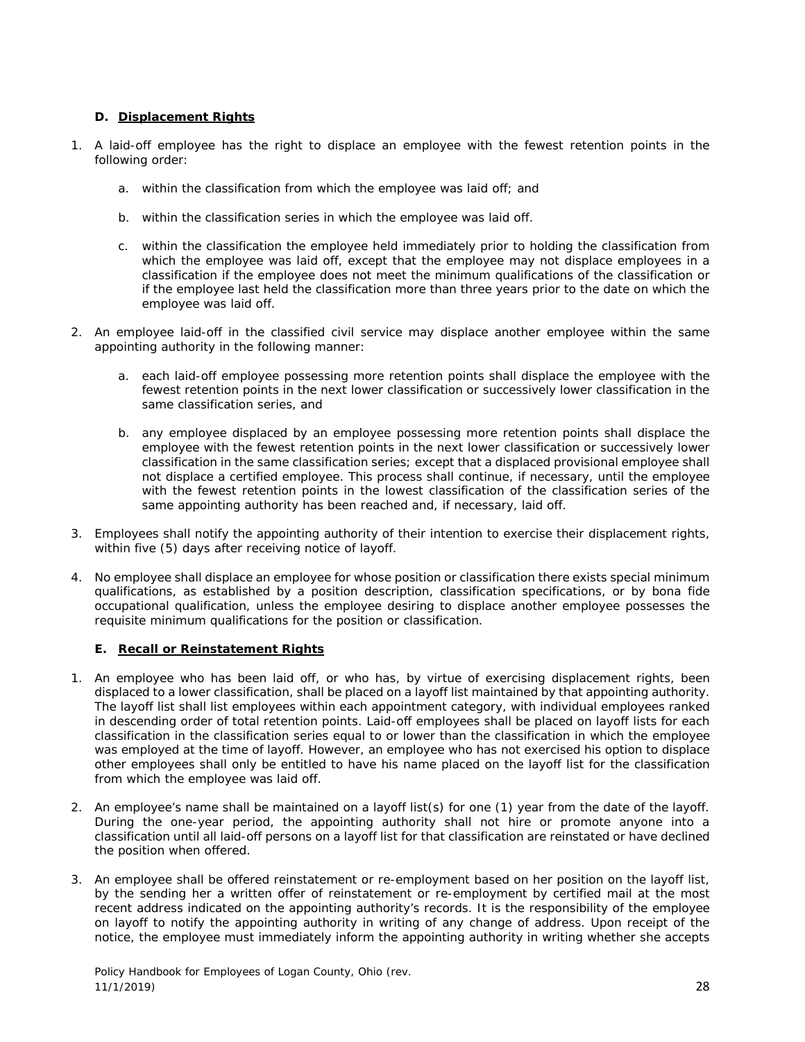### D. <u>Displacement Rights</u>

1. A laid-off employee has the right to displace an employee with the fewest retention points in the following order:

    a. within the classification from which the employee was laid off; and

    b. within the classification series in which the employee was laid off.

    c. within the classification the employee held immediately prior to holding the classification from which the employee was laid off, except that the employee may not displace employees in a classification if the employee does not meet the minimum qualifications of the classification or if the employee last held the classification more than three years prior to the date on which the employee was laid off.

2. An employee laid-off in the classified civil service may displace another employee within the same appointing authority in the following manner:

    a. each laid-off employee possessing more retention points shall displace the employee with the fewest retention points in the next lower classification or successively lower classification in the same classification series, and

    b. any employee displaced by an employee possessing more retention points shall displace the employee with the fewest retention points in the next lower classification or successively lower classification in the same classification series; except that a displaced provisional employee shall not displace a certified employee. This process shall continue, if necessary, until the employee with the fewest retention points in the lowest classification of the classification series of the same appointing authority has been reached and, if necessary, laid off.

3. Employees shall notify the appointing authority of their intention to exercise their displacement rights, within five (5) days after receiving notice of layoff.

4. No employee shall displace an employee for whose position or classification there exists special minimum qualifications, as established by a position description, classification specifications, or by bona fide occupational qualification, unless the employee desiring to displace another employee possesses the requisite minimum qualifications for the position or classification.

### E. <u>Recall or Reinstatement Rights</u>

1. An employee who has been laid off, or who has, by virtue of exercising displacement rights, been displaced to a lower classification, shall be placed on a layoff list maintained by that appointing authority. The layoff list shall list employees within each appointment category, with individual employees ranked in descending order of total retention points. Laid-off employees shall be placed on layoff lists for each classification in the classification series equal to or lower than the classification in which the employee was employed at the time of layoff. However, an employee who has not exercised his option to displace other employees shall only be entitled to have his name placed on the layoff list for the classification from which the employee was laid off.

2. An employee's name shall be maintained on a layoff list(s) for one (1) year from the date of the layoff. During the one-year period, the appointing authority shall not hire or promote anyone into a classification until all laid-off persons on a layoff list for that classification are reinstated or have declined the position when offered.

3. An employee shall be offered reinstatement or re-employment based on her position on the layoff list, by the sending her a written offer of reinstatement or re-employment by certified mail at the most recent address indicated on the appointing authority's records. It is the responsibility of the employee on layoff to notify the appointing authority in writing of any change of address. Upon receipt of the notice, the employee must immediately inform the appointing authority in writing whether she accepts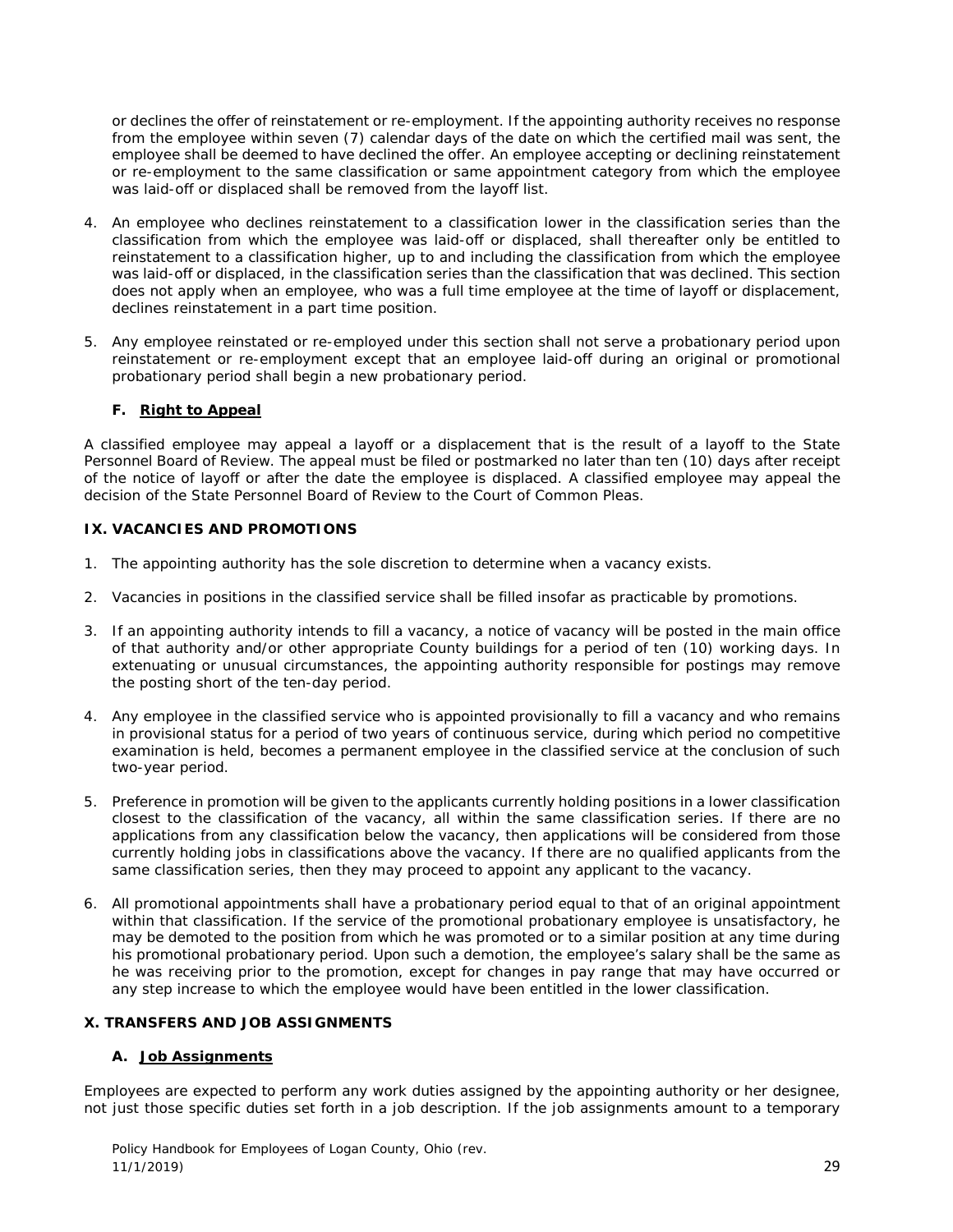or declines the offer of reinstatement or re-employment. If the appointing authority receives no response from the employee within seven (7) calendar days of the date on which the certified mail was sent, the employee shall be deemed to have declined the offer. An employee accepting or declining reinstatement or re-employment to the same classification or same appointment category from which the employee was laid-off or displaced shall be removed from the layoff list.

4. An employee who declines reinstatement to a classification lower in the classification series than the classification from which the employee was laid-off or displaced, shall thereafter only be entitled to reinstatement to a classification higher, up to and including the classification from which the employee was laid-off or displaced, in the classification series than the classification that was declined. This section does not apply when an employee, who was a full time employee at the time of layoff or displacement, declines reinstatement in a part time position.

5. Any employee reinstated or re-employed under this section shall not serve a probationary period upon reinstatement or re-employment except that an employee laid-off during an original or promotional probationary period shall begin a new probationary period.

### F. Right to Appeal

A classified employee may appeal a layoff or a displacement that is the result of a layoff to the State Personnel Board of Review. The appeal must be filed or postmarked no later than ten (10) days after receipt of the notice of layoff or after the date the employee is displaced. A classified employee may appeal the decision of the State Personnel Board of Review to the Court of Common Pleas.

## IX. VACANCIES AND PROMOTIONS

1. The appointing authority has the sole discretion to determine when a vacancy exists.

2. Vacancies in positions in the classified service shall be filled insofar as practicable by promotions.

3. If an appointing authority intends to fill a vacancy, a notice of vacancy will be posted in the main office of that authority and/or other appropriate County buildings for a period of ten (10) working days. In extenuating or unusual circumstances, the appointing authority responsible for postings may remove the posting short of the ten-day period.

4. Any employee in the classified service who is appointed provisionally to fill a vacancy and who remains in provisional status for a period of two years of continuous service, during which period no competitive examination is held, becomes a permanent employee in the classified service at the conclusion of such two-year period.

5. Preference in promotion will be given to the applicants currently holding positions in a lower classification closest to the classification of the vacancy, all within the same classification series. If there are no applications from any classification below the vacancy, then applications will be considered from those currently holding jobs in classifications above the vacancy. If there are no qualified applicants from the same classification series, then they may proceed to appoint any applicant to the vacancy.

6. All promotional appointments shall have a probationary period equal to that of an original appointment within that classification. If the service of the promotional probationary employee is unsatisfactory, he may be demoted to the position from which he was promoted or to a similar position at any time during his promotional probationary period. Upon such a demotion, the employee's salary shall be the same as he was receiving prior to the promotion, except for changes in pay range that may have occurred or any step increase to which the employee would have been entitled in the lower classification.

## X. TRANSFERS AND JOB ASSIGNMENTS

### A. Job Assignments

Employees are expected to perform any work duties assigned by the appointing authority or her designee, not just those specific duties set forth in a job description. If the job assignments amount to a temporary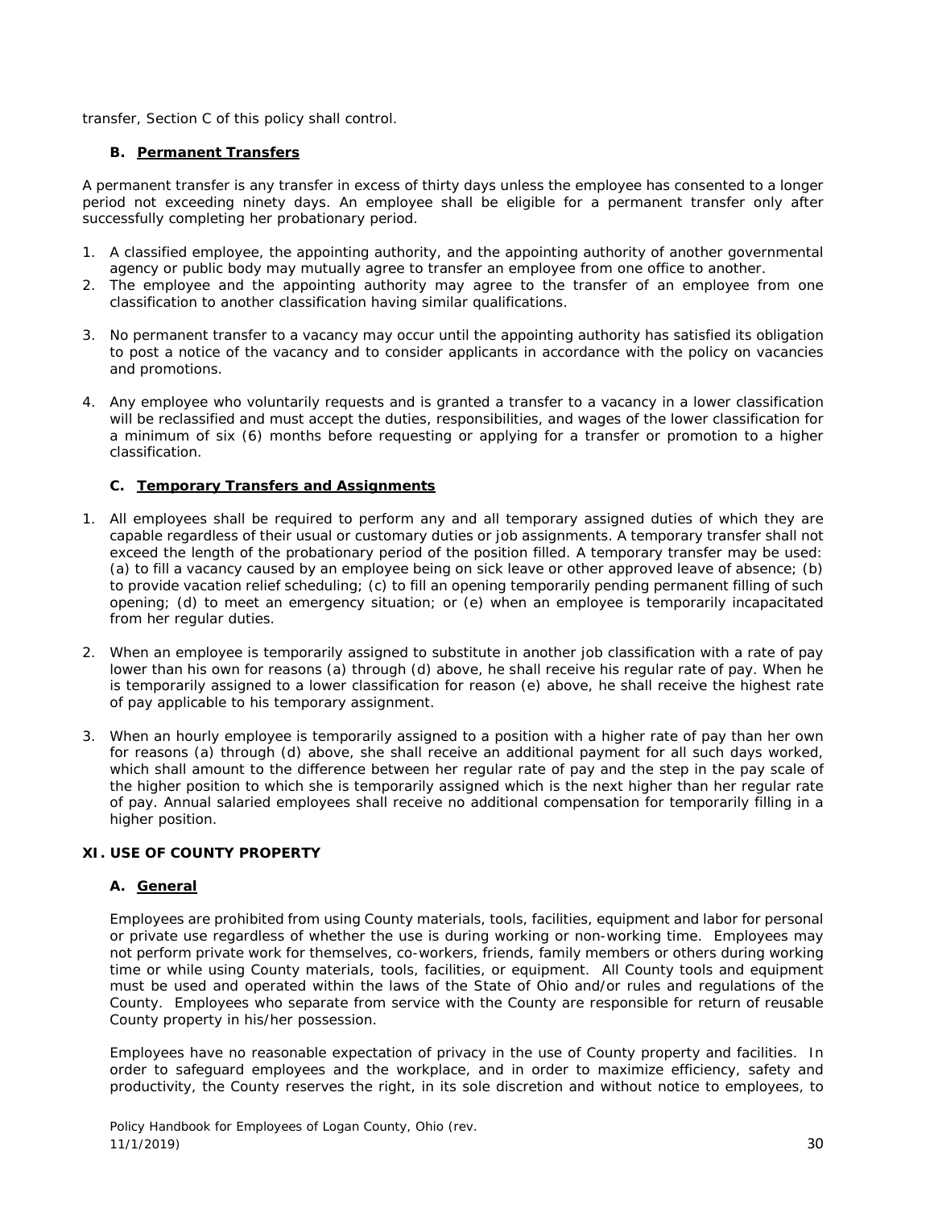transfer, Section C of this policy shall control.

### B. Permanent Transfers

A permanent transfer is any transfer in excess of thirty days unless the employee has consented to a longer period not exceeding ninety days. An employee shall be eligible for a permanent transfer only after successfully completing her probationary period.

1. A classified employee, the appointing authority, and the appointing authority of another governmental agency or public body may mutually agree to transfer an employee from one office to another.
2. The employee and the appointing authority may agree to the transfer of an employee from one classification to another classification having similar qualifications.
3. No permanent transfer to a vacancy may occur until the appointing authority has satisfied its obligation to post a notice of the vacancy and to consider applicants in accordance with the policy on vacancies and promotions.
4. Any employee who voluntarily requests and is granted a transfer to a vacancy in a lower classification will be reclassified and must accept the duties, responsibilities, and wages of the lower classification for a minimum of six (6) months before requesting or applying for a transfer or promotion to a higher classification.

### C. Temporary Transfers and Assignments

1. All employees shall be required to perform any and all temporary assigned duties of which they are capable regardless of their usual or customary duties or job assignments. A temporary transfer shall not exceed the length of the probationary period of the position filled. A temporary transfer may be used: (a) to fill a vacancy caused by an employee being on sick leave or other approved leave of absence; (b) to provide vacation relief scheduling; (c) to fill an opening temporarily pending permanent filling of such opening; (d) to meet an emergency situation; or (e) when an employee is temporarily incapacitated from her regular duties.
2. When an employee is temporarily assigned to substitute in another job classification with a rate of pay lower than his own for reasons (a) through (d) above, he shall receive his regular rate of pay. When he is temporarily assigned to a lower classification for reason (e) above, he shall receive the highest rate of pay applicable to his temporary assignment.
3. When an hourly employee is temporarily assigned to a position with a higher rate of pay than her own for reasons (a) through (d) above, she shall receive an additional payment for all such days worked, which shall amount to the difference between her regular rate of pay and the step in the pay scale of the higher position to which she is temporarily assigned which is the next higher than her regular rate of pay. Annual salaried employees shall receive no additional compensation for temporarily filling in a higher position.

## XI. USE OF COUNTY PROPERTY

### A. General

Employees are prohibited from using County materials, tools, facilities, equipment and labor for personal or private use regardless of whether the use is during working or non-working time. Employees may not perform private work for themselves, co-workers, friends, family members or others during working time or while using County materials, tools, facilities, or equipment. All County tools and equipment must be used and operated within the laws of the State of Ohio and/or rules and regulations of the County. Employees who separate from service with the County are responsible for return of reusable County property in his/her possession.

Employees have no reasonable expectation of privacy in the use of County property and facilities. In order to safeguard employees and the workplace, and in order to maximize efficiency, safety and productivity, the County reserves the right, in its sole discretion and without notice to employees, to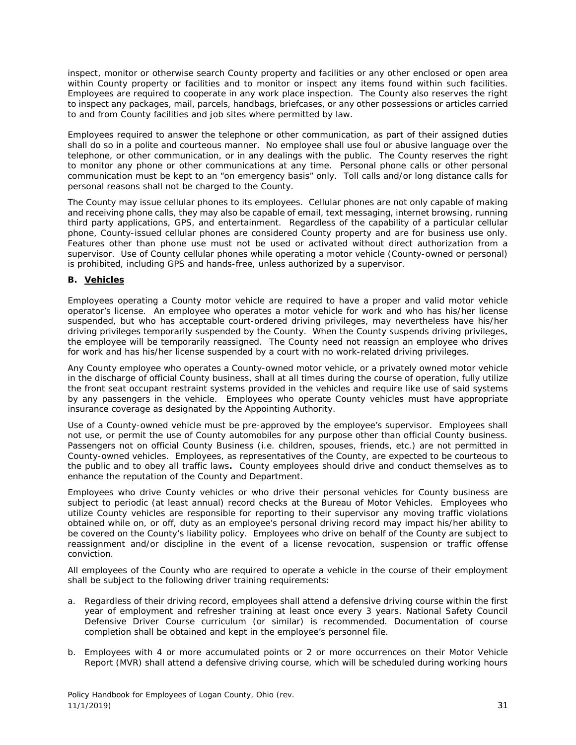inspect, monitor or otherwise search County property and facilities or any other enclosed or open area within County property or facilities and to monitor or inspect any items found within such facilities. Employees are required to cooperate in any work place inspection. The County also reserves the right to inspect any packages, mail, parcels, handbags, briefcases, or any other possessions or articles carried to and from County facilities and job sites where permitted by law.

Employees required to answer the telephone or other communication, as part of their assigned duties shall do so in a polite and courteous manner. No employee shall use foul or abusive language over the telephone, or other communication, or in any dealings with the public. The County reserves the right to monitor any phone or other communications at any time. Personal phone calls or other personal communication must be kept to an "on emergency basis" only. Toll calls and/or long distance calls for personal reasons shall not be charged to the County.

The County may issue cellular phones to its employees. Cellular phones are not only capable of making and receiving phone calls, they may also be capable of email, text messaging, internet browsing, running third party applications, GPS, and entertainment. Regardless of the capability of a particular cellular phone, County-issued cellular phones are considered County property and are for business use only. Features other than phone use must not be used or activated without direct authorization from a supervisor. Use of County cellular phones while operating a motor vehicle (County-owned or personal) is prohibited, including GPS and hands-free, unless authorized by a supervisor.

**B. Vehicles**

Employees operating a County motor vehicle are required to have a proper and valid motor vehicle operator's license. An employee who operates a motor vehicle for work and who has his/her license suspended, but who has acceptable court-ordered driving privileges, may nevertheless have his/her driving privileges temporarily suspended by the County. When the County suspends driving privileges, the employee will be temporarily reassigned. The County need not reassign an employee who drives for work and has his/her license suspended by a court with no work-related driving privileges.

Any County employee who operates a County-owned motor vehicle, or a privately owned motor vehicle in the discharge of official County business, shall at all times during the course of operation, fully utilize the front seat occupant restraint systems provided in the vehicles and require like use of said systems by any passengers in the vehicle. Employees who operate County vehicles must have appropriate insurance coverage as designated by the Appointing Authority.

Use of a County-owned vehicle must be pre-approved by the employee's supervisor. Employees shall not use, or permit the use of County automobiles for any purpose other than official County business. Passengers not on official County Business (i.e. children, spouses, friends, etc.) are not permitted in County-owned vehicles. Employees, as representatives of the County, are expected to be courteous to the public and to obey all traffic laws**.** County employees should drive and conduct themselves as to enhance the reputation of the County and Department.

Employees who drive County vehicles or who drive their personal vehicles for County business are subject to periodic (at least annual) record checks at the Bureau of Motor Vehicles. Employees who utilize County vehicles are responsible for reporting to their supervisor any moving traffic violations obtained while on, or off, duty as an employee's personal driving record may impact his/her ability to be covered on the County's liability policy. Employees who drive on behalf of the County are subject to reassignment and/or discipline in the event of a license revocation, suspension or traffic offense conviction.

All employees of the County who are required to operate a vehicle in the course of their employment shall be subject to the following driver training requirements:

a. Regardless of their driving record, employees shall attend a defensive driving course within the first year of employment and refresher training at least once every 3 years. National Safety Council Defensive Driver Course curriculum (or similar) is recommended. Documentation of course completion shall be obtained and kept in the employee's personnel file.

b. Employees with 4 or more accumulated points or 2 or more occurrences on their Motor Vehicle Report (MVR) shall attend a defensive driving course, which will be scheduled during working hours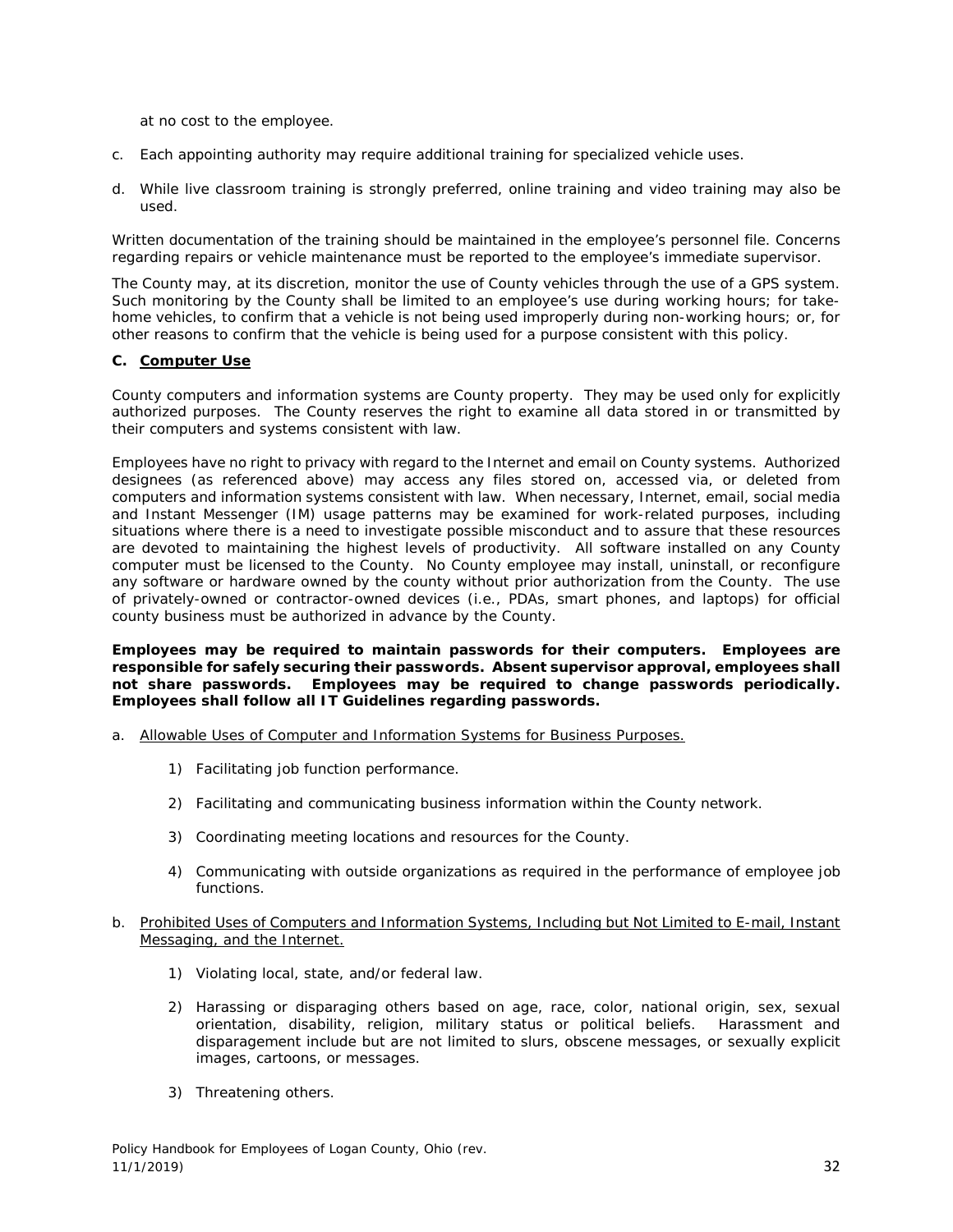at no cost to the employee.

c. Each appointing authority may require additional training for specialized vehicle uses.

d. While live classroom training is strongly preferred, online training and video training may also be used.

Written documentation of the training should be maintained in the employee's personnel file. Concerns regarding repairs or vehicle maintenance must be reported to the employee's immediate supervisor.

The County may, at its discretion, monitor the use of County vehicles through the use of a GPS system. Such monitoring by the County shall be limited to an employee's use during working hours; for take-home vehicles, to confirm that a vehicle is not being used improperly during non-working hours; or, for other reasons to confirm that the vehicle is being used for a purpose consistent with this policy.

**C. <u>Computer Use</u>**

County computers and information systems are County property. They may be used only for explicitly authorized purposes. The County reserves the right to examine all data stored in or transmitted by their computers and systems consistent with law.

Employees have no right to privacy with regard to the Internet and email on County systems. Authorized designees (as referenced above) may access any files stored on, accessed via, or deleted from computers and information systems consistent with law. When necessary, Internet, email, social media and Instant Messenger (IM) usage patterns may be examined for work-related purposes, including situations where there is a need to investigate possible misconduct and to assure that these resources are devoted to maintaining the highest levels of productivity. All software installed on any County computer must be licensed to the County. No County employee may install, uninstall, or reconfigure any software or hardware owned by the county without prior authorization from the County. The use of privately-owned or contractor-owned devices (i.e., PDAs, smart phones, and laptops) for official county business must be authorized in advance by the County.

**Employees may be required to maintain passwords for their computers. Employees are responsible for safely securing their passwords. Absent supervisor approval, employees shall not share passwords. Employees may be required to change passwords periodically. Employees shall follow all IT Guidelines regarding passwords.**

a. <u>Allowable Uses of Computer and Information Systems for Business Purposes.</u>

   1) Facilitating job function performance.

   2) Facilitating and communicating business information within the County network.

   3) Coordinating meeting locations and resources for the County.

   4) Communicating with outside organizations as required in the performance of employee job functions.

b. <u>Prohibited Uses of Computers and Information Systems, Including but Not Limited to E-mail, Instant Messaging, and the Internet.</u>

   1) Violating local, state, and/or federal law.

   2) Harassing or disparaging others based on age, race, color, national origin, sex, sexual orientation, disability, religion, military status or political beliefs. Harassment and disparagement include but are not limited to slurs, obscene messages, or sexually explicit images, cartoons, or messages.

   3) Threatening others.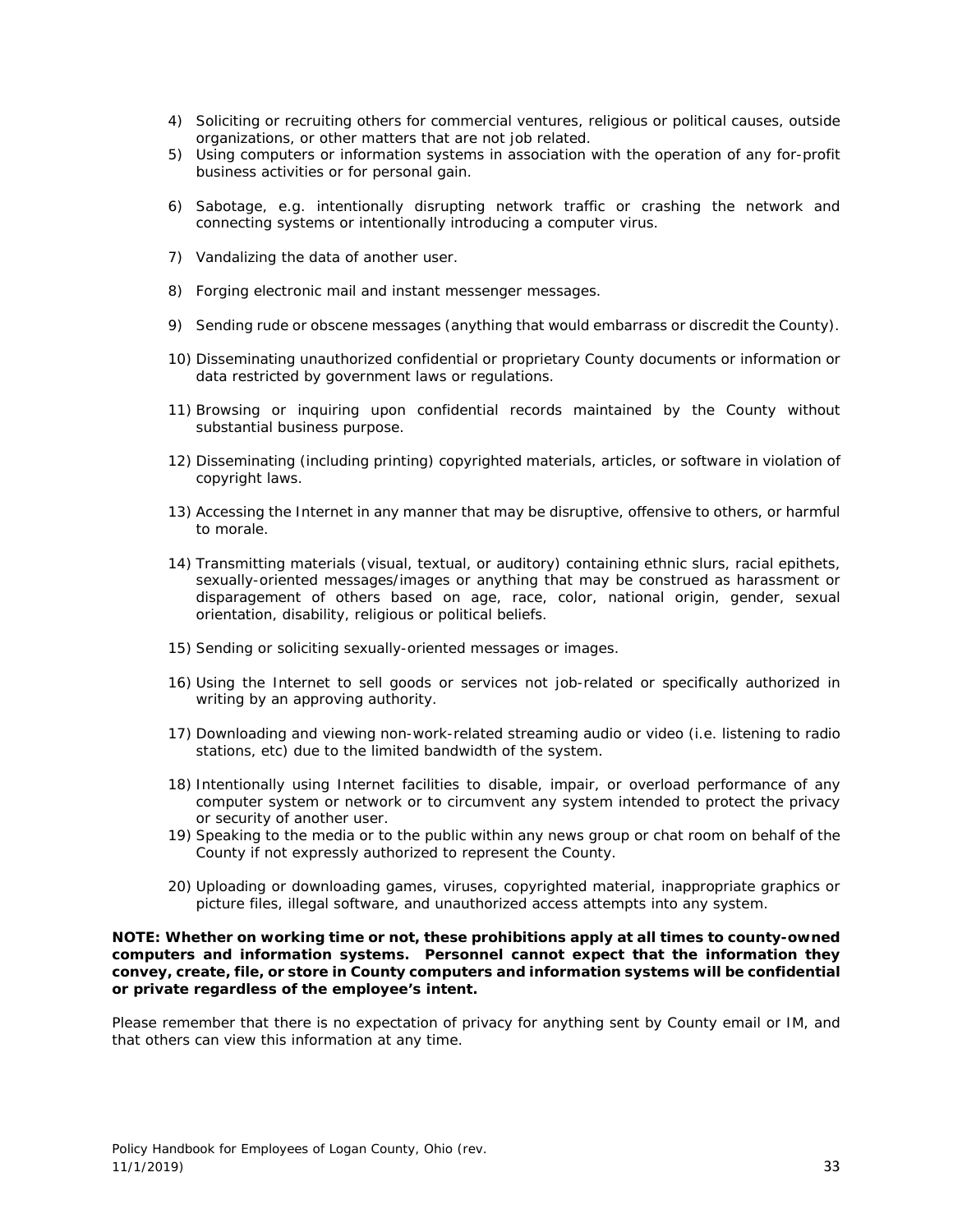4) Soliciting or recruiting others for commercial ventures, religious or political causes, outside organizations, or other matters that are not job related.
5) Using computers or information systems in association with the operation of any for-profit business activities or for personal gain.
6) Sabotage, e.g. intentionally disrupting network traffic or crashing the network and connecting systems or intentionally introducing a computer virus.
7) Vandalizing the data of another user.
8) Forging electronic mail and instant messenger messages.
9) Sending rude or obscene messages (anything that would embarrass or discredit the County).
10) Disseminating unauthorized confidential or proprietary County documents or information or data restricted by government laws or regulations.
11) Browsing or inquiring upon confidential records maintained by the County without substantial business purpose.
12) Disseminating (including printing) copyrighted materials, articles, or software in violation of copyright laws.
13) Accessing the Internet in any manner that may be disruptive, offensive to others, or harmful to morale.
14) Transmitting materials (visual, textual, or auditory) containing ethnic slurs, racial epithets, sexually-oriented messages/images or anything that may be construed as harassment or disparagement of others based on age, race, color, national origin, gender, sexual orientation, disability, religious or political beliefs.
15) Sending or soliciting sexually-oriented messages or images.
16) Using the Internet to sell goods or services not job-related or specifically authorized in writing by an approving authority.
17) Downloading and viewing non-work-related streaming audio or video (i.e. listening to radio stations, etc) due to the limited bandwidth of the system.
18) Intentionally using Internet facilities to disable, impair, or overload performance of any computer system or network or to circumvent any system intended to protect the privacy or security of another user.
19) Speaking to the media or to the public within any news group or chat room on behalf of the County if not expressly authorized to represent the County.
20) Uploading or downloading games, viruses, copyrighted material, inappropriate graphics or picture files, illegal software, and unauthorized access attempts into any system.

**NOTE: Whether on working time or not, these prohibitions apply at all times to county-owned computers and information systems. Personnel cannot expect that the information they convey, create, file, or store in County computers and information systems will be confidential or private regardless of the employee's intent.**

Please remember that there is no expectation of privacy for anything sent by County email or IM, and that others can view this information at any time.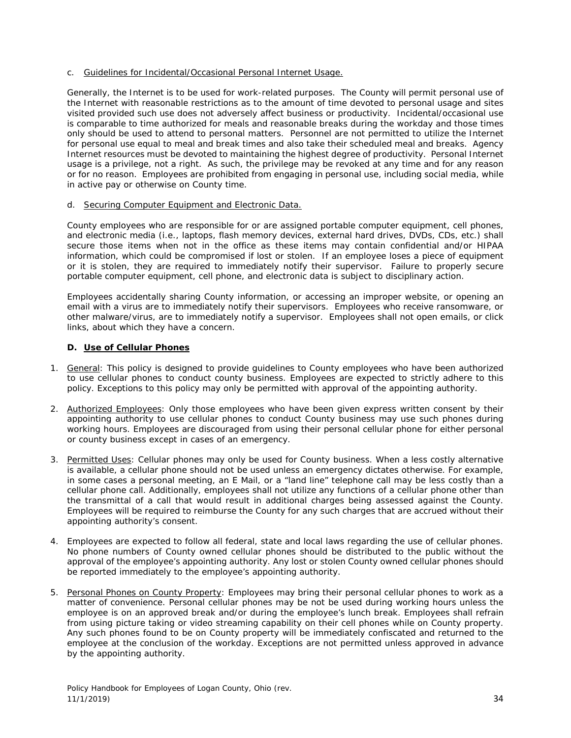c. Guidelines for Incidental/Occasional Personal Internet Usage.

Generally, the Internet is to be used for work-related purposes. The County will permit personal use of the Internet with reasonable restrictions as to the amount of time devoted to personal usage and sites visited provided such use does not adversely affect business or productivity. Incidental/occasional use is comparable to time authorized for meals and reasonable breaks during the workday and those times only should be used to attend to personal matters. Personnel are not permitted to utilize the Internet for personal use equal to meal and break times and also take their scheduled meal and breaks. Agency Internet resources must be devoted to maintaining the highest degree of productivity. Personal Internet usage is a privilege, not a right. As such, the privilege may be revoked at any time and for any reason or for no reason. Employees are prohibited from engaging in personal use, including social media, while in active pay or otherwise on County time.

d. Securing Computer Equipment and Electronic Data.

County employees who are responsible for or are assigned portable computer equipment, cell phones, and electronic media (i.e., laptops, flash memory devices, external hard drives, DVDs, CDs, etc.) shall secure those items when not in the office as these items may contain confidential and/or HIPAA information, which could be compromised if lost or stolen. If an employee loses a piece of equipment or it is stolen, they are required to immediately notify their supervisor. Failure to properly secure portable computer equipment, cell phone, and electronic data is subject to disciplinary action.

Employees accidentally sharing County information, or accessing an improper website, or opening an email with a virus are to immediately notify their supervisors. Employees who receive ransomware, or other malware/virus, are to immediately notify a supervisor. Employees shall not open emails, or click links, about which they have a concern.

### D. Use of Cellular Phones

1. General: This policy is designed to provide guidelines to County employees who have been authorized to use cellular phones to conduct county business. Employees are expected to strictly adhere to this policy. Exceptions to this policy may only be permitted with approval of the appointing authority.

2. Authorized Employees: Only those employees who have been given express written consent by their appointing authority to use cellular phones to conduct County business may use such phones during working hours. Employees are discouraged from using their personal cellular phone for either personal or county business except in cases of an emergency.

3. Permitted Uses: Cellular phones may only be used for County business. When a less costly alternative is available, a cellular phone should not be used unless an emergency dictates otherwise. For example, in some cases a personal meeting, an E Mail, or a "land line" telephone call may be less costly than a cellular phone call. Additionally, employees shall not utilize any functions of a cellular phone other than the transmittal of a call that would result in additional charges being assessed against the County. Employees will be required to reimburse the County for any such charges that are accrued without their appointing authority's consent.

4. Employees are expected to follow all federal, state and local laws regarding the use of cellular phones. No phone numbers of County owned cellular phones should be distributed to the public without the approval of the employee's appointing authority. Any lost or stolen County owned cellular phones should be reported immediately to the employee's appointing authority.

5. Personal Phones on County Property: Employees may bring their personal cellular phones to work as a matter of convenience. Personal cellular phones may be not be used during working hours unless the employee is on an approved break and/or during the employee's lunch break. Employees shall refrain from using picture taking or video streaming capability on their cell phones while on County property. Any such phones found to be on County property will be immediately confiscated and returned to the employee at the conclusion of the workday. Exceptions are not permitted unless approved in advance by the appointing authority.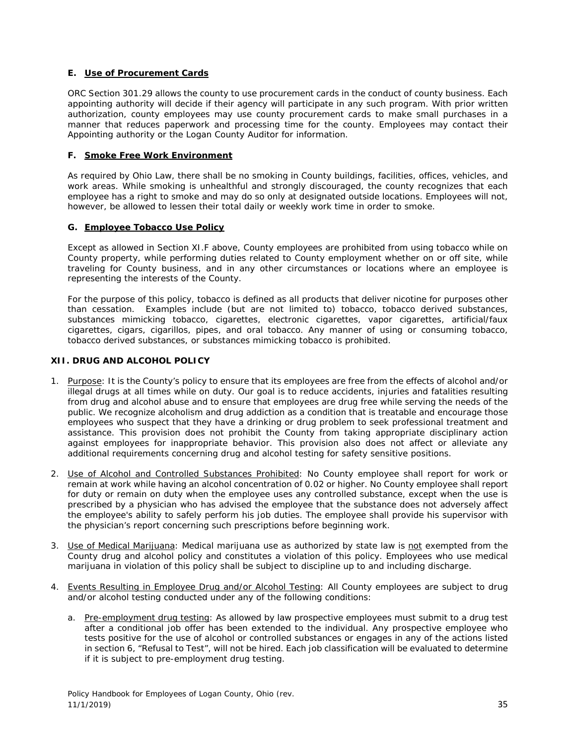### E. Use of Procurement Cards

ORC Section 301.29 allows the county to use procurement cards in the conduct of county business. Each appointing authority will decide if their agency will participate in any such program. With prior written authorization, county employees may use county procurement cards to make small purchases in a manner that reduces paperwork and processing time for the county. Employees may contact their Appointing authority or the Logan County Auditor for information.

### F. Smoke Free Work Environment

As required by Ohio Law, there shall be no smoking in County buildings, facilities, offices, vehicles, and work areas. While smoking is unhealthful and strongly discouraged, the county recognizes that each employee has a right to smoke and may do so only at designated outside locations. Employees will not, however, be allowed to lessen their total daily or weekly work time in order to smoke.

### G. Employee Tobacco Use Policy

Except as allowed in Section XI.F above, County employees are prohibited from using tobacco while on County property, while performing duties related to County employment whether on or off site, while traveling for County business, and in any other circumstances or locations where an employee is representing the interests of the County.

For the purpose of this policy, tobacco is defined as all products that deliver nicotine for purposes other than cessation. Examples include (but are not limited to) tobacco, tobacco derived substances, substances mimicking tobacco, cigarettes, electronic cigarettes, vapor cigarettes, artificial/faux cigarettes, cigars, cigarillos, pipes, and oral tobacco. Any manner of using or consuming tobacco, tobacco derived substances, or substances mimicking tobacco is prohibited.

## XII. DRUG AND ALCOHOL POLICY

1. Purpose: It is the County's policy to ensure that its employees are free from the effects of alcohol and/or illegal drugs at all times while on duty. Our goal is to reduce accidents, injuries and fatalities resulting from drug and alcohol abuse and to ensure that employees are drug free while serving the needs of the public. We recognize alcoholism and drug addiction as a condition that is treatable and encourage those employees who suspect that they have a drinking or drug problem to seek professional treatment and assistance. This provision does not prohibit the County from taking appropriate disciplinary action against employees for inappropriate behavior. This provision also does not affect or alleviate any additional requirements concerning drug and alcohol testing for safety sensitive positions.

2. Use of Alcohol and Controlled Substances Prohibited: No County employee shall report for work or remain at work while having an alcohol concentration of 0.02 or higher. No County employee shall report for duty or remain on duty when the employee uses any controlled substance, except when the use is prescribed by a physician who has advised the employee that the substance does not adversely affect the employee's ability to safely perform his job duties. The employee shall provide his supervisor with the physician's report concerning such prescriptions before beginning work.

3. Use of Medical Marijuana: Medical marijuana use as authorized by state law is not exempted from the County drug and alcohol policy and constitutes a violation of this policy. Employees who use medical marijuana in violation of this policy shall be subject to discipline up to and including discharge.

4. Events Resulting in Employee Drug and/or Alcohol Testing: All County employees are subject to drug and/or alcohol testing conducted under any of the following conditions:

   a. Pre-employment drug testing: As allowed by law prospective employees must submit to a drug test after a conditional job offer has been extended to the individual. Any prospective employee who tests positive for the use of alcohol or controlled substances or engages in any of the actions listed in section 6, "Refusal to Test", will not be hired. Each job classification will be evaluated to determine if it is subject to pre-employment drug testing.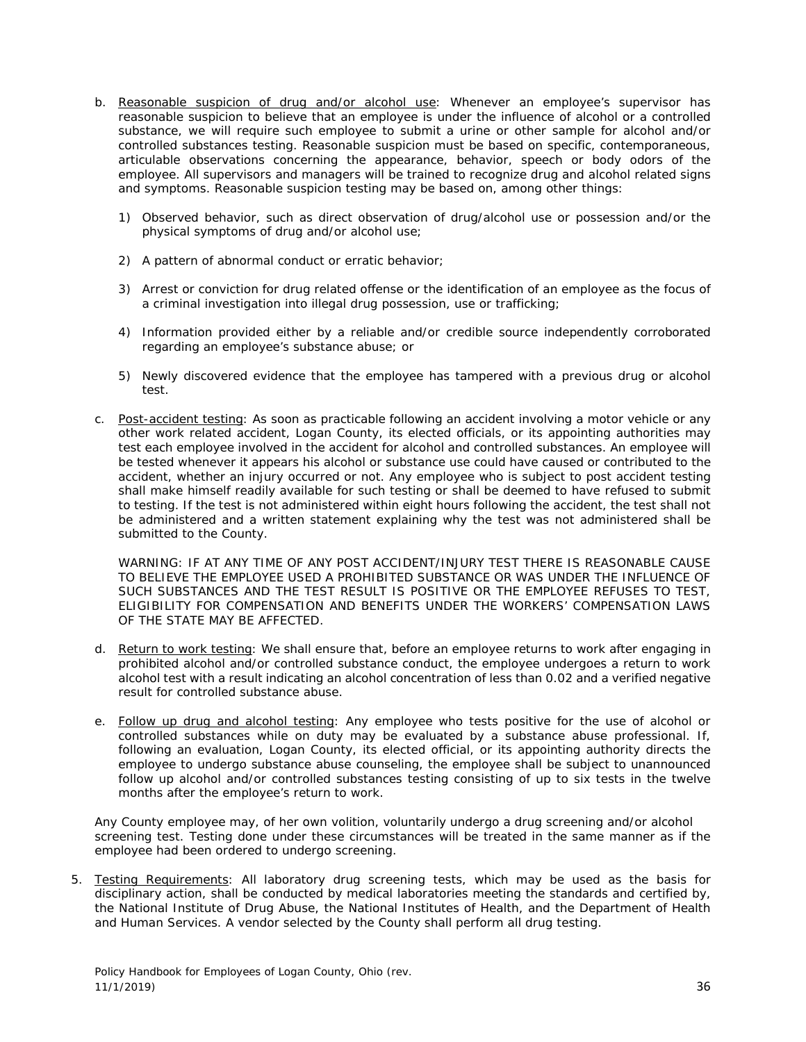b. <u>Reasonable suspicion of drug and/or alcohol use</u>: Whenever an employee's supervisor has reasonable suspicion to believe that an employee is under the influence of alcohol or a controlled substance, we will require such employee to submit a urine or other sample for alcohol and/or controlled substances testing. Reasonable suspicion must be based on specific, contemporaneous, articulable observations concerning the appearance, behavior, speech or body odors of the employee. All supervisors and managers will be trained to recognize drug and alcohol related signs and symptoms. Reasonable suspicion testing may be based on, among other things:

   1) Observed behavior, such as direct observation of drug/alcohol use or possession and/or the physical symptoms of drug and/or alcohol use;

   2) A pattern of abnormal conduct or erratic behavior;

   3) Arrest or conviction for drug related offense or the identification of an employee as the focus of a criminal investigation into illegal drug possession, use or trafficking;

   4) Information provided either by a reliable and/or credible source independently corroborated regarding an employee's substance abuse; or

   5) Newly discovered evidence that the employee has tampered with a previous drug or alcohol test.

c. <u>Post-accident testing</u>: As soon as practicable following an accident involving a motor vehicle or any other work related accident, Logan County, its elected officials, or its appointing authorities may test each employee involved in the accident for alcohol and controlled substances. An employee will be tested whenever it appears his alcohol or substance use could have caused or contributed to the accident, whether an injury occurred or not. Any employee who is subject to post accident testing shall make himself readily available for such testing or shall be deemed to have refused to submit to testing. If the test is not administered within eight hours following the accident, the test shall not be administered and a written statement explaining why the test was not administered shall be submitted to the County.

   WARNING: IF AT ANY TIME OF ANY POST ACCIDENT/INJURY TEST THERE IS REASONABLE CAUSE TO BELIEVE THE EMPLOYEE USED A PROHIBITED SUBSTANCE OR WAS UNDER THE INFLUENCE OF SUCH SUBSTANCES AND THE TEST RESULT IS POSITIVE OR THE EMPLOYEE REFUSES TO TEST, ELIGIBILITY FOR COMPENSATION AND BENEFITS UNDER THE WORKERS' COMPENSATION LAWS OF THE STATE MAY BE AFFECTED.

d. <u>Return to work testing</u>: We shall ensure that, before an employee returns to work after engaging in prohibited alcohol and/or controlled substance conduct, the employee undergoes a return to work alcohol test with a result indicating an alcohol concentration of less than 0.02 and a verified negative result for controlled substance abuse.

e. <u>Follow up drug and alcohol testing</u>: Any employee who tests positive for the use of alcohol or controlled substances while on duty may be evaluated by a substance abuse professional. If, following an evaluation, Logan County, its elected official, or its appointing authority directs the employee to undergo substance abuse counseling, the employee shall be subject to unannounced follow up alcohol and/or controlled substances testing consisting of up to six tests in the twelve months after the employee's return to work.

Any County employee may, of her own volition, voluntarily undergo a drug screening and/or alcohol screening test. Testing done under these circumstances will be treated in the same manner as if the employee had been ordered to undergo screening.

5. <u>Testing Requirements</u>: All laboratory drug screening tests, which may be used as the basis for disciplinary action, shall be conducted by medical laboratories meeting the standards and certified by, the National Institute of Drug Abuse, the National Institutes of Health, and the Department of Health and Human Services. A vendor selected by the County shall perform all drug testing.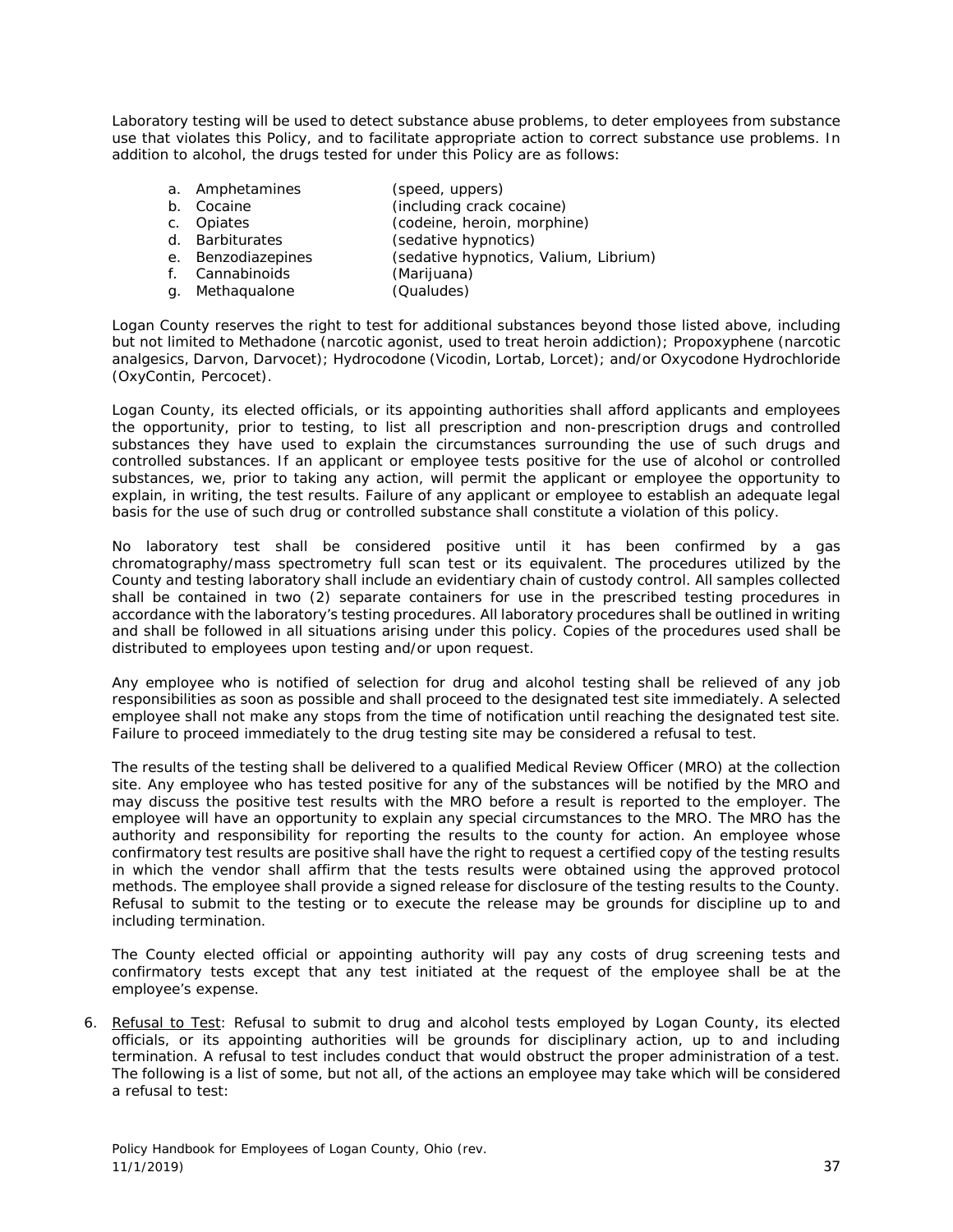Laboratory testing will be used to detect substance abuse problems, to deter employees from substance use that violates this Policy, and to facilitate appropriate action to correct substance use problems. In addition to alcohol, the drugs tested for under this Policy are as follows:

a. Amphetamines (speed, uppers)
b. Cocaine (including crack cocaine)
c. Opiates (codeine, heroin, morphine)
d. Barbiturates (sedative hypnotics)
e. Benzodiazepines (sedative hypnotics, Valium, Librium)
f. Cannabinoids (Marijuana)
g. Methaqualone (Qualudes)

Logan County reserves the right to test for additional substances beyond those listed above, including but not limited to Methadone (narcotic agonist, used to treat heroin addiction); Propoxyphene (narcotic analgesics, Darvon, Darvocet); Hydrocodone (Vicodin, Lortab, Lorcet); and/or Oxycodone Hydrochloride (OxyContin, Percocet).

Logan County, its elected officials, or its appointing authorities shall afford applicants and employees the opportunity, prior to testing, to list all prescription and non-prescription drugs and controlled substances they have used to explain the circumstances surrounding the use of such drugs and controlled substances. If an applicant or employee tests positive for the use of alcohol or controlled substances, we, prior to taking any action, will permit the applicant or employee the opportunity to explain, in writing, the test results. Failure of any applicant or employee to establish an adequate legal basis for the use of such drug or controlled substance shall constitute a violation of this policy.

No laboratory test shall be considered positive until it has been confirmed by a gas chromatography/mass spectrometry full scan test or its equivalent. The procedures utilized by the County and testing laboratory shall include an evidentiary chain of custody control. All samples collected shall be contained in two (2) separate containers for use in the prescribed testing procedures in accordance with the laboratory's testing procedures. All laboratory procedures shall be outlined in writing and shall be followed in all situations arising under this policy. Copies of the procedures used shall be distributed to employees upon testing and/or upon request.

Any employee who is notified of selection for drug and alcohol testing shall be relieved of any job responsibilities as soon as possible and shall proceed to the designated test site immediately. A selected employee shall not make any stops from the time of notification until reaching the designated test site. Failure to proceed immediately to the drug testing site may be considered a refusal to test.

The results of the testing shall be delivered to a qualified Medical Review Officer (MRO) at the collection site. Any employee who has tested positive for any of the substances will be notified by the MRO and may discuss the positive test results with the MRO before a result is reported to the employer. The employee will have an opportunity to explain any special circumstances to the MRO. The MRO has the authority and responsibility for reporting the results to the county for action. An employee whose confirmatory test results are positive shall have the right to request a certified copy of the testing results in which the vendor shall affirm that the tests results were obtained using the approved protocol methods. The employee shall provide a signed release for disclosure of the testing results to the County. Refusal to submit to the testing or to execute the release may be grounds for discipline up to and including termination.

The County elected official or appointing authority will pay any costs of drug screening tests and confirmatory tests except that any test initiated at the request of the employee shall be at the employee's expense.

6. Refusal to Test: Refusal to submit to drug and alcohol tests employed by Logan County, its elected officials, or its appointing authorities will be grounds for disciplinary action, up to and including termination. A refusal to test includes conduct that would obstruct the proper administration of a test. The following is a list of some, but not all, of the actions an employee may take which will be considered a refusal to test: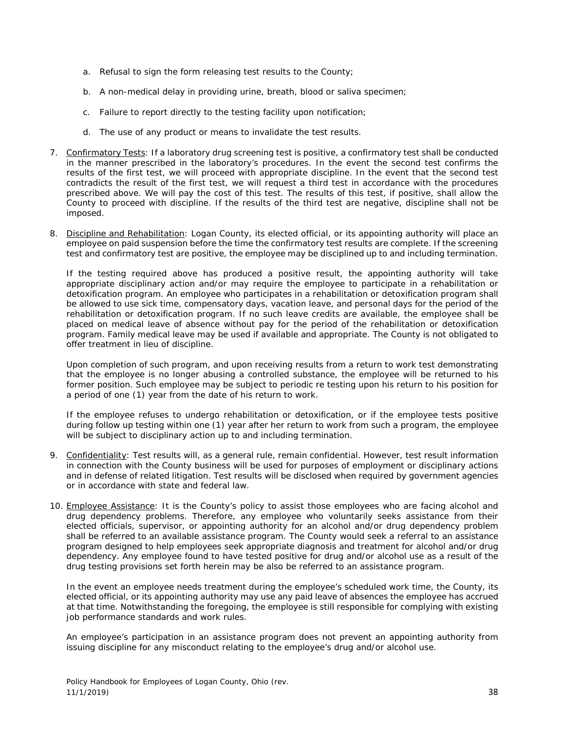a. Refusal to sign the form releasing test results to the County;

b. A non-medical delay in providing urine, breath, blood or saliva specimen;

c. Failure to report directly to the testing facility upon notification;

d. The use of any product or means to invalidate the test results.

7. <u>Confirmatory Tests</u>: If a laboratory drug screening test is positive, a confirmatory test shall be conducted in the manner prescribed in the laboratory's procedures. In the event the second test confirms the results of the first test, we will proceed with appropriate discipline. In the event that the second test contradicts the result of the first test, we will request a third test in accordance with the procedures prescribed above. We will pay the cost of this test. The results of this test, if positive, shall allow the County to proceed with discipline. If the results of the third test are negative, discipline shall not be imposed.

8. <u>Discipline and Rehabilitation</u>: Logan County, its elected official, or its appointing authority will place an employee on paid suspension before the time the confirmatory test results are complete. If the screening test and confirmatory test are positive, the employee may be disciplined up to and including termination.

   If the testing required above has produced a positive result, the appointing authority will take appropriate disciplinary action and/or may require the employee to participate in a rehabilitation or detoxification program. An employee who participates in a rehabilitation or detoxification program shall be allowed to use sick time, compensatory days, vacation leave, and personal days for the period of the rehabilitation or detoxification program. If no such leave credits are available, the employee shall be placed on medical leave of absence without pay for the period of the rehabilitation or detoxification program. Family medical leave may be used if available and appropriate. The County is not obligated to offer treatment in lieu of discipline.

   Upon completion of such program, and upon receiving results from a return to work test demonstrating that the employee is no longer abusing a controlled substance, the employee will be returned to his former position. Such employee may be subject to periodic re testing upon his return to his position for a period of one (1) year from the date of his return to work.

   If the employee refuses to undergo rehabilitation or detoxification, or if the employee tests positive during follow up testing within one (1) year after her return to work from such a program, the employee will be subject to disciplinary action up to and including termination.

9. <u>Confidentiality</u>: Test results will, as a general rule, remain confidential. However, test result information in connection with the County business will be used for purposes of employment or disciplinary actions and in defense of related litigation. Test results will be disclosed when required by government agencies or in accordance with state and federal law.

10. <u>Employee Assistance</u>: It is the County's policy to assist those employees who are facing alcohol and drug dependency problems. Therefore, any employee who voluntarily seeks assistance from their elected officials, supervisor, or appointing authority for an alcohol and/or drug dependency problem shall be referred to an available assistance program. The County would seek a referral to an assistance program designed to help employees seek appropriate diagnosis and treatment for alcohol and/or drug dependency. Any employee found to have tested positive for drug and/or alcohol use as a result of the drug testing provisions set forth herein may be also be referred to an assistance program.

    In the event an employee needs treatment during the employee's scheduled work time, the County, its elected official, or its appointing authority may use any paid leave of absences the employee has accrued at that time. Notwithstanding the foregoing, the employee is still responsible for complying with existing job performance standards and work rules.

    An employee's participation in an assistance program does not prevent an appointing authority from issuing discipline for any misconduct relating to the employee's drug and/or alcohol use.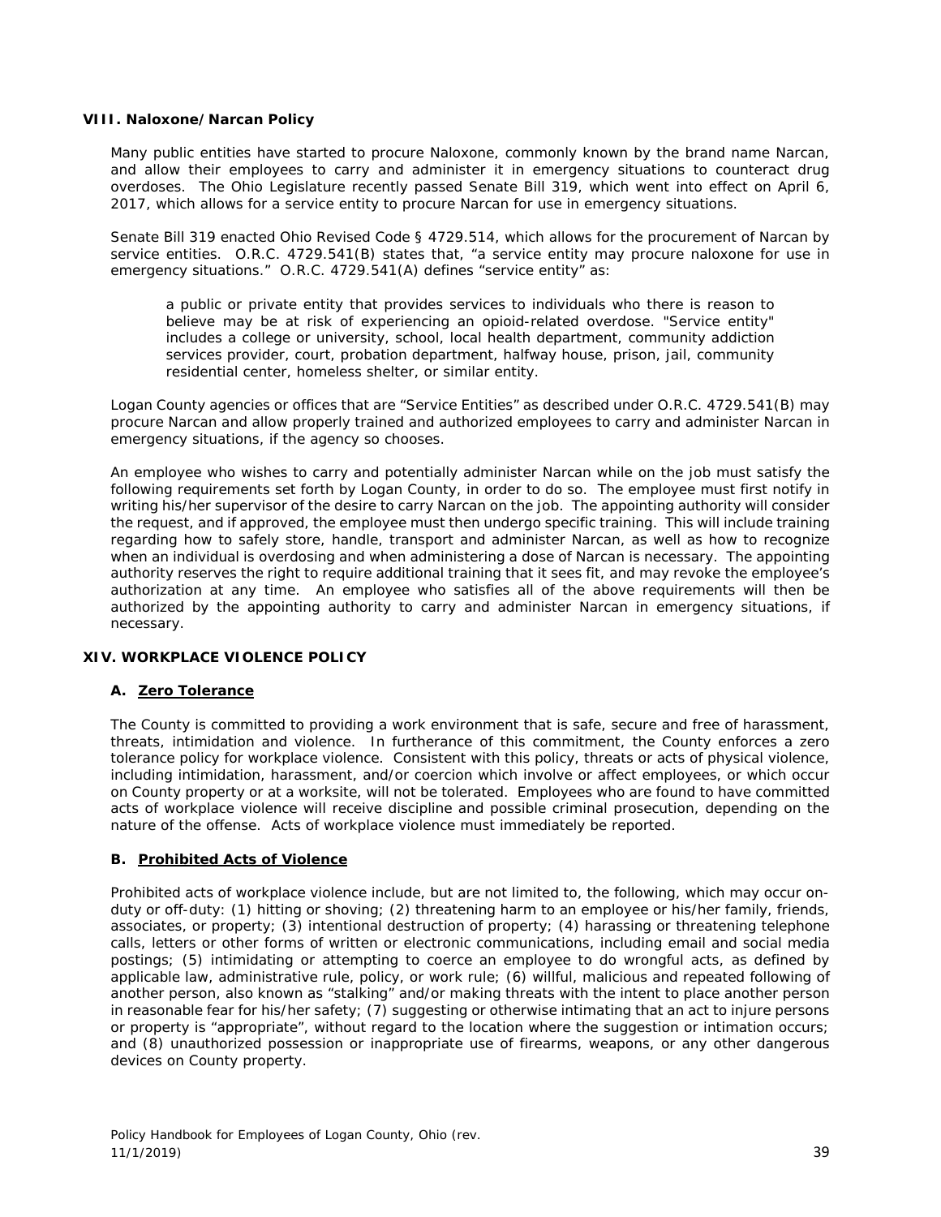### VIII. Naloxone/Narcan Policy

Many public entities have started to procure Naloxone, commonly known by the brand name Narcan, and allow their employees to carry and administer it in emergency situations to counteract drug overdoses. The Ohio Legislature recently passed Senate Bill 319, which went into effect on April 6, 2017, which allows for a service entity to procure Narcan for use in emergency situations.

Senate Bill 319 enacted Ohio Revised Code § 4729.514, which allows for the procurement of Narcan by service entities. O.R.C. 4729.541(B) states that, "a service entity may procure naloxone for use in emergency situations." O.R.C. 4729.541(A) defines "service entity" as:

> a public or private entity that provides services to individuals who there is reason to believe may be at risk of experiencing an opioid-related overdose. "Service entity" includes a college or university, school, local health department, community addiction services provider, court, probation department, halfway house, prison, jail, community residential center, homeless shelter, or similar entity.

Logan County agencies or offices that are "Service Entities" as described under O.R.C. 4729.541(B) may procure Narcan and allow properly trained and authorized employees to carry and administer Narcan in emergency situations, if the agency so chooses.

An employee who wishes to carry and potentially administer Narcan while on the job must satisfy the following requirements set forth by Logan County, in order to do so. The employee must first notify in writing his/her supervisor of the desire to carry Narcan on the job. The appointing authority will consider the request, and if approved, the employee must then undergo specific training. This will include training regarding how to safely store, handle, transport and administer Narcan, as well as how to recognize when an individual is overdosing and when administering a dose of Narcan is necessary. The appointing authority reserves the right to require additional training that it sees fit, and may revoke the employee's authorization at any time. An employee who satisfies all of the above requirements will then be authorized by the appointing authority to carry and administer Narcan in emergency situations, if necessary.

## XIV. WORKPLACE VIOLENCE POLICY

### A. Zero Tolerance

The County is committed to providing a work environment that is safe, secure and free of harassment, threats, intimidation and violence. In furtherance of this commitment, the County enforces a zero tolerance policy for workplace violence. Consistent with this policy, threats or acts of physical violence, including intimidation, harassment, and/or coercion which involve or affect employees, or which occur on County property or at a worksite, will not be tolerated. Employees who are found to have committed acts of workplace violence will receive discipline and possible criminal prosecution, depending on the nature of the offense. Acts of workplace violence must immediately be reported.

### B. Prohibited Acts of Violence

Prohibited acts of workplace violence include, but are not limited to, the following, which may occur on-duty or off-duty: (1) hitting or shoving; (2) threatening harm to an employee or his/her family, friends, associates, or property; (3) intentional destruction of property; (4) harassing or threatening telephone calls, letters or other forms of written or electronic communications, including email and social media postings; (5) intimidating or attempting to coerce an employee to do wrongful acts, as defined by applicable law, administrative rule, policy, or work rule; (6) willful, malicious and repeated following of another person, also known as "stalking" and/or making threats with the intent to place another person in reasonable fear for his/her safety; (7) suggesting or otherwise intimating that an act to injure persons or property is "appropriate", without regard to the location where the suggestion or intimation occurs; and (8) unauthorized possession or inappropriate use of firearms, weapons, or any other dangerous devices on County property.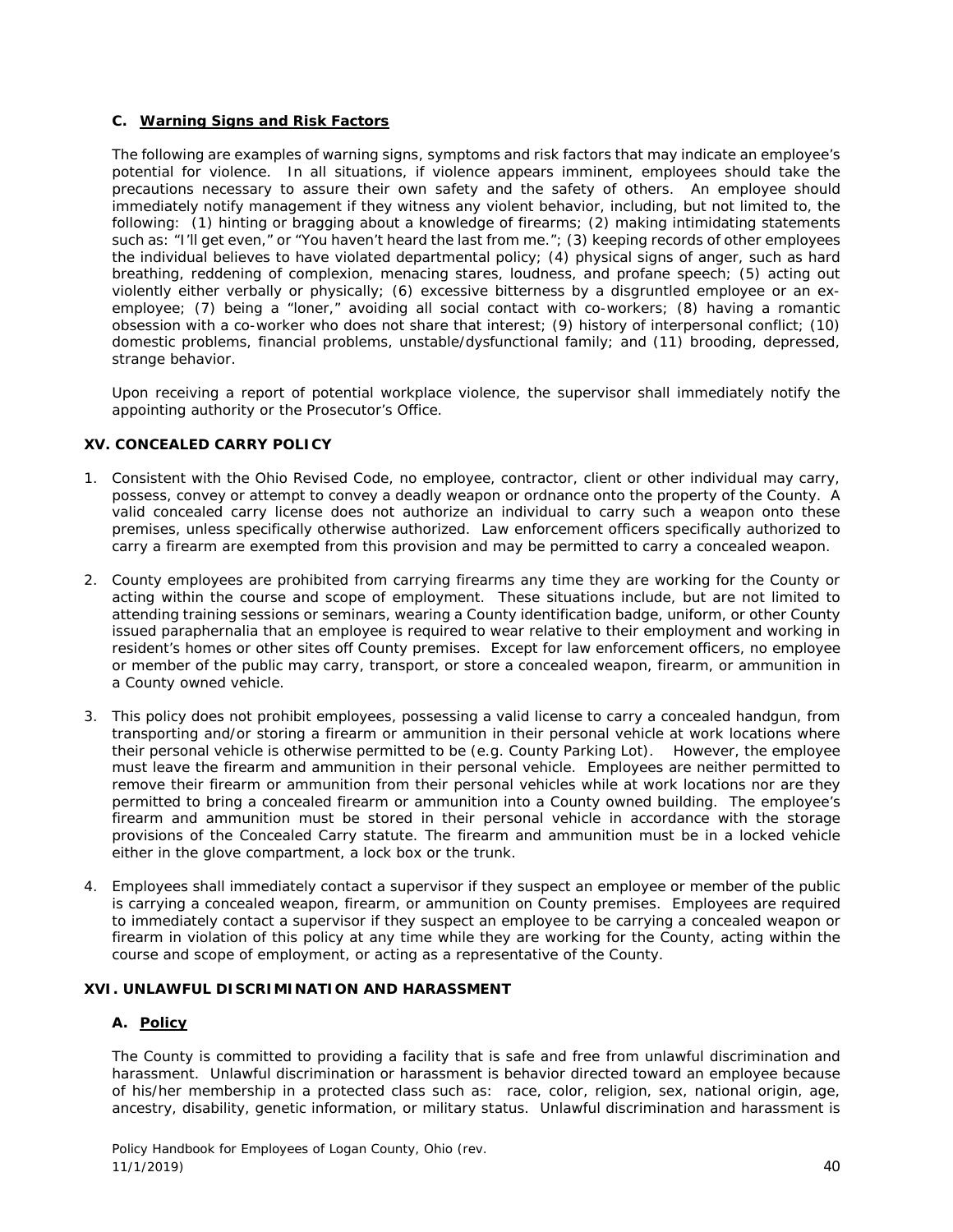### C. Warning Signs and Risk Factors

The following are examples of warning signs, symptoms and risk factors that may indicate an employee's potential for violence. In all situations, if violence appears imminent, employees should take the precautions necessary to assure their own safety and the safety of others. An employee should immediately notify management if they witness any violent behavior, including, but not limited to, the following: (1) hinting or bragging about a knowledge of firearms; (2) making intimidating statements such as: "I'll get even," or "You haven't heard the last from me."; (3) keeping records of other employees the individual believes to have violated departmental policy; (4) physical signs of anger, such as hard breathing, reddening of complexion, menacing stares, loudness, and profane speech; (5) acting out violently either verbally or physically; (6) excessive bitterness by a disgruntled employee or an ex-employee; (7) being a "loner," avoiding all social contact with co-workers; (8) having a romantic obsession with a co-worker who does not share that interest; (9) history of interpersonal conflict; (10) domestic problems, financial problems, unstable/dysfunctional family; and (11) brooding, depressed, strange behavior.

Upon receiving a report of potential workplace violence, the supervisor shall immediately notify the appointing authority or the Prosecutor's Office.

## XV. CONCEALED CARRY POLICY

1. Consistent with the Ohio Revised Code, no employee, contractor, client or other individual may carry, possess, convey or attempt to convey a deadly weapon or ordnance onto the property of the County. A valid concealed carry license does not authorize an individual to carry such a weapon onto these premises, unless specifically otherwise authorized. Law enforcement officers specifically authorized to carry a firearm are exempted from this provision and may be permitted to carry a concealed weapon.

2. County employees are prohibited from carrying firearms any time they are working for the County or acting within the course and scope of employment. These situations include, but are not limited to attending training sessions or seminars, wearing a County identification badge, uniform, or other County issued paraphernalia that an employee is required to wear relative to their employment and working in resident's homes or other sites off County premises. Except for law enforcement officers, no employee or member of the public may carry, transport, or store a concealed weapon, firearm, or ammunition in a County owned vehicle.

3. This policy does not prohibit employees, possessing a valid license to carry a concealed handgun, from transporting and/or storing a firearm or ammunition in their personal vehicle at work locations where their personal vehicle is otherwise permitted to be (e.g. County Parking Lot). However, the employee must leave the firearm and ammunition in their personal vehicle. Employees are neither permitted to remove their firearm or ammunition from their personal vehicles while at work locations nor are they permitted to bring a concealed firearm or ammunition into a County owned building. The employee's firearm and ammunition must be stored in their personal vehicle in accordance with the storage provisions of the Concealed Carry statute. The firearm and ammunition must be in a locked vehicle either in the glove compartment, a lock box or the trunk.

4. Employees shall immediately contact a supervisor if they suspect an employee or member of the public is carrying a concealed weapon, firearm, or ammunition on County premises. Employees are required to immediately contact a supervisor if they suspect an employee to be carrying a concealed weapon or firearm in violation of this policy at any time while they are working for the County, acting within the course and scope of employment, or acting as a representative of the County.

## XVI. UNLAWFUL DISCRIMINATION AND HARASSMENT

### A. Policy

The County is committed to providing a facility that is safe and free from unlawful discrimination and harassment. Unlawful discrimination or harassment is behavior directed toward an employee because of his/her membership in a protected class such as: race, color, religion, sex, national origin, age, ancestry, disability, genetic information, or military status. Unlawful discrimination and harassment is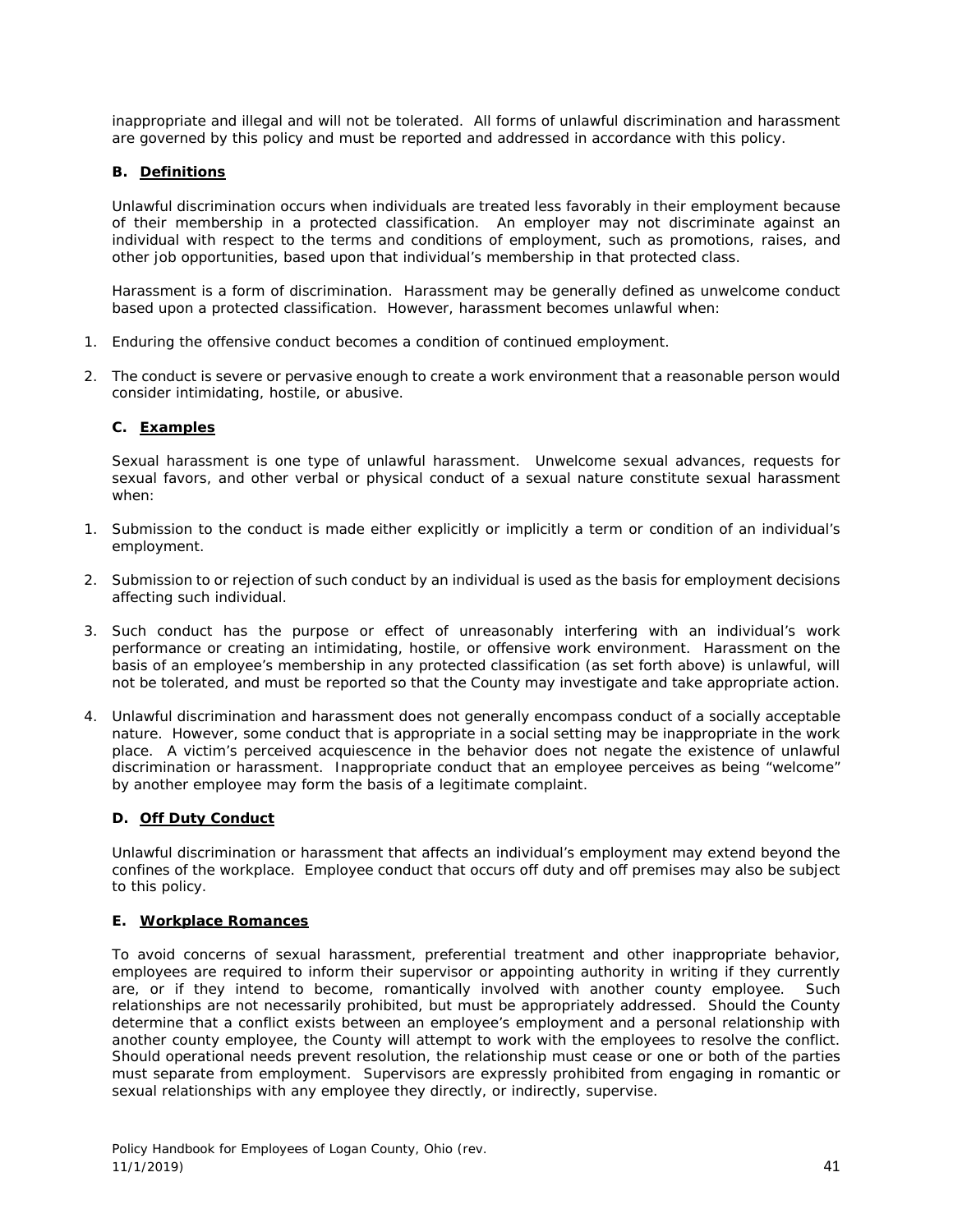inappropriate and illegal and will not be tolerated. All forms of unlawful discrimination and harassment are governed by this policy and must be reported and addressed in accordance with this policy.

### B. Definitions

Unlawful discrimination occurs when individuals are treated less favorably in their employment because of their membership in a protected classification. An employer may not discriminate against an individual with respect to the terms and conditions of employment, such as promotions, raises, and other job opportunities, based upon that individual's membership in that protected class.

Harassment is a form of discrimination. Harassment may be generally defined as unwelcome conduct based upon a protected classification. However, harassment becomes unlawful when:

1. Enduring the offensive conduct becomes a condition of continued employment.
2. The conduct is severe or pervasive enough to create a work environment that a reasonable person would consider intimidating, hostile, or abusive.

### C. Examples

Sexual harassment is one type of unlawful harassment. Unwelcome sexual advances, requests for sexual favors, and other verbal or physical conduct of a sexual nature constitute sexual harassment when:

1. Submission to the conduct is made either explicitly or implicitly a term or condition of an individual's employment.
2. Submission to or rejection of such conduct by an individual is used as the basis for employment decisions affecting such individual.
3. Such conduct has the purpose or effect of unreasonably interfering with an individual's work performance or creating an intimidating, hostile, or offensive work environment. Harassment on the basis of an employee's membership in any protected classification (as set forth above) is unlawful, will not be tolerated, and must be reported so that the County may investigate and take appropriate action.
4. Unlawful discrimination and harassment does not generally encompass conduct of a socially acceptable nature. However, some conduct that is appropriate in a social setting may be inappropriate in the work place. A victim's perceived acquiescence in the behavior does not negate the existence of unlawful discrimination or harassment. Inappropriate conduct that an employee perceives as being "welcome" by another employee may form the basis of a legitimate complaint.

### D. Off Duty Conduct

Unlawful discrimination or harassment that affects an individual's employment may extend beyond the confines of the workplace. Employee conduct that occurs off duty and off premises may also be subject to this policy.

### E. Workplace Romances

To avoid concerns of sexual harassment, preferential treatment and other inappropriate behavior, employees are required to inform their supervisor or appointing authority in writing if they currently are, or if they intend to become, romantically involved with another county employee. Such relationships are not necessarily prohibited, but must be appropriately addressed. Should the County determine that a conflict exists between an employee's employment and a personal relationship with another county employee, the County will attempt to work with the employees to resolve the conflict. Should operational needs prevent resolution, the relationship must cease or one or both of the parties must separate from employment. Supervisors are expressly prohibited from engaging in romantic or sexual relationships with any employee they directly, or indirectly, supervise.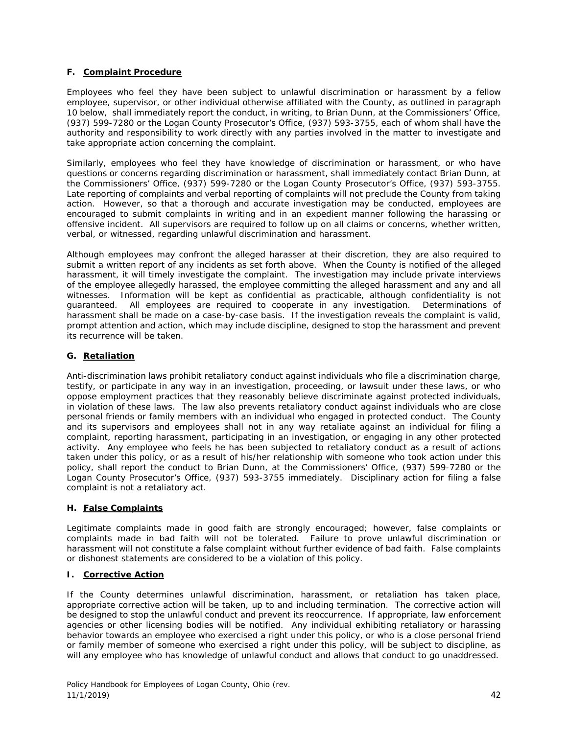### F. Complaint Procedure

Employees who feel they have been subject to unlawful discrimination or harassment by a fellow employee, supervisor, or other individual otherwise affiliated with the County, as outlined in paragraph 10 below, shall immediately report the conduct, in writing, to Brian Dunn, at the Commissioners' Office, (937) 599-7280 or the Logan County Prosecutor's Office, (937) 593-3755, each of whom shall have the authority and responsibility to work directly with any parties involved in the matter to investigate and take appropriate action concerning the complaint.

Similarly, employees who feel they have knowledge of discrimination or harassment, or who have questions or concerns regarding discrimination or harassment, shall immediately contact Brian Dunn, at the Commissioners' Office, (937) 599-7280 or the Logan County Prosecutor's Office, (937) 593-3755. Late reporting of complaints and verbal reporting of complaints will not preclude the County from taking action. However, so that a thorough and accurate investigation may be conducted, employees are encouraged to submit complaints in writing and in an expedient manner following the harassing or offensive incident. All supervisors are required to follow up on all claims or concerns, whether written, verbal, or witnessed, regarding unlawful discrimination and harassment.

Although employees may confront the alleged harasser at their discretion, they are also required to submit a written report of any incidents as set forth above. When the County is notified of the alleged harassment, it will timely investigate the complaint. The investigation may include private interviews of the employee allegedly harassed, the employee committing the alleged harassment and any and all witnesses. Information will be kept as confidential as practicable, although confidentiality is not guaranteed. All employees are required to cooperate in any investigation. Determinations of harassment shall be made on a case-by-case basis. If the investigation reveals the complaint is valid, prompt attention and action, which may include discipline, designed to stop the harassment and prevent its recurrence will be taken.

### G. Retaliation

Anti-discrimination laws prohibit retaliatory conduct against individuals who file a discrimination charge, testify, or participate in any way in an investigation, proceeding, or lawsuit under these laws, or who oppose employment practices that they reasonably believe discriminate against protected individuals, in violation of these laws. The law also prevents retaliatory conduct against individuals who are close personal friends or family members with an individual who engaged in protected conduct. The County and its supervisors and employees shall not in any way retaliate against an individual for filing a complaint, reporting harassment, participating in an investigation, or engaging in any other protected activity. Any employee who feels he has been subjected to retaliatory conduct as a result of actions taken under this policy, or as a result of his/her relationship with someone who took action under this policy, shall report the conduct to Brian Dunn, at the Commissioners' Office, (937) 599-7280 or the Logan County Prosecutor's Office, (937) 593-3755 immediately. Disciplinary action for filing a false complaint is not a retaliatory act.

### H. False Complaints

Legitimate complaints made in good faith are strongly encouraged; however, false complaints or complaints made in bad faith will not be tolerated. Failure to prove unlawful discrimination or harassment will not constitute a false complaint without further evidence of bad faith. False complaints or dishonest statements are considered to be a violation of this policy.

### I. Corrective Action

If the County determines unlawful discrimination, harassment, or retaliation has taken place, appropriate corrective action will be taken, up to and including termination. The corrective action will be designed to stop the unlawful conduct and prevent its reoccurrence. If appropriate, law enforcement agencies or other licensing bodies will be notified. Any individual exhibiting retaliatory or harassing behavior towards an employee who exercised a right under this policy, or who is a close personal friend or family member of someone who exercised a right under this policy, will be subject to discipline, as will any employee who has knowledge of unlawful conduct and allows that conduct to go unaddressed.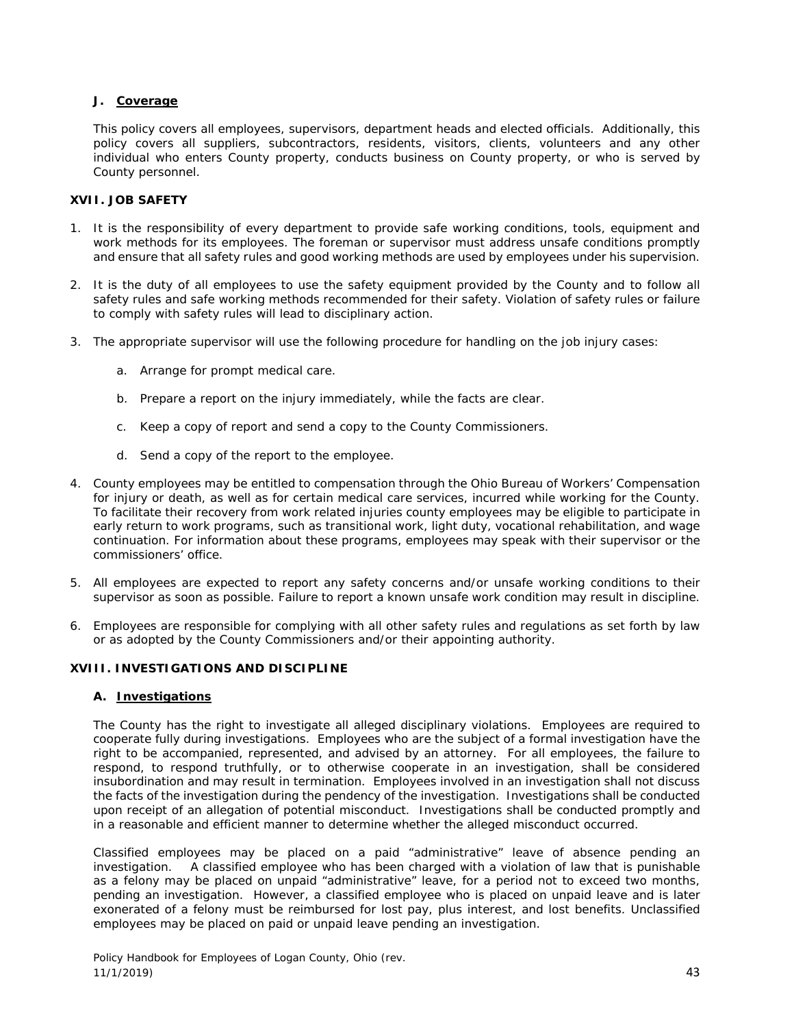### J. Coverage

This policy covers all employees, supervisors, department heads and elected officials. Additionally, this policy covers all suppliers, subcontractors, residents, visitors, clients, volunteers and any other individual who enters County property, conducts business on County property, or who is served by County personnel.

## XVII. JOB SAFETY

1. It is the responsibility of every department to provide safe working conditions, tools, equipment and work methods for its employees. The foreman or supervisor must address unsafe conditions promptly and ensure that all safety rules and good working methods are used by employees under his supervision.

2. It is the duty of all employees to use the safety equipment provided by the County and to follow all safety rules and safe working methods recommended for their safety. Violation of safety rules or failure to comply with safety rules will lead to disciplinary action.

3. The appropriate supervisor will use the following procedure for handling on the job injury cases:

   a. Arrange for prompt medical care.

   b. Prepare a report on the injury immediately, while the facts are clear.

   c. Keep a copy of report and send a copy to the County Commissioners.

   d. Send a copy of the report to the employee.

4. County employees may be entitled to compensation through the Ohio Bureau of Workers' Compensation for injury or death, as well as for certain medical care services, incurred while working for the County. To facilitate their recovery from work related injuries county employees may be eligible to participate in early return to work programs, such as transitional work, light duty, vocational rehabilitation, and wage continuation. For information about these programs, employees may speak with their supervisor or the commissioners' office.

5. All employees are expected to report any safety concerns and/or unsafe working conditions to their supervisor as soon as possible. Failure to report a known unsafe work condition may result in discipline.

6. Employees are responsible for complying with all other safety rules and regulations as set forth by law or as adopted by the County Commissioners and/or their appointing authority.

## XVIII. INVESTIGATIONS AND DISCIPLINE

### A. Investigations

The County has the right to investigate all alleged disciplinary violations. Employees are required to cooperate fully during investigations. Employees who are the subject of a formal investigation have the right to be accompanied, represented, and advised by an attorney. For all employees, the failure to respond, to respond truthfully, or to otherwise cooperate in an investigation, shall be considered insubordination and may result in termination. Employees involved in an investigation shall not discuss the facts of the investigation during the pendency of the investigation. Investigations shall be conducted upon receipt of an allegation of potential misconduct. Investigations shall be conducted promptly and in a reasonable and efficient manner to determine whether the alleged misconduct occurred.

Classified employees may be placed on a paid "administrative" leave of absence pending an investigation. A classified employee who has been charged with a violation of law that is punishable as a felony may be placed on unpaid "administrative" leave, for a period not to exceed two months, pending an investigation. However, a classified employee who is placed on unpaid leave and is later exonerated of a felony must be reimbursed for lost pay, plus interest, and lost benefits. Unclassified employees may be placed on paid or unpaid leave pending an investigation.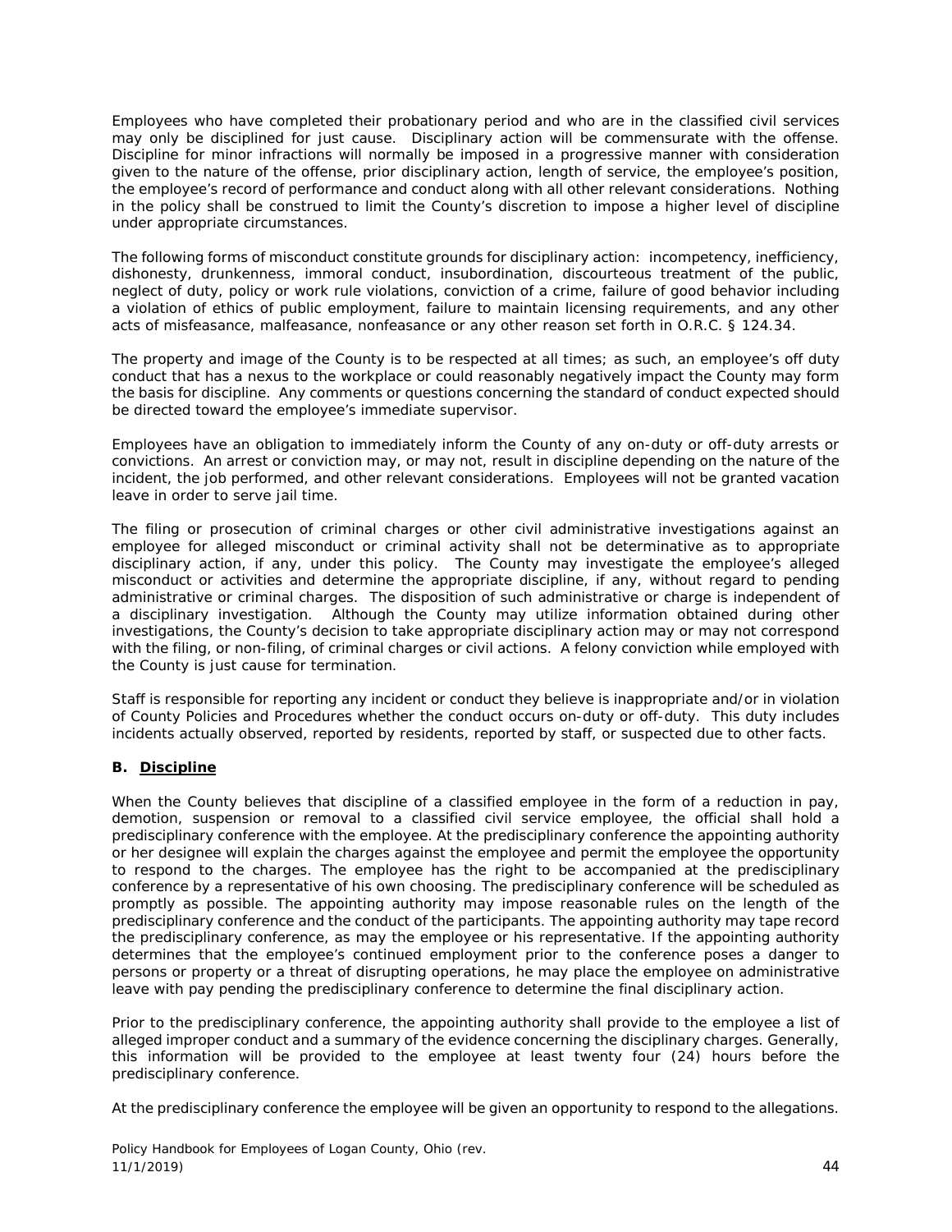Employees who have completed their probationary period and who are in the classified civil services may only be disciplined for just cause. Disciplinary action will be commensurate with the offense. Discipline for minor infractions will normally be imposed in a progressive manner with consideration given to the nature of the offense, prior disciplinary action, length of service, the employee's position, the employee's record of performance and conduct along with all other relevant considerations. Nothing in the policy shall be construed to limit the County's discretion to impose a higher level of discipline under appropriate circumstances.

The following forms of misconduct constitute grounds for disciplinary action: incompetency, inefficiency, dishonesty, drunkenness, immoral conduct, insubordination, discourteous treatment of the public, neglect of duty, policy or work rule violations, conviction of a crime, failure of good behavior including a violation of ethics of public employment, failure to maintain licensing requirements, and any other acts of misfeasance, malfeasance, nonfeasance or any other reason set forth in O.R.C. § 124.34.

The property and image of the County is to be respected at all times; as such, an employee's off duty conduct that has a nexus to the workplace or could reasonably negatively impact the County may form the basis for discipline. Any comments or questions concerning the standard of conduct expected should be directed toward the employee's immediate supervisor.

Employees have an obligation to immediately inform the County of any on-duty or off-duty arrests or convictions. An arrest or conviction may, or may not, result in discipline depending on the nature of the incident, the job performed, and other relevant considerations. Employees will not be granted vacation leave in order to serve jail time.

The filing or prosecution of criminal charges or other civil administrative investigations against an employee for alleged misconduct or criminal activity shall not be determinative as to appropriate disciplinary action, if any, under this policy. The County may investigate the employee's alleged misconduct or activities and determine the appropriate discipline, if any, without regard to pending administrative or criminal charges. The disposition of such administrative or charge is independent of a disciplinary investigation. Although the County may utilize information obtained during other investigations, the County's decision to take appropriate disciplinary action may or may not correspond with the filing, or non-filing, of criminal charges or civil actions. A felony conviction while employed with the County is just cause for termination.

Staff is responsible for reporting any incident or conduct they believe is inappropriate and/or in violation of County Policies and Procedures whether the conduct occurs on-duty or off-duty. This duty includes incidents actually observed, reported by residents, reported by staff, or suspected due to other facts.

**B. Discipline**

When the County believes that discipline of a classified employee in the form of a reduction in pay, demotion, suspension or removal to a classified civil service employee, the official shall hold a predisciplinary conference with the employee. At the predisciplinary conference the appointing authority or her designee will explain the charges against the employee and permit the employee the opportunity to respond to the charges. The employee has the right to be accompanied at the predisciplinary conference by a representative of his own choosing. The predisciplinary conference will be scheduled as promptly as possible. The appointing authority may impose reasonable rules on the length of the predisciplinary conference and the conduct of the participants. The appointing authority may tape record the predisciplinary conference, as may the employee or his representative. If the appointing authority determines that the employee's continued employment prior to the conference poses a danger to persons or property or a threat of disrupting operations, he may place the employee on administrative leave with pay pending the predisciplinary conference to determine the final disciplinary action.

Prior to the predisciplinary conference, the appointing authority shall provide to the employee a list of alleged improper conduct and a summary of the evidence concerning the disciplinary charges. Generally, this information will be provided to the employee at least twenty four (24) hours before the predisciplinary conference.

At the predisciplinary conference the employee will be given an opportunity to respond to the allegations.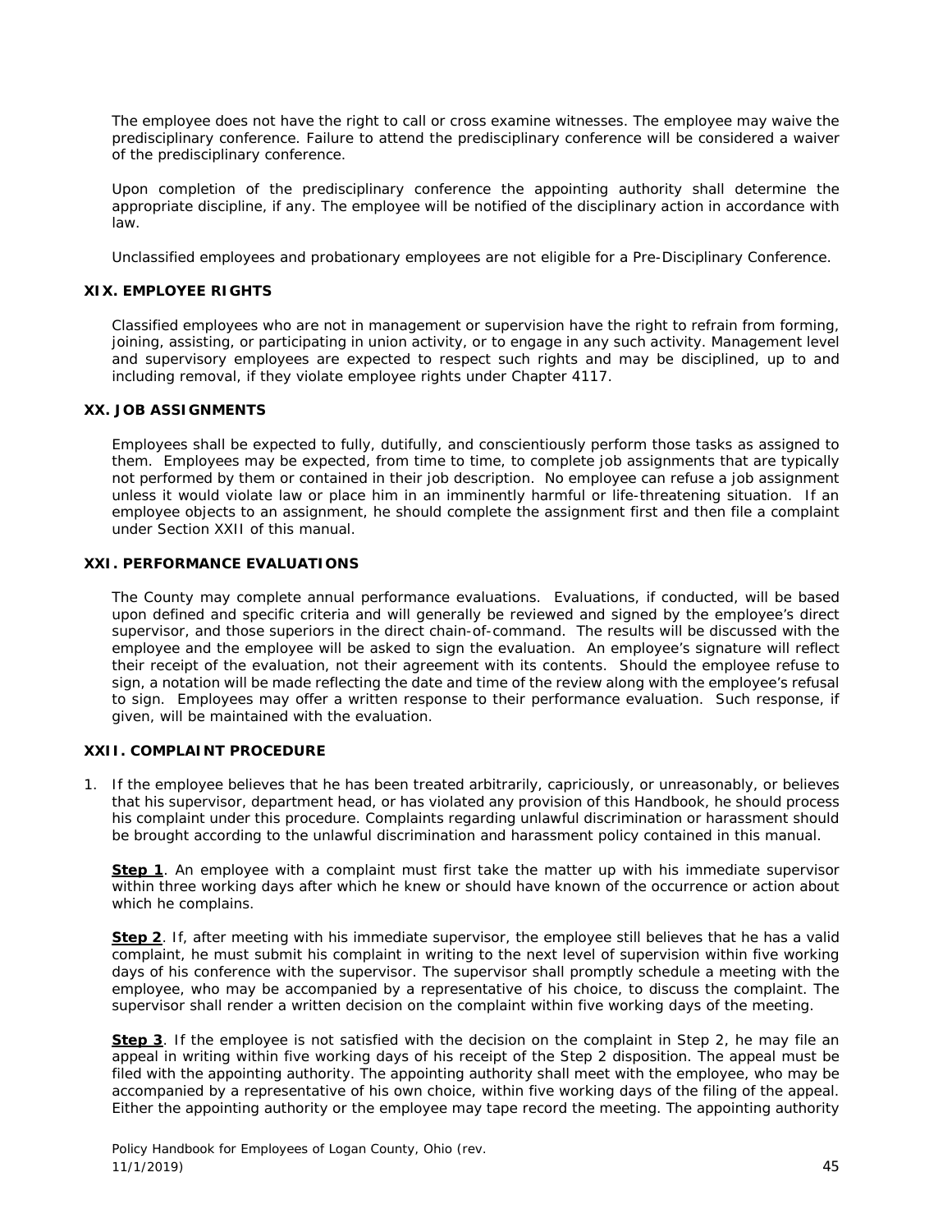The employee does not have the right to call or cross examine witnesses. The employee may waive the predisciplinary conference. Failure to attend the predisciplinary conference will be considered a waiver of the predisciplinary conference.

Upon completion of the predisciplinary conference the appointing authority shall determine the appropriate discipline, if any. The employee will be notified of the disciplinary action in accordance with law.

Unclassified employees and probationary employees are not eligible for a Pre-Disciplinary Conference.

## XIX. EMPLOYEE RIGHTS

Classified employees who are not in management or supervision have the right to refrain from forming, joining, assisting, or participating in union activity, or to engage in any such activity. Management level and supervisory employees are expected to respect such rights and may be disciplined, up to and including removal, if they violate employee rights under Chapter 4117.

## XX. JOB ASSIGNMENTS

Employees shall be expected to fully, dutifully, and conscientiously perform those tasks as assigned to them. Employees may be expected, from time to time, to complete job assignments that are typically not performed by them or contained in their job description. No employee can refuse a job assignment unless it would violate law or place him in an imminently harmful or life-threatening situation. If an employee objects to an assignment, he should complete the assignment first and then file a complaint under Section XXII of this manual.

## XXI. PERFORMANCE EVALUATIONS

The County may complete annual performance evaluations. Evaluations, if conducted, will be based upon defined and specific criteria and will generally be reviewed and signed by the employee's direct supervisor, and those superiors in the direct chain-of-command. The results will be discussed with the employee and the employee will be asked to sign the evaluation. An employee's signature will reflect their receipt of the evaluation, not their agreement with its contents. Should the employee refuse to sign, a notation will be made reflecting the date and time of the review along with the employee's refusal to sign. Employees may offer a written response to their performance evaluation. Such response, if given, will be maintained with the evaluation.

## XXII. COMPLAINT PROCEDURE

1. If the employee believes that he has been treated arbitrarily, capriciously, or unreasonably, or believes that his supervisor, department head, or has violated any provision of this Handbook, he should process his complaint under this procedure. Complaints regarding unlawful discrimination or harassment should be brought according to the unlawful discrimination and harassment policy contained in this manual.

   **Step 1**. An employee with a complaint must first take the matter up with his immediate supervisor within three working days after which he knew or should have known of the occurrence or action about which he complains.

   **Step 2**. If, after meeting with his immediate supervisor, the employee still believes that he has a valid complaint, he must submit his complaint in writing to the next level of supervision within five working days of his conference with the supervisor. The supervisor shall promptly schedule a meeting with the employee, who may be accompanied by a representative of his choice, to discuss the complaint. The supervisor shall render a written decision on the complaint within five working days of the meeting.

   **Step 3**. If the employee is not satisfied with the decision on the complaint in Step 2, he may file an appeal in writing within five working days of his receipt of the Step 2 disposition. The appeal must be filed with the appointing authority. The appointing authority shall meet with the employee, who may be accompanied by a representative of his own choice, within five working days of the filing of the appeal. Either the appointing authority or the employee may tape record the meeting. The appointing authority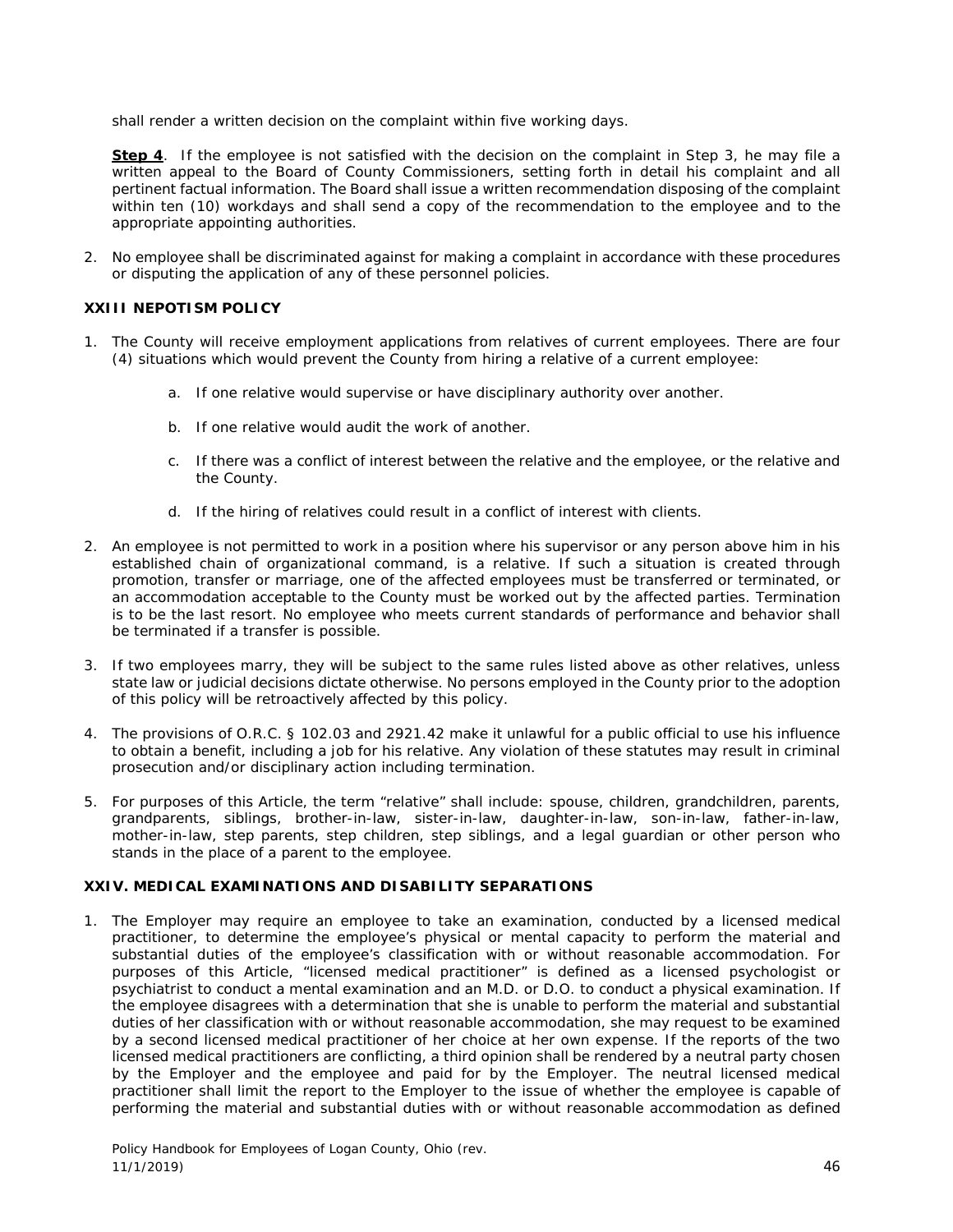shall render a written decision on the complaint within five working days.

**Step 4**. If the employee is not satisfied with the decision on the complaint in Step 3, he may file a written appeal to the Board of County Commissioners, setting forth in detail his complaint and all pertinent factual information. The Board shall issue a written recommendation disposing of the complaint within ten (10) workdays and shall send a copy of the recommendation to the employee and to the appropriate appointing authorities.

2. No employee shall be discriminated against for making a complaint in accordance with these procedures or disputing the application of any of these personnel policies.

### XXIII NEPOTISM POLICY

1. The County will receive employment applications from relatives of current employees. There are four (4) situations which would prevent the County from hiring a relative of a current employee:

   a. If one relative would supervise or have disciplinary authority over another.

   b. If one relative would audit the work of another.

   c. If there was a conflict of interest between the relative and the employee, or the relative and the County.

   d. If the hiring of relatives could result in a conflict of interest with clients.

2. An employee is not permitted to work in a position where his supervisor or any person above him in his established chain of organizational command, is a relative. If such a situation is created through promotion, transfer or marriage, one of the affected employees must be transferred or terminated, or an accommodation acceptable to the County must be worked out by the affected parties. Termination is to be the last resort. No employee who meets current standards of performance and behavior shall be terminated if a transfer is possible.

3. If two employees marry, they will be subject to the same rules listed above as other relatives, unless state law or judicial decisions dictate otherwise. No persons employed in the County prior to the adoption of this policy will be retroactively affected by this policy.

4. The provisions of O.R.C. § 102.03 and 2921.42 make it unlawful for a public official to use his influence to obtain a benefit, including a job for his relative. Any violation of these statutes may result in criminal prosecution and/or disciplinary action including termination.

5. For purposes of this Article, the term "relative" shall include: spouse, children, grandchildren, parents, grandparents, siblings, brother-in-law, sister-in-law, daughter-in-law, son-in-law, father-in-law, mother-in-law, step parents, step children, step siblings, and a legal guardian or other person who stands in the place of a parent to the employee.

### XXIV. MEDICAL EXAMINATIONS AND DISABILITY SEPARATIONS

1. The Employer may require an employee to take an examination, conducted by a licensed medical practitioner, to determine the employee's physical or mental capacity to perform the material and substantial duties of the employee's classification with or without reasonable accommodation. For purposes of this Article, "licensed medical practitioner" is defined as a licensed psychologist or psychiatrist to conduct a mental examination and an M.D. or D.O. to conduct a physical examination. If the employee disagrees with a determination that she is unable to perform the material and substantial duties of her classification with or without reasonable accommodation, she may request to be examined by a second licensed medical practitioner of her choice at her own expense. If the reports of the two licensed medical practitioners are conflicting, a third opinion shall be rendered by a neutral party chosen by the Employer and the employee and paid for by the Employer. The neutral licensed medical practitioner shall limit the report to the Employer to the issue of whether the employee is capable of performing the material and substantial duties with or without reasonable accommodation as defined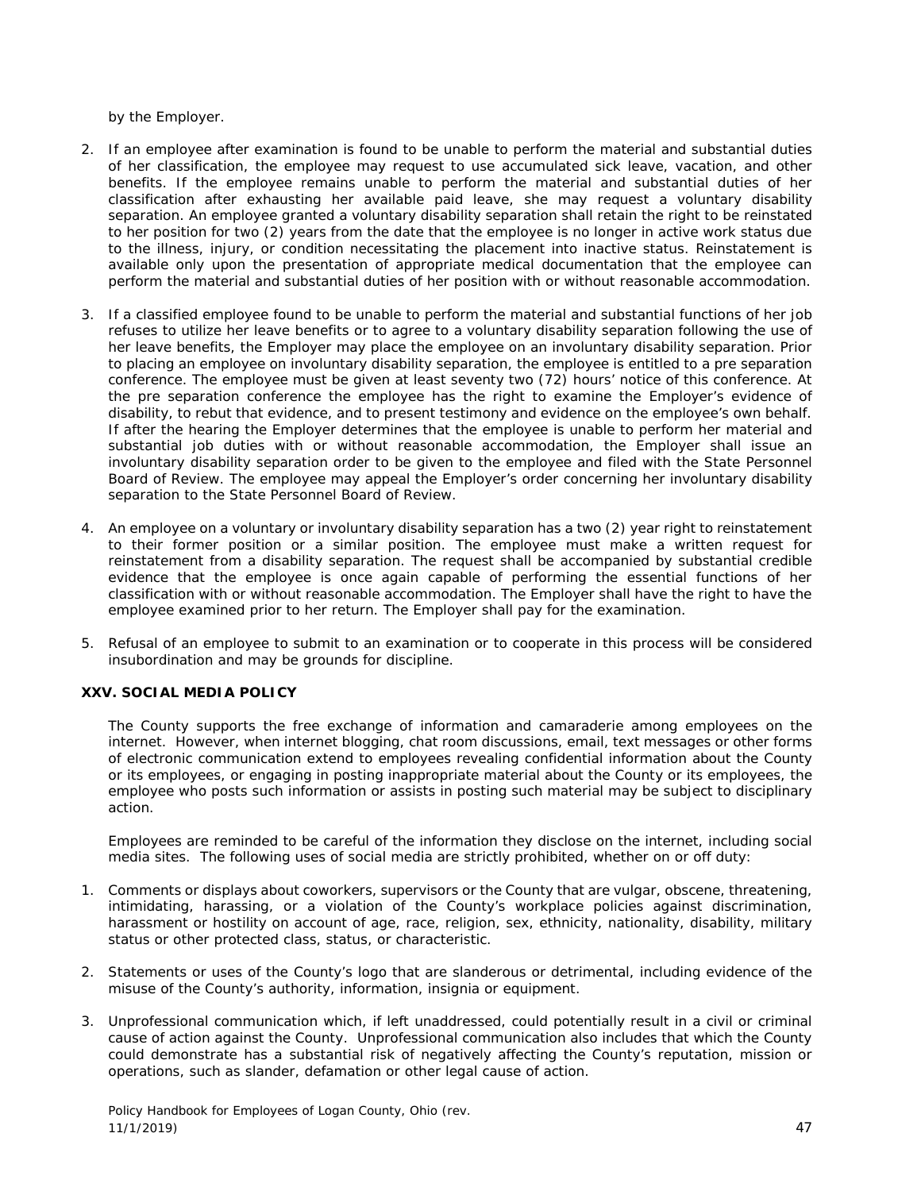by the Employer.

2. If an employee after examination is found to be unable to perform the material and substantial duties of her classification, the employee may request to use accumulated sick leave, vacation, and other benefits. If the employee remains unable to perform the material and substantial duties of her classification after exhausting her available paid leave, she may request a voluntary disability separation. An employee granted a voluntary disability separation shall retain the right to be reinstated to her position for two (2) years from the date that the employee is no longer in active work status due to the illness, injury, or condition necessitating the placement into inactive status. Reinstatement is available only upon the presentation of appropriate medical documentation that the employee can perform the material and substantial duties of her position with or without reasonable accommodation.

3. If a classified employee found to be unable to perform the material and substantial functions of her job refuses to utilize her leave benefits or to agree to a voluntary disability separation following the use of her leave benefits, the Employer may place the employee on an involuntary disability separation. Prior to placing an employee on involuntary disability separation, the employee is entitled to a pre separation conference. The employee must be given at least seventy two (72) hours' notice of this conference. At the pre separation conference the employee has the right to examine the Employer's evidence of disability, to rebut that evidence, and to present testimony and evidence on the employee's own behalf. If after the hearing the Employer determines that the employee is unable to perform her material and substantial job duties with or without reasonable accommodation, the Employer shall issue an involuntary disability separation order to be given to the employee and filed with the State Personnel Board of Review. The employee may appeal the Employer's order concerning her involuntary disability separation to the State Personnel Board of Review.

4. An employee on a voluntary or involuntary disability separation has a two (2) year right to reinstatement to their former position or a similar position. The employee must make a written request for reinstatement from a disability separation. The request shall be accompanied by substantial credible evidence that the employee is once again capable of performing the essential functions of her classification with or without reasonable accommodation. The Employer shall have the right to have the employee examined prior to her return. The Employer shall pay for the examination.

5. Refusal of an employee to submit to an examination or to cooperate in this process will be considered insubordination and may be grounds for discipline.

### XXV. SOCIAL MEDIA POLICY

The County supports the free exchange of information and camaraderie among employees on the internet. However, when internet blogging, chat room discussions, email, text messages or other forms of electronic communication extend to employees revealing confidential information about the County or its employees, or engaging in posting inappropriate material about the County or its employees, the employee who posts such information or assists in posting such material may be subject to disciplinary action.

Employees are reminded to be careful of the information they disclose on the internet, including social media sites. The following uses of social media are strictly prohibited, whether on or off duty:

1. Comments or displays about coworkers, supervisors or the County that are vulgar, obscene, threatening, intimidating, harassing, or a violation of the County's workplace policies against discrimination, harassment or hostility on account of age, race, religion, sex, ethnicity, nationality, disability, military status or other protected class, status, or characteristic.

2. Statements or uses of the County's logo that are slanderous or detrimental, including evidence of the misuse of the County's authority, information, insignia or equipment.

3. Unprofessional communication which, if left unaddressed, could potentially result in a civil or criminal cause of action against the County. Unprofessional communication also includes that which the County could demonstrate has a substantial risk of negatively affecting the County's reputation, mission or operations, such as slander, defamation or other legal cause of action.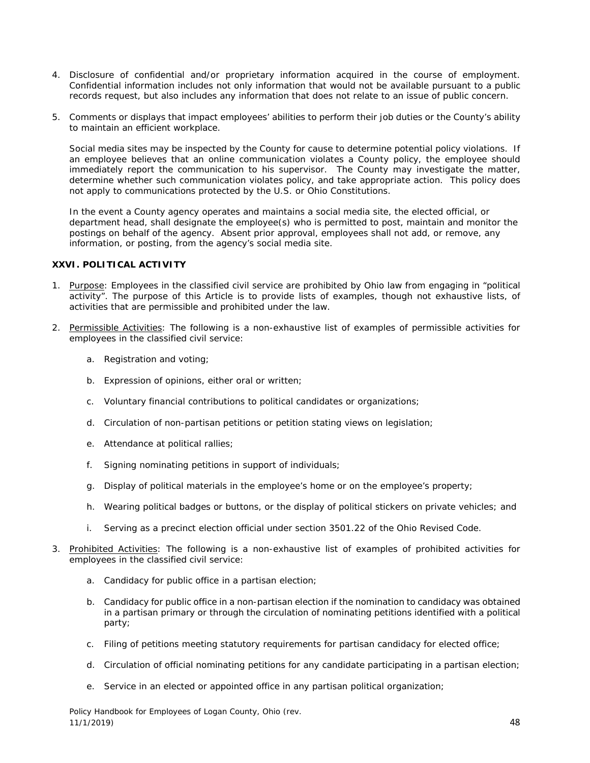4. Disclosure of confidential and/or proprietary information acquired in the course of employment. Confidential information includes not only information that would not be available pursuant to a public records request, but also includes any information that does not relate to an issue of public concern.

5. Comments or displays that impact employees' abilities to perform their job duties or the County's ability to maintain an efficient workplace.

   Social media sites may be inspected by the County for cause to determine potential policy violations. If an employee believes that an online communication violates a County policy, the employee should immediately report the communication to his supervisor. The County may investigate the matter, determine whether such communication violates policy, and take appropriate action. This policy does not apply to communications protected by the U.S. or Ohio Constitutions.

   In the event a County agency operates and maintains a social media site, the elected official, or department head, shall designate the employee(s) who is permitted to post, maintain and monitor the postings on behalf of the agency. Absent prior approval, employees shall not add, or remove, any information, or posting, from the agency's social media site.

### XXVI. POLITICAL ACTIVITY

1. Purpose: Employees in the classified civil service are prohibited by Ohio law from engaging in "political activity". The purpose of this Article is to provide lists of examples, though not exhaustive lists, of activities that are permissible and prohibited under the law.

2. Permissible Activities: The following is a non-exhaustive list of examples of permissible activities for employees in the classified civil service:

   a. Registration and voting;

   b. Expression of opinions, either oral or written;

   c. Voluntary financial contributions to political candidates or organizations;

   d. Circulation of non-partisan petitions or petition stating views on legislation;

   e. Attendance at political rallies;

   f. Signing nominating petitions in support of individuals;

   g. Display of political materials in the employee's home or on the employee's property;

   h. Wearing political badges or buttons, or the display of political stickers on private vehicles; and

   i. Serving as a precinct election official under section 3501.22 of the Ohio Revised Code.

3. Prohibited Activities: The following is a non-exhaustive list of examples of prohibited activities for employees in the classified civil service:

   a. Candidacy for public office in a partisan election;

   b. Candidacy for public office in a non-partisan election if the nomination to candidacy was obtained in a partisan primary or through the circulation of nominating petitions identified with a political party;

   c. Filing of petitions meeting statutory requirements for partisan candidacy for elected office;

   d. Circulation of official nominating petitions for any candidate participating in a partisan election;

   e. Service in an elected or appointed office in any partisan political organization;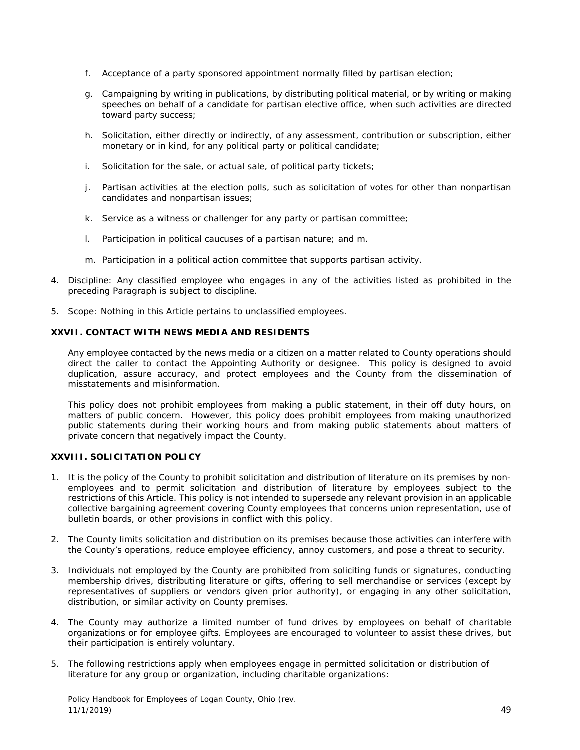f. Acceptance of a party sponsored appointment normally filled by partisan election;

g. Campaigning by writing in publications, by distributing political material, or by writing or making speeches on behalf of a candidate for partisan elective office, when such activities are directed toward party success;

h. Solicitation, either directly or indirectly, of any assessment, contribution or subscription, either monetary or in kind, for any political party or political candidate;

i. Solicitation for the sale, or actual sale, of political party tickets;

j. Partisan activities at the election polls, such as solicitation of votes for other than nonpartisan candidates and nonpartisan issues;

k. Service as a witness or challenger for any party or partisan committee;

l. Participation in political caucuses of a partisan nature; and m.

m. Participation in a political action committee that supports partisan activity.

4. Discipline: Any classified employee who engages in any of the activities listed as prohibited in the preceding Paragraph is subject to discipline.

5. Scope: Nothing in this Article pertains to unclassified employees.

**XXVII. CONTACT WITH NEWS MEDIA AND RESIDENTS**

Any employee contacted by the news media or a citizen on a matter related to County operations should direct the caller to contact the Appointing Authority or designee. This policy is designed to avoid duplication, assure accuracy, and protect employees and the County from the dissemination of misstatements and misinformation.

This policy does not prohibit employees from making a public statement, in their off duty hours, on matters of public concern. However, this policy does prohibit employees from making unauthorized public statements during their working hours and from making public statements about matters of private concern that negatively impact the County.

**XXVIII. SOLICITATION POLICY**

1. It is the policy of the County to prohibit solicitation and distribution of literature on its premises by non-employees and to permit solicitation and distribution of literature by employees subject to the restrictions of this Article. This policy is not intended to supersede any relevant provision in an applicable collective bargaining agreement covering County employees that concerns union representation, use of bulletin boards, or other provisions in conflict with this policy.

2. The County limits solicitation and distribution on its premises because those activities can interfere with the County's operations, reduce employee efficiency, annoy customers, and pose a threat to security.

3. Individuals not employed by the County are prohibited from soliciting funds or signatures, conducting membership drives, distributing literature or gifts, offering to sell merchandise or services (except by representatives of suppliers or vendors given prior authority), or engaging in any other solicitation, distribution, or similar activity on County premises.

4. The County may authorize a limited number of fund drives by employees on behalf of charitable organizations or for employee gifts. Employees are encouraged to volunteer to assist these drives, but their participation is entirely voluntary.

5. The following restrictions apply when employees engage in permitted solicitation or distribution of literature for any group or organization, including charitable organizations: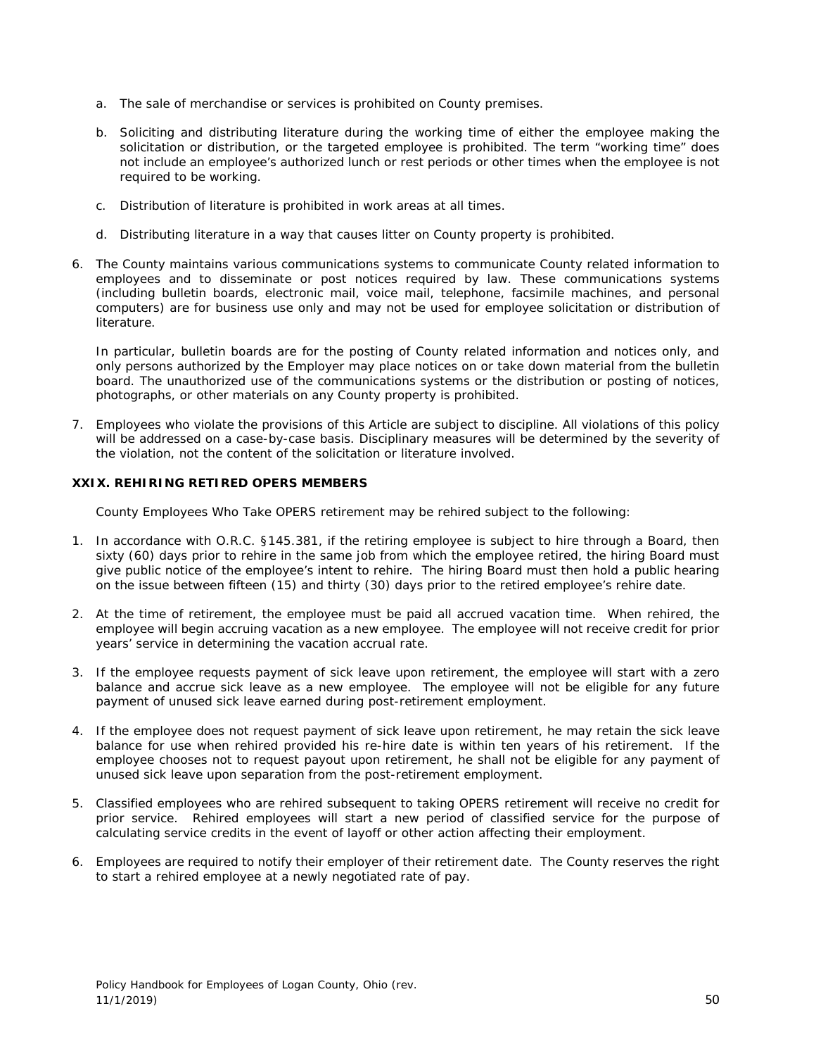a. The sale of merchandise or services is prohibited on County premises.

b. Soliciting and distributing literature during the working time of either the employee making the solicitation or distribution, or the targeted employee is prohibited. The term "working time" does not include an employee's authorized lunch or rest periods or other times when the employee is not required to be working.

c. Distribution of literature is prohibited in work areas at all times.

d. Distributing literature in a way that causes litter on County property is prohibited.

6. The County maintains various communications systems to communicate County related information to employees and to disseminate or post notices required by law. These communications systems (including bulletin boards, electronic mail, voice mail, telephone, facsimile machines, and personal computers) are for business use only and may not be used for employee solicitation or distribution of literature.

   In particular, bulletin boards are for the posting of County related information and notices only, and only persons authorized by the Employer may place notices on or take down material from the bulletin board. The unauthorized use of the communications systems or the distribution or posting of notices, photographs, or other materials on any County property is prohibited.

7. Employees who violate the provisions of this Article are subject to discipline. All violations of this policy will be addressed on a case-by-case basis. Disciplinary measures will be determined by the severity of the violation, not the content of the solicitation or literature involved.

### XXIX. REHIRING RETIRED OPERS MEMBERS

County Employees Who Take OPERS retirement may be rehired subject to the following:

1. In accordance with O.R.C. §145.381, if the retiring employee is subject to hire through a Board, then sixty (60) days prior to rehire in the same job from which the employee retired, the hiring Board must give public notice of the employee's intent to rehire. The hiring Board must then hold a public hearing on the issue between fifteen (15) and thirty (30) days prior to the retired employee's rehire date.

2. At the time of retirement, the employee must be paid all accrued vacation time. When rehired, the employee will begin accruing vacation as a new employee. The employee will not receive credit for prior years' service in determining the vacation accrual rate.

3. If the employee requests payment of sick leave upon retirement, the employee will start with a zero balance and accrue sick leave as a new employee. The employee will not be eligible for any future payment of unused sick leave earned during post-retirement employment.

4. If the employee does not request payment of sick leave upon retirement, he may retain the sick leave balance for use when rehired provided his re-hire date is within ten years of his retirement. If the employee chooses not to request payout upon retirement, he shall not be eligible for any payment of unused sick leave upon separation from the post-retirement employment.

5. Classified employees who are rehired subsequent to taking OPERS retirement will receive no credit for prior service. Rehired employees will start a new period of classified service for the purpose of calculating service credits in the event of layoff or other action affecting their employment.

6. Employees are required to notify their employer of their retirement date. The County reserves the right to start a rehired employee at a newly negotiated rate of pay.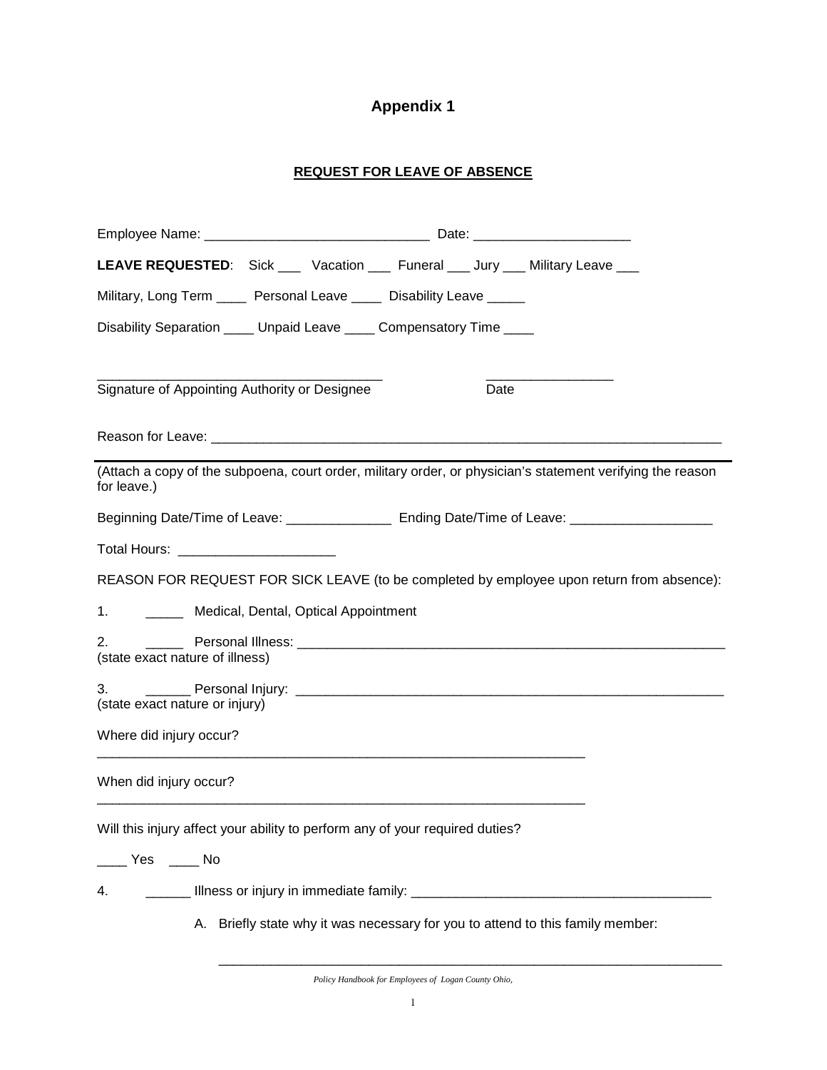# Appendix 1

## REQUEST FOR LEAVE OF ABSENCE

Employee Name: ______________________________ Date: _____________________

**LEAVE REQUESTED**: Sick ___ Vacation ___ Funeral ___ Jury ___ Military Leave ___

Military, Long Term ____ Personal Leave ____ Disability Leave _____

Disability Separation ____ Unpaid Leave ____ Compensatory Time ____

_______________________________________ _________________
Signature of Appointing Authority or Designee Date

Reason for Leave: _______________________________________________________________________

---

(Attach a copy of the subpoena, court order, military order, or physician's statement verifying the reason for leave.)

Beginning Date/Time of Leave: ______________ Ending Date/Time of Leave: ___________________

Total Hours: _____________________

REASON FOR REQUEST FOR SICK LEAVE (to be completed by employee upon return from absence):

1. _____ Medical, Dental, Optical Appointment

2. _____ Personal Illness: ____________________________________________________________
(state exact nature of illness)

3. ______ Personal Injury: ____________________________________________________________
(state exact nature or injury)

Where did injury occur?
____________________________________________________________________

When did injury occur?
____________________________________________________________________

Will this injury affect your ability to perform any of your required duties?

____ Yes ____ No

4. ______ Illness or injury in immediate family: ________________________________________

A. Briefly state why it was necessary for you to attend to this family member:

______________________________________________________________________

*Policy Handbook for Employees of Logan County Ohio,*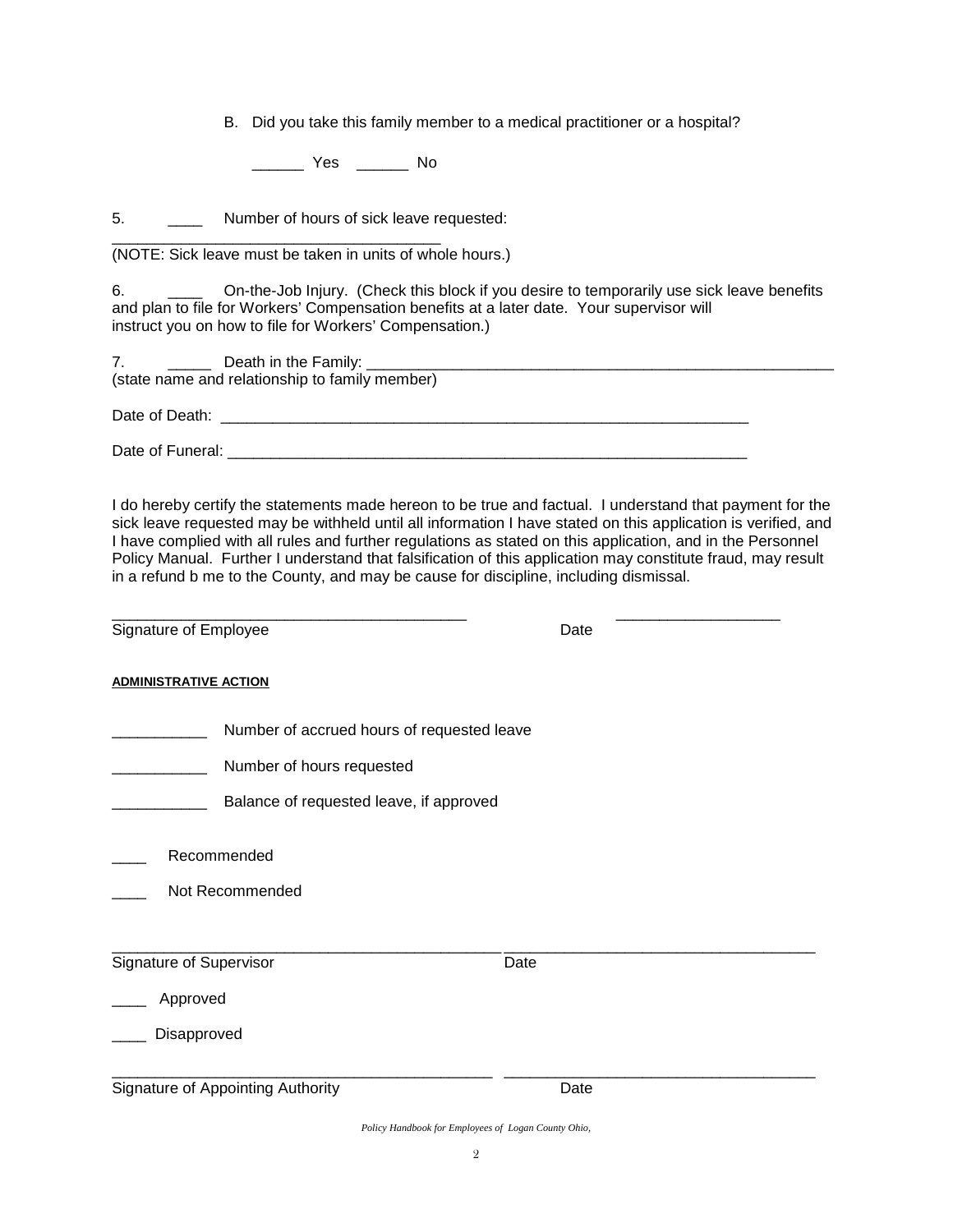B. Did you take this family member to a medical practitioner or a hospital?

______ Yes ______ No

5. ____ Number of hours of sick leave requested: ________________________________________

(NOTE: Sick leave must be taken in units of whole hours.)

6. ____ On-the-Job Injury. (Check this block if you desire to temporarily use sick leave benefits and plan to file for Workers' Compensation benefits at a later date. Your supervisor will instruct you on how to file for Workers' Compensation.)

7. _____ Death in the Family: ____________________________________________________________
(state name and relationship to family member)

Date of Death: ________________________________________________________________

Date of Funeral: ________________________________________________________________

I do hereby certify the statements made hereon to be true and factual. I understand that payment for the sick leave requested may be withheld until all information I have stated on this application is verified, and I have complied with all rules and further regulations as stated on this application, and in the Personnel Policy Manual. Further I understand that falsification of this application may constitute fraud, may result in a refund b me to the County, and may be cause for discipline, including dismissal.

____________________________________________ ____________________

Signature of Employee Date

**ADMINISTRATIVE ACTION**

___________ Number of accrued hours of requested leave

___________ Number of hours requested

___________ Balance of requested leave, if approved

____ Recommended

____ Not Recommended

______________________________________________ ______________________________________

Signature of Supervisor Date

____ Approved

____ Disapproved

______________________________________________ ______________________________________

Signature of Appointing Authority Date

*Policy Handbook for Employees of Logan County Ohio,*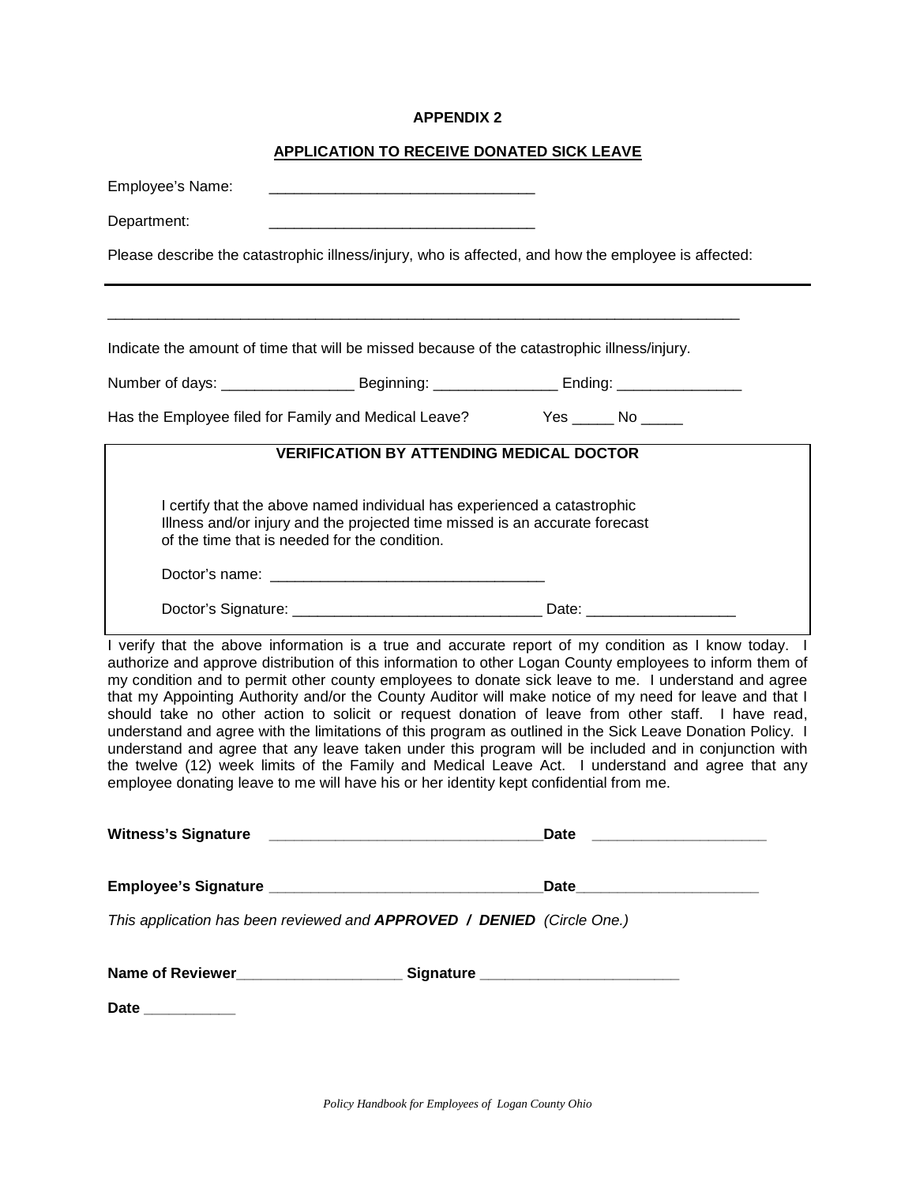**APPENDIX 2**

**APPLICATION TO RECEIVE DONATED SICK LEAVE**

Employee's Name: ________________________________

Department: ________________________________

Please describe the catastrophic illness/injury, who is affected, and how the employee is affected:

______________________________________________________________________________

______________________________________________________________________________

Indicate the amount of time that will be missed because of the catastrophic illness/injury.

Number of days: ________________ Beginning: _______________ Ending: _______________

Has the Employee filed for Family and Medical Leave? Yes _____ No _____

**VERIFICATION BY ATTENDING MEDICAL DOCTOR**

I certify that the above named individual has experienced a catastrophic Illness and/or injury and the projected time missed is an accurate forecast of the time that is needed for the condition.

Doctor's name: ________________________________

Doctor's Signature: ______________________________ Date: _________________

I verify that the above information is a true and accurate report of my condition as I know today. I authorize and approve distribution of this information to other Logan County employees to inform them of my condition and to permit other county employees to donate sick leave to me. I understand and agree that my Appointing Authority and/or the County Auditor will make notice of my need for leave and that I should take no other action to solicit or request donation of leave from other staff. I have read, understand and agree with the limitations of this program as outlined in the Sick Leave Donation Policy. I understand and agree that any leave taken under this program will be included and in conjunction with the twelve (12) week limits of the Family and Medical Leave Act. I understand and agree that any employee donating leave to me will have his or her identity kept confidential from me.

**Witness's Signature** ________________________________**Date** ____________________

**Employee's Signature** ________________________________**Date**____________________

*This application has been reviewed and **APPROVED / DENIED** (Circle One.)*

**Name of Reviewer**____________________ **Signature** ________________________

**Date** ___________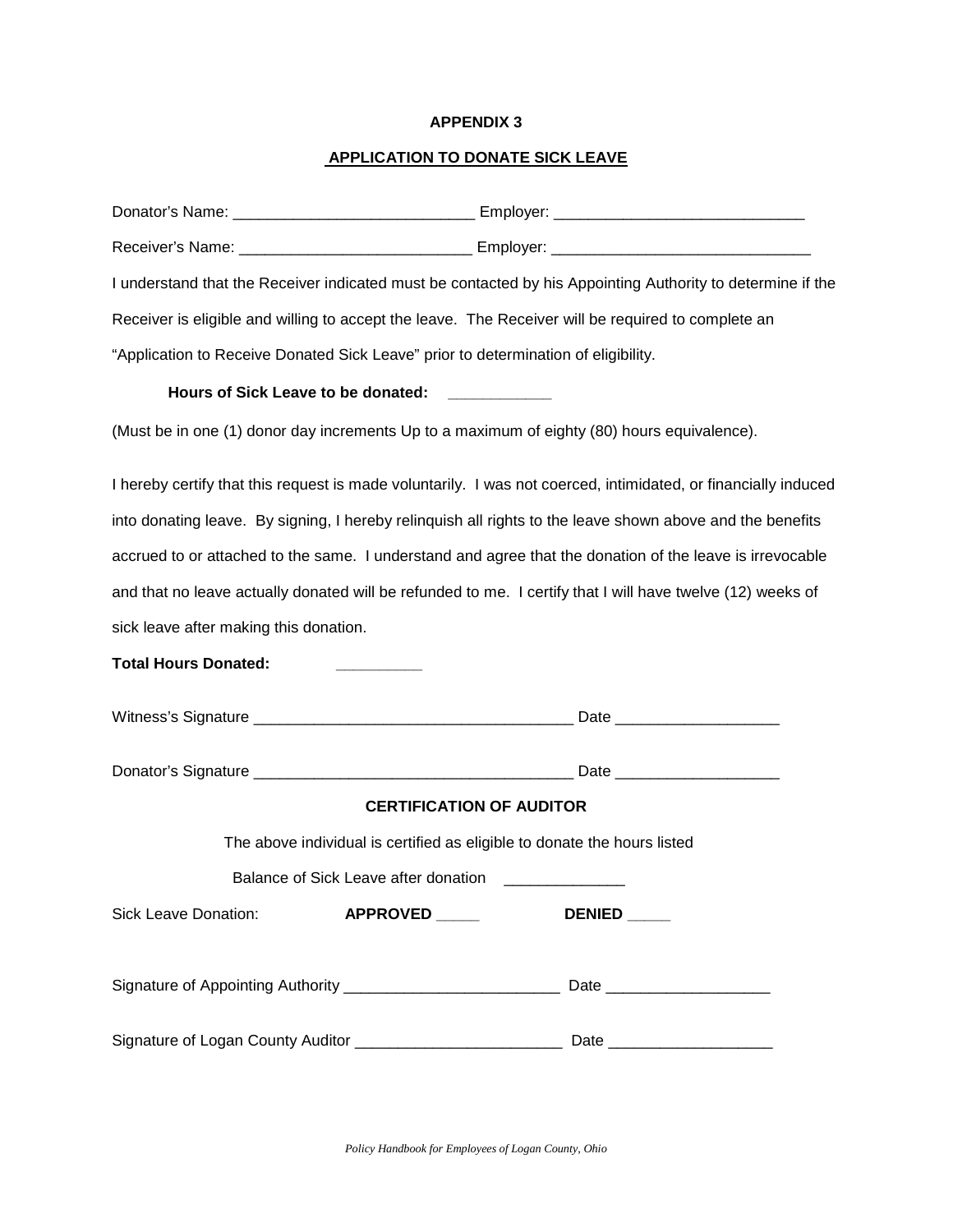**APPENDIX 3**

**<u>APPLICATION TO DONATE SICK LEAVE</u>**

Donator's Name: ____________________________ Employer: _____________________________

Receiver's Name: ___________________________ Employer: ______________________________

I understand that the Receiver indicated must be contacted by his Appointing Authority to determine if the Receiver is eligible and willing to accept the leave. The Receiver will be required to complete an "Application to Receive Donated Sick Leave" prior to determination of eligibility.

**Hours of Sick Leave to be donated: ___________**

(Must be in one (1) donor day increments Up to a maximum of eighty (80) hours equivalence).

I hereby certify that this request is made voluntarily. I was not coerced, intimidated, or financially induced into donating leave. By signing, I hereby relinquish all rights to the leave shown above and the benefits accrued to or attached to the same. I understand and agree that the donation of the leave is irrevocable and that no leave actually donated will be refunded to me. I certify that I will have twelve (12) weeks of sick leave after making this donation.

**Total Hours Donated: _________**

Witness's Signature ____________________________________ Date ___________________

Donator's Signature ____________________________________ Date ___________________

**CERTIFICATION OF AUDITOR**

The above individual is certified as eligible to donate the hours listed

Balance of Sick Leave after donation ______________

Sick Leave Donation: **APPROVED _____** **DENIED _____**

Signature of Appointing Authority _________________________ Date ___________________

Signature of Logan County Auditor ________________________ Date ___________________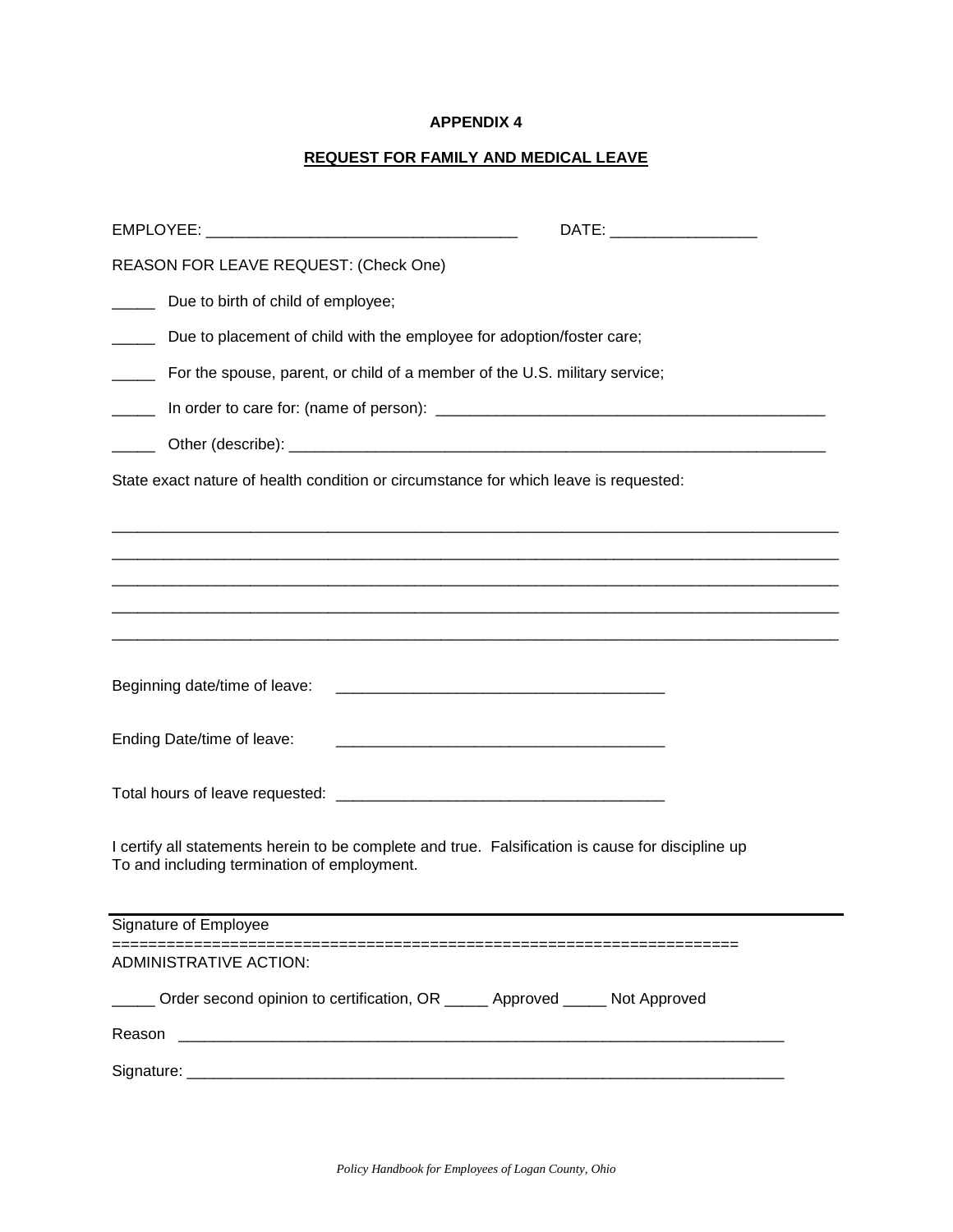**APPENDIX 4**

**REQUEST FOR FAMILY AND MEDICAL LEAVE**

EMPLOYEE: ___________________________________ DATE: _________________

REASON FOR LEAVE REQUEST: (Check One)

_____ Due to birth of child of employee;

_____ Due to placement of child with the employee for adoption/foster care;

_____ For the spouse, parent, or child of a member of the U.S. military service;

_____ In order to care for: (name of person): ______________________________________________

_____ Other (describe): _________________________________________________________________

State exact nature of health condition or circumstance for which leave is requested:

______________________________________________________________________________________

______________________________________________________________________________________

______________________________________________________________________________________

______________________________________________________________________________________

______________________________________________________________________________________

Beginning date/time of leave: _______________________________________

Ending Date/time of leave: _______________________________________

Total hours of leave requested: _______________________________________

I certify all statements herein to be complete and true. Falsification is cause for discipline up To and including termination of employment.

______________________________________________________________________________________

Signature of Employee

==================================================================

ADMINISTRATIVE ACTION:

_____ Order second opinion to certification, OR _____ Approved _____ Not Approved

Reason ________________________________________________________________________

Signature: ______________________________________________________________________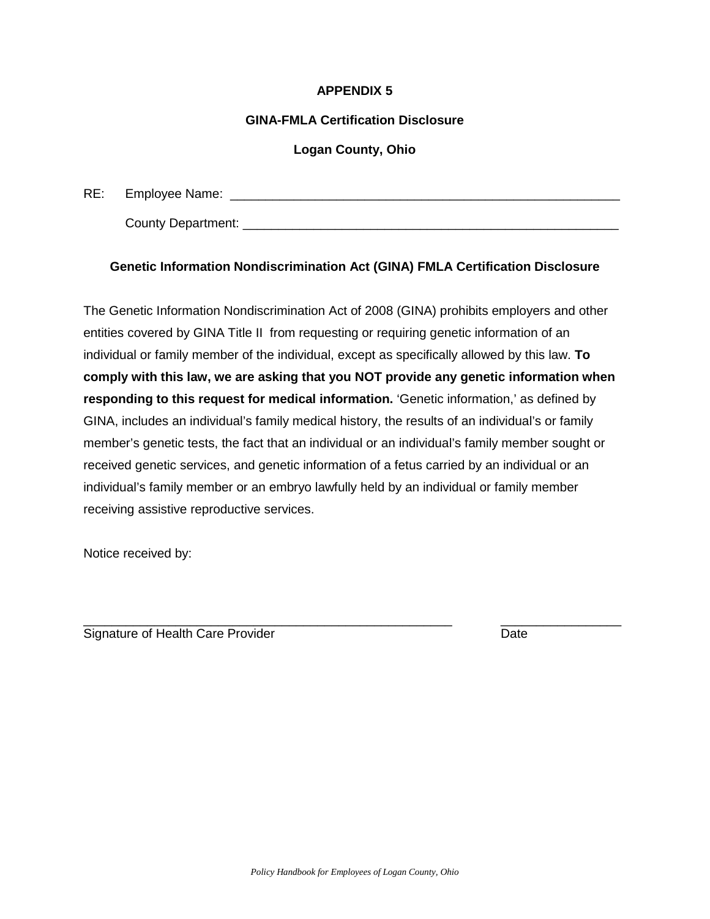**APPENDIX 5**

**GINA-FMLA Certification Disclosure**

**Logan County, Ohio**

RE: Employee Name: ________________________________________________________

County Department: ______________________________________________________

**Genetic Information Nondiscrimination Act (GINA) FMLA Certification Disclosure**

The Genetic Information Nondiscrimination Act of 2008 (GINA) prohibits employers and other entities covered by GINA Title II from requesting or requiring genetic information of an individual or family member of the individual, except as specifically allowed by this law. **To comply with this law, we are asking that you NOT provide any genetic information when responding to this request for medical information.** 'Genetic information,' as defined by GINA, includes an individual's family medical history, the results of an individual's or family member's genetic tests, the fact that an individual or an individual's family member sought or received genetic services, and genetic information of a fetus carried by an individual or an individual's family member or an embryo lawfully held by an individual or family member receiving assistive reproductive services.

Notice received by:

_____________________________________________________ _________________

Signature of Health Care Provider Date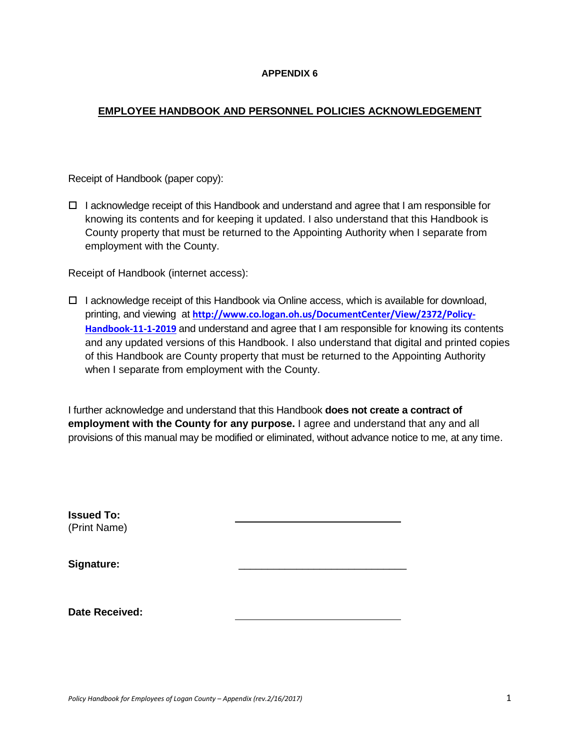**APPENDIX 6**

## EMPLOYEE HANDBOOK AND PERSONNEL POLICIES ACKNOWLEDGEMENT

Receipt of Handbook (paper copy):

☐ I acknowledge receipt of this Handbook and understand and agree that I am responsible for knowing its contents and for keeping it updated. I also understand that this Handbook is County property that must be returned to the Appointing Authority when I separate from employment with the County.

Receipt of Handbook (internet access):

☐ I acknowledge receipt of this Handbook via Online access, which is available for download, printing, and viewing at **http://www.co.logan.oh.us/DocumentCenter/View/2372/Policy-Handbook-11-1-2019** and understand and agree that I am responsible for knowing its contents and any updated versions of this Handbook. I also understand that digital and printed copies of this Handbook are County property that must be returned to the Appointing Authority when I separate from employment with the County.

I further acknowledge and understand that this Handbook **does not create a contract of employment with the County for any purpose.** I agree and understand that any and all provisions of this manual may be modified or eliminated, without advance notice to me, at any time.

**Issued To:**
(Print Name) ______________________________

**Signature:** ______________________________

**Date Received:** ______________________________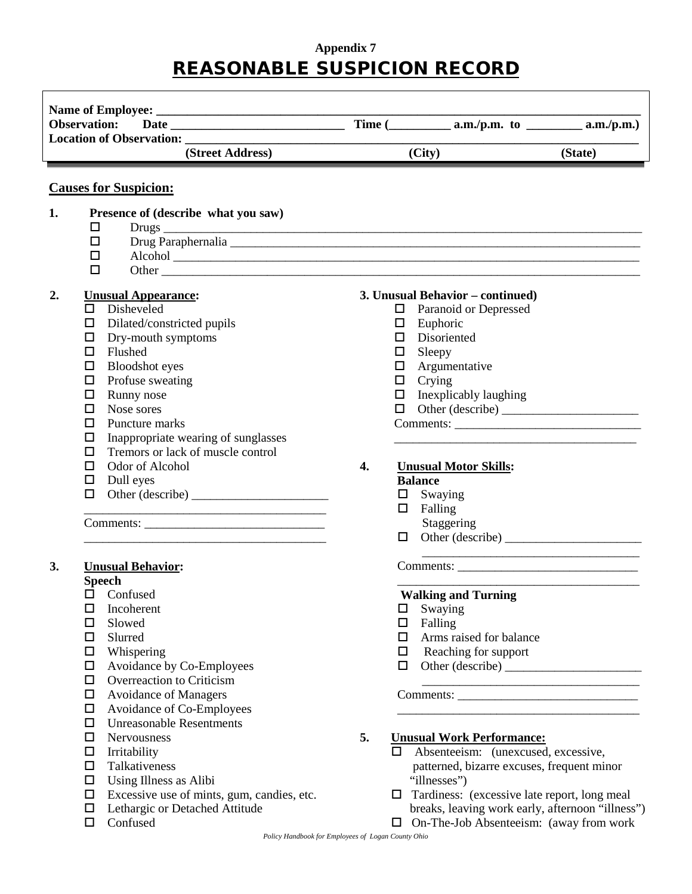**Appendix 7**

# REASONABLE SUSPICION RECORD

**Name of Employee:** ______________________________________________
**Observation: Date** ____________________ **Time (________ a.m./p.m. to ________ a.m./p.m.)**
**Location of Observation:** ______________________________________________
**(Street Address) (City) (State)**

## Causes for Suspicion:

**1. Presence of (describe what you saw)**

- ☐ Drugs ______________________________
- ☐ Drug Paraphernalia ______________________________
- ☐ Alcohol ______________________________
- ☐ Other ______________________________

**2. Unusual Appearance:**

- ☐ Disheveled
- ☐ Dilated/constricted pupils
- ☐ Dry-mouth symptoms
- ☐ Flushed
- ☐ Bloodshot eyes
- ☐ Profuse sweating
- ☐ Runny nose
- ☐ Nose sores
- ☐ Puncture marks
- ☐ Inappropriate wearing of sunglasses
- ☐ Tremors or lack of muscle control
- ☐ Odor of Alcohol
- ☐ Dull eyes
- ☐ Other (describe) ______________________________

Comments: ______________________________

**3. Unusual Behavior:**

**Speech**

- ☐ Confused
- ☐ Incoherent
- ☐ Slowed
- ☐ Slurred
- ☐ Whispering
- ☐ Avoidance by Co-Employees
- ☐ Overreaction to Criticism
- ☐ Avoidance of Managers
- ☐ Avoidance of Co-Employees
- ☐ Unreasonable Resentments
- ☐ Nervousness
- ☐ Irritability
- ☐ Talkativeness
- ☐ Using Illness as Alibi
- ☐ Excessive use of mints, gum, candies, etc.
- ☐ Lethargic or Detached Attitude
- ☐ Confused

**3. Unusual Behavior – continued)**

- ☐ Paranoid or Depressed
- ☐ Euphoric
- ☐ Disoriented
- ☐ Sleepy
- ☐ Argumentative
- ☐ Crying
- ☐ Inexplicably laughing
- ☐ Other (describe) ______________________________

Comments: ______________________________

**4. Unusual Motor Skills:**

**Balance**

- ☐ Swaying
- ☐ Falling
- Staggering
- ☐ Other (describe) ______________________________

Comments: ______________________________

**Walking and Turning**

- ☐ Swaying
- ☐ Falling
- ☐ Arms raised for balance
- ☐ Reaching for support
- ☐ Other (describe) ______________________________

Comments: ______________________________

**5. Unusual Work Performance:**

- ☐ Absenteeism: (unexcused, excessive, patterned, bizarre excuses, frequent minor "illnesses")
- ☐ Tardiness: (excessive late report, long meal breaks, leaving work early, afternoon "illness")
- ☐ On-The-Job Absenteeism: (away from work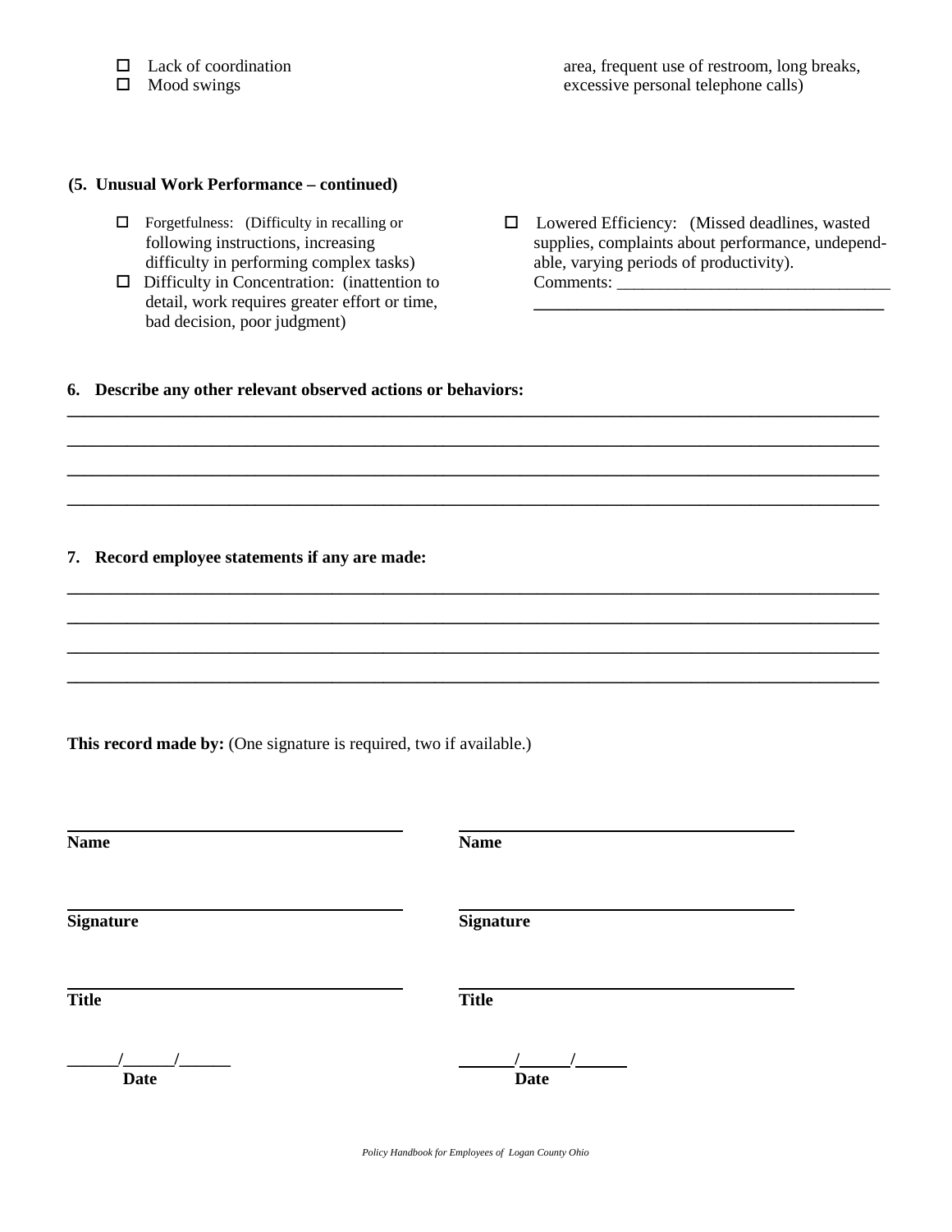- ☐ Lack of coordination
- ☐ Mood swings

area, frequent use of restroom, long breaks, excessive personal telephone calls)

**(5. Unusual Work Performance – continued)**

- ☐ Forgetfulness: (Difficulty in recalling or following instructions, increasing difficulty in performing complex tasks)
- ☐ Difficulty in Concentration: (inattention to detail, work requires greater effort or time, bad decision, poor judgment)
- ☐ Lowered Efficiency: (Missed deadlines, wasted supplies, complaints about performance, undependable, varying periods of productivity).
  Comments: ________________________________
  ________________________________________

**6. Describe any other relevant observed actions or behaviors:**

____________________________________________________________________________________

____________________________________________________________________________________

____________________________________________________________________________________

____________________________________________________________________________________

**7. Record employee statements if any are made:**

____________________________________________________________________________________

____________________________________________________________________________________

____________________________________________________________________________________

____________________________________________________________________________________

**This record made by:** (One signature is required, two if available.)

| | |
|---|---|
| ______________________________ | ______________________________ |
| **Name** | **Name** |
| ______________________________ | ______________________________ |
| **Signature** | **Signature** |
| ______________________________ | ______________________________ |
| **Title** | **Title** |
| ______/______/______ | ______/______/______ |
| **Date** | **Date** |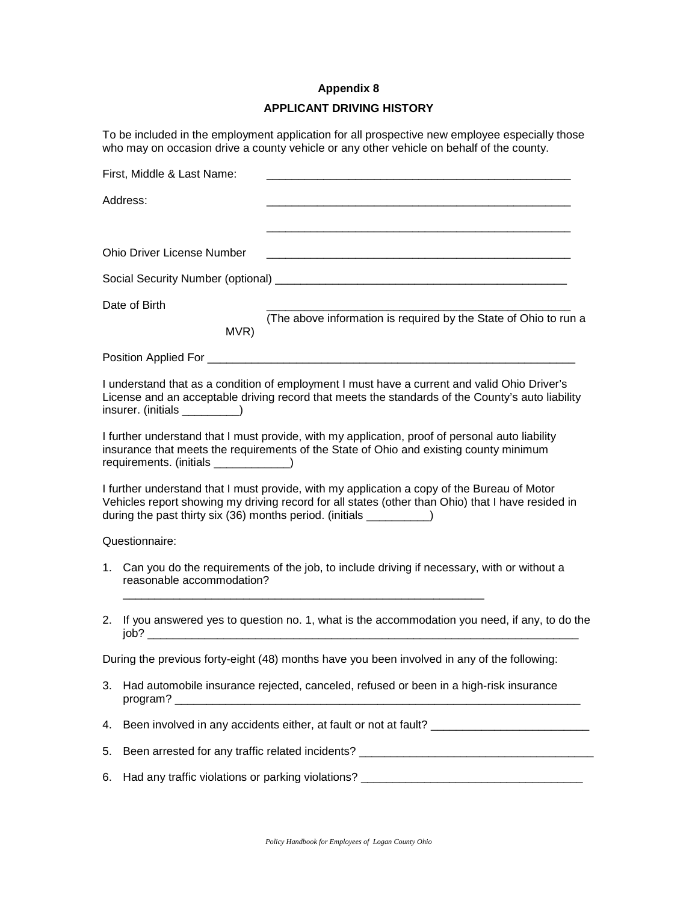**Appendix 8**

**APPLICANT DRIVING HISTORY**

To be included in the employment application for all prospective new employee especially those who may on occasion drive a county vehicle or any other vehicle on behalf of the county.

First, Middle & Last Name: ____________________________________________________

Address: ____________________________________________________

____________________________________________________

Ohio Driver License Number ____________________________________________________

Social Security Number (optional) ________________________________________________

Date of Birth ____________________________________________________

(The above information is required by the State of Ohio to run a MVR)

Position Applied For ______________________________________________________________

I understand that as a condition of employment I must have a current and valid Ohio Driver's License and an acceptable driving record that meets the standards of the County's auto liability insurer. (initials _________)

I further understand that I must provide, with my application, proof of personal auto liability insurance that meets the requirements of the State of Ohio and existing county minimum requirements. (initials ____________)

I further understand that I must provide, with my application a copy of the Bureau of Motor Vehicles report showing my driving record for all states (other than Ohio) that I have resided in during the past thirty six (36) months period. (initials __________)

Questionnaire:

1. Can you do the requirements of the job, to include driving if necessary, with or without a reasonable accommodation?
   ____________________________________________________________

2. If you answered yes to question no. 1, what is the accommodation you need, if any, to do the job? ______________________________________________________________________

During the previous forty-eight (48) months have you been involved in any of the following:

3. Had automobile insurance rejected, canceled, refused or been in a high-risk insurance program? _________________________________________________________________

4. Been involved in any accidents either, at fault or not at fault? _________________________

5. Been arrested for any traffic related incidents? _____________________________________

6. Had any traffic violations or parking violations? ___________________________________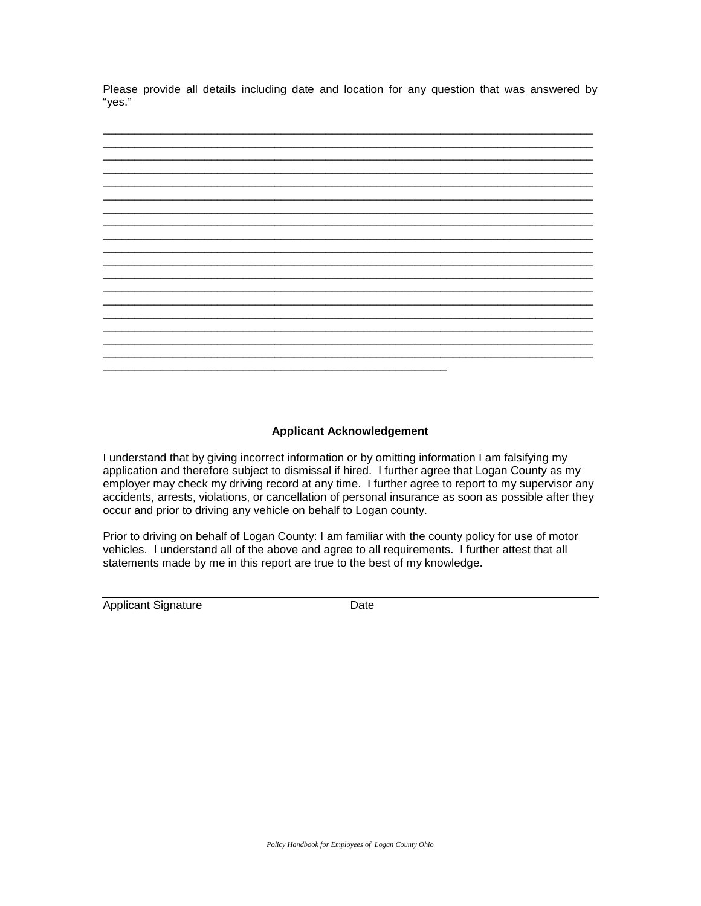Please provide all details including date and location for any question that was answered by "yes."

\_\_\_\_\_\_\_\_\_\_\_\_\_\_\_\_\_\_\_\_\_\_\_\_\_\_\_\_\_\_\_\_\_\_\_\_\_\_\_\_\_\_\_\_\_\_\_\_\_\_\_\_\_\_\_\_\_\_\_\_\_\_\_\_\_\_\_\_\_\_\_\_\_\_
\_\_\_\_\_\_\_\_\_\_\_\_\_\_\_\_\_\_\_\_\_\_\_\_\_\_\_\_\_\_\_\_\_\_\_\_\_\_\_\_\_\_\_\_\_\_\_\_\_\_\_\_\_\_\_\_\_\_\_\_\_\_\_\_\_\_\_\_\_\_\_\_\_\_
\_\_\_\_\_\_\_\_\_\_\_\_\_\_\_\_\_\_\_\_\_\_\_\_\_\_\_\_\_\_\_\_\_\_\_\_\_\_\_\_\_\_\_\_\_\_\_\_\_\_\_\_\_\_\_\_\_\_\_\_\_\_\_\_\_\_\_\_\_\_\_\_\_\_
\_\_\_\_\_\_\_\_\_\_\_\_\_\_\_\_\_\_\_\_\_\_\_\_\_\_\_\_\_\_\_\_\_\_\_\_\_\_\_\_\_\_\_\_\_\_\_\_\_\_\_\_\_\_\_\_\_\_\_\_\_\_\_\_\_\_\_\_\_\_\_\_\_\_
\_\_\_\_\_\_\_\_\_\_\_\_\_\_\_\_\_\_\_\_\_\_\_\_\_\_\_\_\_\_\_\_\_\_\_\_\_\_\_\_\_\_\_\_\_\_\_\_\_\_\_\_\_\_\_\_\_\_\_\_\_\_\_\_\_\_\_\_\_\_\_\_\_\_
\_\_\_\_\_\_\_\_\_\_\_\_\_\_\_\_\_\_\_\_\_\_\_\_\_\_\_\_\_\_\_\_\_\_\_\_\_\_\_\_\_\_\_\_\_\_\_\_\_\_\_\_\_\_\_\_\_\_\_\_\_\_\_\_\_\_\_\_\_\_\_\_\_\_
\_\_\_\_\_\_\_\_\_\_\_\_\_\_\_\_\_\_\_\_\_\_\_\_\_\_\_\_\_\_\_\_\_\_\_\_\_\_\_\_\_\_\_\_\_\_\_\_\_\_\_\_\_\_\_\_\_\_\_\_\_\_\_\_\_\_\_\_\_\_\_\_\_\_
\_\_\_\_\_\_\_\_\_\_\_\_\_\_\_\_\_\_\_\_\_\_\_\_\_\_\_\_\_\_\_\_\_\_\_\_\_\_\_\_\_\_\_\_\_\_\_\_\_\_\_\_\_\_\_\_\_\_\_\_\_\_\_\_\_\_\_\_\_\_\_\_\_\_
\_\_\_\_\_\_\_\_\_\_\_\_\_\_\_\_\_\_\_\_\_\_\_\_\_\_\_\_\_\_\_\_\_\_\_\_\_\_\_\_\_\_\_\_\_\_\_\_\_\_\_\_\_\_\_\_\_\_\_\_\_\_\_\_\_\_\_\_\_\_\_\_\_\_
\_\_\_\_\_\_\_\_\_\_\_\_\_\_\_\_\_\_\_\_\_\_\_\_\_\_\_\_\_\_\_\_\_\_\_\_\_\_\_\_\_\_\_\_\_\_\_\_\_\_\_\_\_\_\_\_\_\_\_\_\_\_\_\_\_\_\_\_\_\_\_\_\_\_
\_\_\_\_\_\_\_\_\_\_\_\_\_\_\_\_\_\_\_\_\_\_\_\_\_\_\_\_\_\_\_\_\_\_\_\_\_\_\_\_\_\_\_\_\_\_\_\_\_\_\_\_\_\_\_\_\_\_\_\_\_\_\_\_\_\_\_\_\_\_\_\_\_\_
\_\_\_\_\_\_\_\_\_\_\_\_\_\_\_\_\_\_\_\_\_\_\_\_\_\_\_\_\_\_\_\_\_\_\_\_\_\_\_\_\_\_\_\_\_\_\_\_\_\_\_\_\_\_\_\_\_\_\_\_\_\_\_\_\_\_\_\_\_\_\_\_\_\_
\_\_\_\_\_\_\_\_\_\_\_\_\_\_\_\_\_\_\_\_\_\_\_\_\_\_\_\_\_\_\_\_\_\_\_\_\_\_\_\_\_\_\_\_\_\_\_\_\_\_\_\_\_\_\_\_\_\_\_\_\_\_\_\_\_\_\_\_\_\_\_\_\_\_
\_\_\_\_\_\_\_\_\_\_\_\_\_\_\_\_\_\_\_\_\_\_\_\_\_\_\_\_\_\_\_\_\_\_\_\_\_\_\_\_\_\_\_\_\_\_\_\_\_\_\_\_\_\_\_\_\_\_\_\_\_\_\_\_\_\_\_\_\_\_\_\_\_\_
\_\_\_\_\_\_\_\_\_\_\_\_\_\_\_\_\_\_\_\_\_\_\_\_\_\_\_\_\_\_\_\_\_\_\_\_\_\_\_\_\_\_\_\_\_\_\_\_\_\_\_\_\_\_\_\_\_\_\_\_\_\_\_\_\_\_\_\_\_\_\_\_\_\_
\_\_\_\_\_\_\_\_\_\_\_\_\_\_\_\_\_\_\_\_\_\_\_\_\_\_\_\_\_\_\_\_\_\_\_\_\_\_\_\_\_\_\_\_\_\_\_\_\_\_\_\_\_\_\_\_\_\_\_\_\_\_\_\_\_\_\_\_\_\_\_\_\_\_
\_\_\_\_\_\_\_\_\_\_\_\_\_\_\_\_\_\_\_\_\_\_\_\_\_\_\_\_\_\_\_\_\_\_\_\_\_\_\_\_\_\_\_\_\_\_\_\_\_\_\_\_\_\_\_\_\_\_\_\_\_\_\_\_\_\_\_\_\_\_\_\_\_\_
\_\_\_\_\_\_\_\_\_\_\_\_\_\_\_\_\_\_\_\_\_\_\_\_\_\_\_\_\_\_\_\_\_\_\_\_\_\_\_\_\_\_\_\_\_\_\_\_\_\_\_\_\_\_\_\_\_\_\_\_\_\_\_\_\_\_\_\_\_\_\_\_\_\_
\_\_\_\_\_\_\_\_\_\_\_\_\_\_\_\_\_\_\_\_\_\_\_\_\_\_\_\_\_\_\_\_\_\_\_\_\_\_\_\_\_\_\_\_\_\_\_\_\_\_\_

**Applicant Acknowledgement**

I understand that by giving incorrect information or by omitting information I am falsifying my application and therefore subject to dismissal if hired. I further agree that Logan County as my employer may check my driving record at any time. I further agree to report to my supervisor any accidents, arrests, violations, or cancellation of personal insurance as soon as possible after they occur and prior to driving any vehicle on behalf to Logan county.

Prior to driving on behalf of Logan County: I am familiar with the county policy for use of motor vehicles. I understand all of the above and agree to all requirements. I further attest that all statements made by me in this report are true to the best of my knowledge.

\_\_\_\_\_\_\_\_\_\_\_\_\_\_\_\_\_\_\_\_\_\_\_\_\_\_\_\_\_\_\_\_\_\_\_\_\_\_\_\_\_\_\_\_\_\_\_\_\_\_\_\_\_\_\_\_\_\_\_\_\_\_\_\_\_\_\_\_\_\_\_\_\_\_
Applicant Signature                                        Date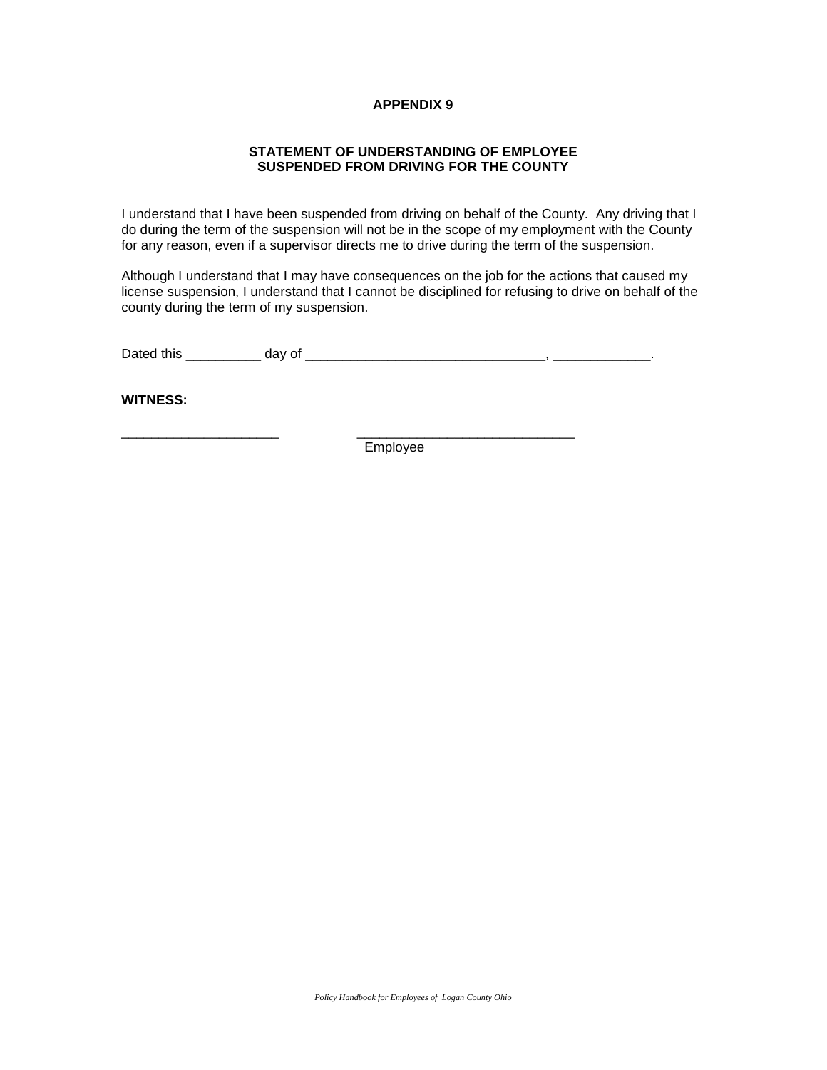# APPENDIX 9

## STATEMENT OF UNDERSTANDING OF EMPLOYEE SUSPENDED FROM DRIVING FOR THE COUNTY

I understand that I have been suspended from driving on behalf of the County. Any driving that I do during the term of the suspension will not be in the scope of my employment with the County for any reason, even if a supervisor directs me to drive during the term of the suspension.

Although I understand that I may have consequences on the job for the actions that caused my license suspension, I understand that I cannot be disciplined for refusing to drive on behalf of the county during the term of my suspension.

Dated this __________ day of ________________________________, _____________.

**WITNESS:**

_____________________ _____________________________
Employee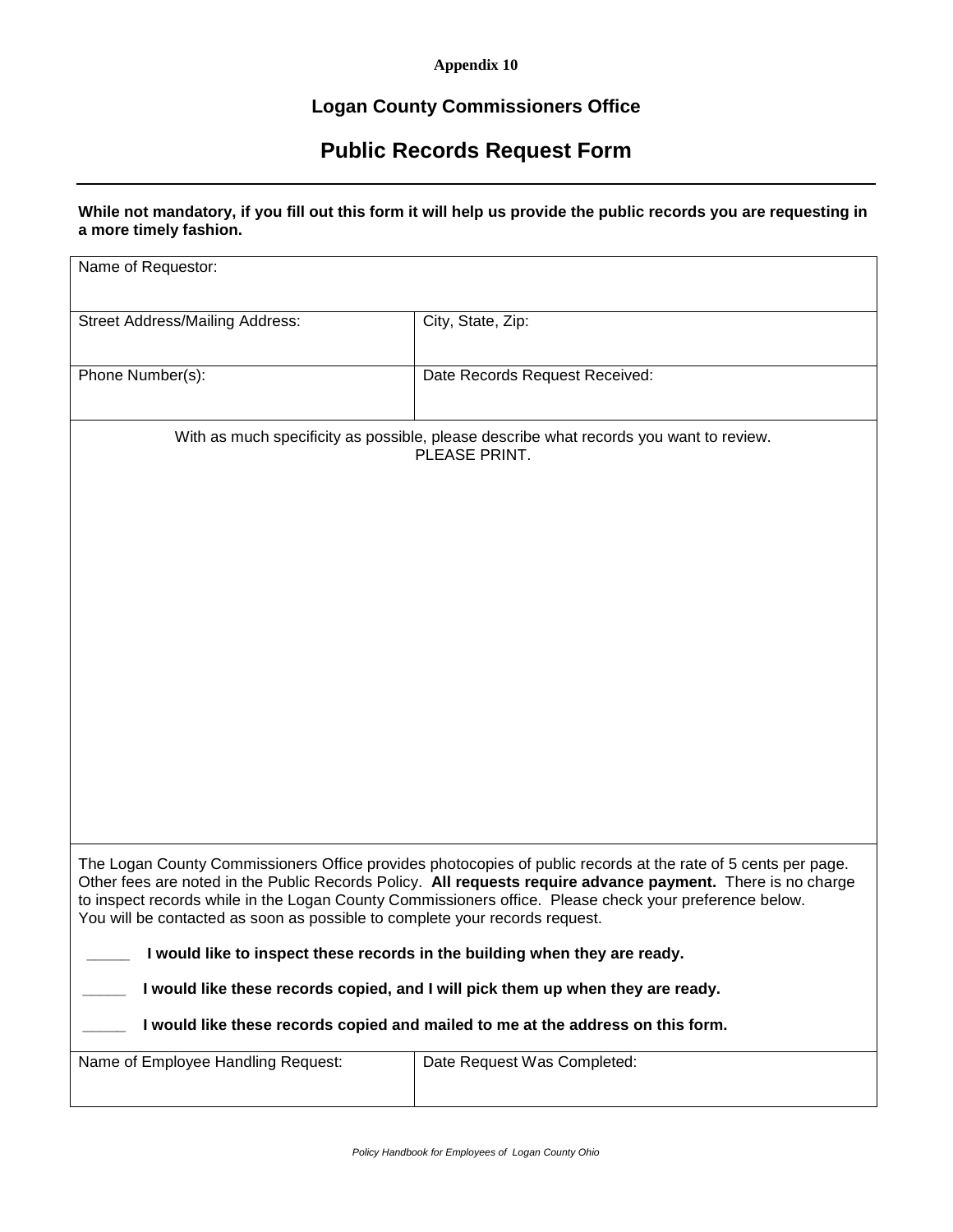**Appendix 10**

## Logan County Commissioners Office

# Public Records Request Form

**While not mandatory, if you fill out this form it will help us provide the public records you are requesting in a more timely fashion.**

| Name of Requestor: | |
|---|---|
| Street Address/Mailing Address: | City, State, Zip: |
| Phone Number(s): | Date Records Request Received: |
| With as much specificity as possible, please describe what records you want to review. PLEASE PRINT. | |

The Logan County Commissioners Office provides photocopies of public records at the rate of 5 cents per page. Other fees are noted in the Public Records Policy. **All requests require advance payment.** There is no charge to inspect records while in the Logan County Commissioners office. Please check your preference below.
You will be contacted as soon as possible to complete your records request.

_____ **I would like to inspect these records in the building when they are ready.**

_____ **I would like these records copied, and I will pick them up when they are ready.**

_____ **I would like these records copied and mailed to me at the address on this form.**

| Name of Employee Handling Request: | Date Request Was Completed: |
|---|---|
| | |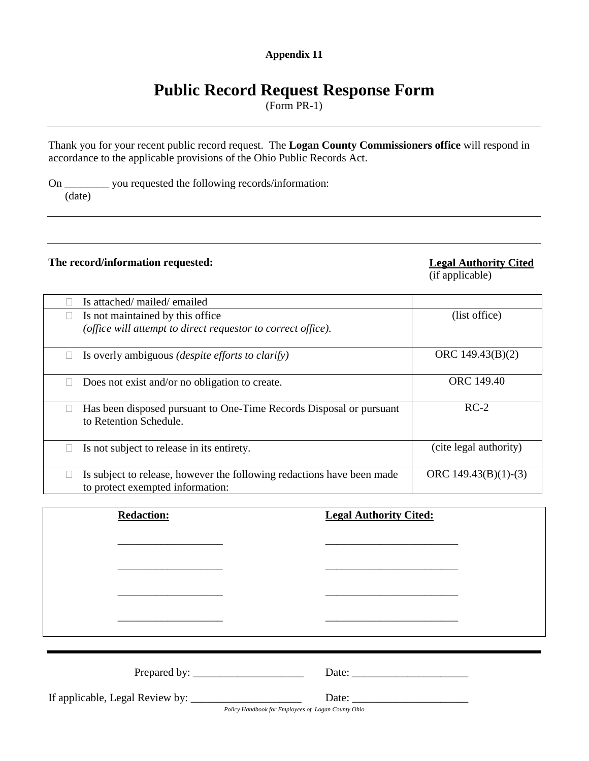**Appendix 11**

# Public Record Request Response Form

(Form PR-1)

---

Thank you for your recent public record request. The **Logan County Commissioners office** will respond in accordance to the applicable provisions of the Ohio Public Records Act.

On ________ you requested the following records/information:
(date)

---

---

**The record/information requested:** **Legal Authority Cited** (if applicable)

| | |
|---|---|
| ☐ Is attached/ mailed/ emailed | |
| ☐ Is not maintained by this office *(office will attempt to direct requestor to correct office).* | (list office) |
| ☐ Is overly ambiguous *(despite efforts to clarify)* | ORC 149.43(B)(2) |
| ☐ Does not exist and/or no obligation to create. | ORC 149.40 |
| ☐ Has been disposed pursuant to One-Time Records Disposal or pursuant to Retention Schedule. | RC-2 |
| ☐ Is not subject to release in its entirety. | (cite legal authority) |
| ☐ Is subject to release, however the following redactions have been made to protect exempted information: | ORC 149.43(B)(1)-(3) |

| Redaction: | Legal Authority Cited: |
|---|---|
| ___________________ | ________________________ |
| ___________________ | ________________________ |
| ___________________ | ________________________ |
| ___________________ | ________________________ |

---

Prepared by: ____________________ Date: _____________________

If applicable, Legal Review by: ____________________ Date: _____________________